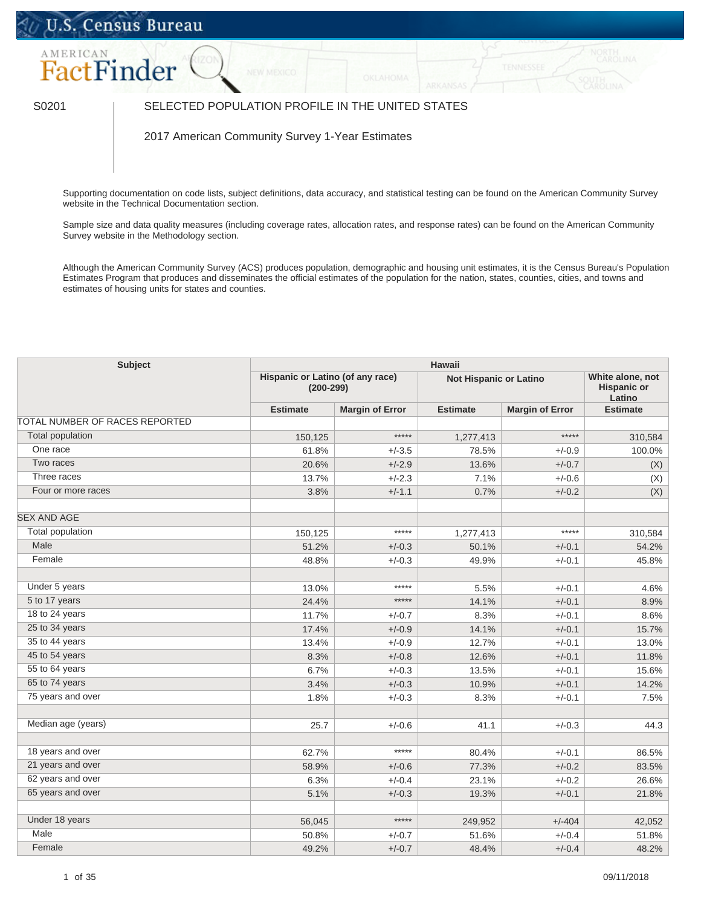S0201

SELECTED POPULATION PROFILE IN THE UNITED STATES

2017 American Community Survey 1-Year Estimates

Supporting documentation on code lists, subject definitions, data accuracy, and statistical testing can be found on the American Community Survey website in the Technical Documentation section.

Sample size and data quality measures (including coverage rates, allocation rates, and response rates) can be found on the American Community Survey website in the Methodology section.

Although the American Community Survey (ACS) produces population, demographic and housing unit estimates, it is the Census Bureau's Population Estimates Program that produces and disseminates the official estimates of the population for the nation, states, counties, cities, and towns and estimates of housing units for states and counties.

| Subject | Hawaii | | | | |
|---|---|---|---|---|---|
| | Hispanic or Latino (of any race) (200-299) | | Not Hispanic or Latino | | White alone, not Hispanic or Latino |
| | Estimate | Margin of Error | Estimate | Margin of Error | Estimate |
| TOTAL NUMBER OF RACES REPORTED | | | | | |
| Total population | 150,125 | ***** | 1,277,413 | ***** | 310,584 |
| One race | 61.8% | +/-3.5 | 78.5% | +/-0.9 | 100.0% |
| Two races | 20.6% | +/-2.9 | 13.6% | +/-0.7 | (X) |
| Three races | 13.7% | +/-2.3 | 7.1% | +/-0.6 | (X) |
| Four or more races | 3.8% | +/-1.1 | 0.7% | +/-0.2 | (X) |
| | | | | | |
| SEX AND AGE | | | | | |
| Total population | 150,125 | ***** | 1,277,413 | ***** | 310,584 |
| Male | 51.2% | +/-0.3 | 50.1% | +/-0.1 | 54.2% |
| Female | 48.8% | +/-0.3 | 49.9% | +/-0.1 | 45.8% |
| | | | | | |
| Under 5 years | 13.0% | ***** | 5.5% | +/-0.1 | 4.6% |
| 5 to 17 years | 24.4% | ***** | 14.1% | +/-0.1 | 8.9% |
| 18 to 24 years | 11.7% | +/-0.7 | 8.3% | +/-0.1 | 8.6% |
| 25 to 34 years | 17.4% | +/-0.9 | 14.1% | +/-0.1 | 15.7% |
| 35 to 44 years | 13.4% | +/-0.9 | 12.7% | +/-0.1 | 13.0% |
| 45 to 54 years | 8.3% | +/-0.8 | 12.6% | +/-0.1 | 11.8% |
| 55 to 64 years | 6.7% | +/-0.3 | 13.5% | +/-0.1 | 15.6% |
| 65 to 74 years | 3.4% | +/-0.3 | 10.9% | +/-0.1 | 14.2% |
| 75 years and over | 1.8% | +/-0.3 | 8.3% | +/-0.1 | 7.5% |
| | | | | | |
| Median age (years) | 25.7 | +/-0.6 | 41.1 | +/-0.3 | 44.3 |
| | | | | | |
| 18 years and over | 62.7% | ***** | 80.4% | +/-0.1 | 86.5% |
| 21 years and over | 58.9% | +/-0.6 | 77.3% | +/-0.2 | 83.5% |
| 62 years and over | 6.3% | +/-0.4 | 23.1% | +/-0.2 | 26.6% |
| 65 years and over | 5.1% | +/-0.3 | 19.3% | +/-0.1 | 21.8% |
| | | | | | |
| Under 18 years | 56,045 | ***** | 249,952 | +/-404 | 42,052 |
| Male | 50.8% | +/-0.7 | 51.6% | +/-0.4 | 51.8% |
| Female | 49.2% | +/-0.7 | 48.4% | +/-0.4 | 48.2% |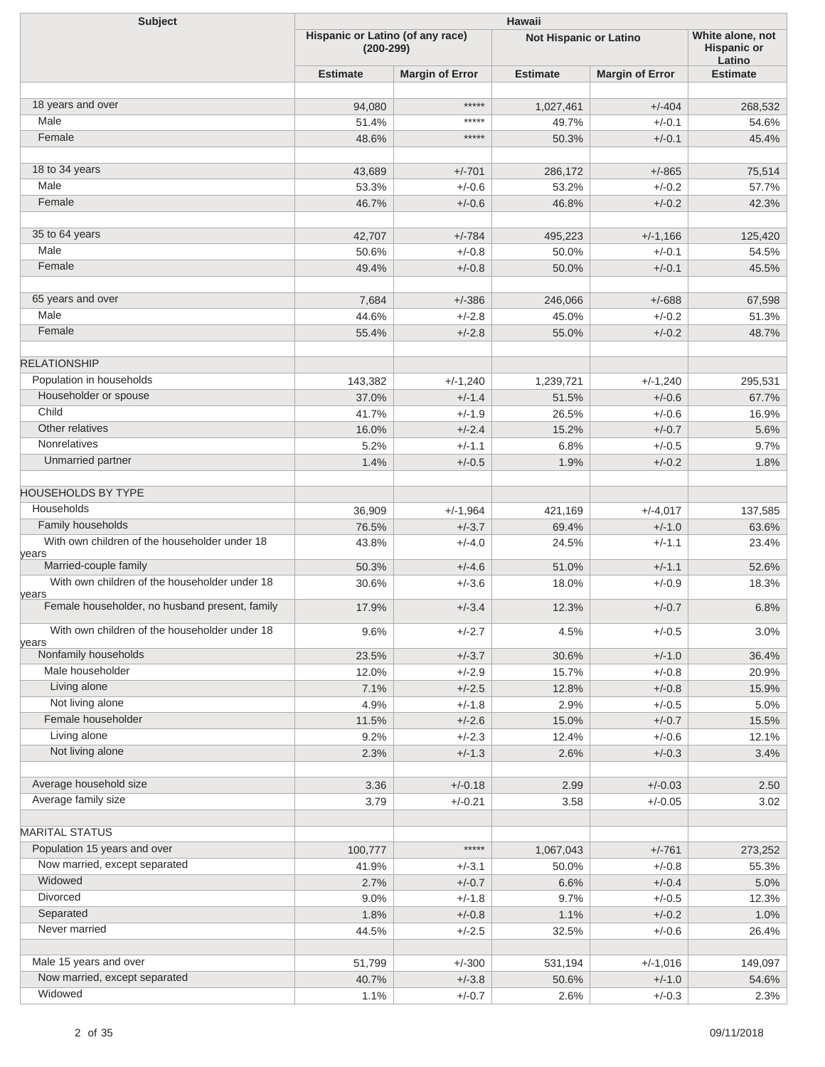| Subject | Hawaii | | | | |
|---|---|---|---|---|---|
| | Hispanic or Latino (of any race) (200-299) | | Not Hispanic or Latino | | White alone, not Hispanic or Latino |
| | Estimate | Margin of Error | Estimate | Margin of Error | Estimate |
| | | | | | |
| 18 years and over | 94,080 | ***** | 1,027,461 | +/-404 | 268,532 |
| Male | 51.4% | ***** | 49.7% | +/-0.1 | 54.6% |
| Female | 48.6% | ***** | 50.3% | +/-0.1 | 45.4% |
| | | | | | |
| 18 to 34 years | 43,689 | +/-701 | 286,172 | +/-865 | 75,514 |
| Male | 53.3% | +/-0.6 | 53.2% | +/-0.2 | 57.7% |
| Female | 46.7% | +/-0.6 | 46.8% | +/-0.2 | 42.3% |
| | | | | | |
| 35 to 64 years | 42,707 | +/-784 | 495,223 | +/-1,166 | 125,420 |
| Male | 50.6% | +/-0.8 | 50.0% | +/-0.1 | 54.5% |
| Female | 49.4% | +/-0.8 | 50.0% | +/-0.1 | 45.5% |
| | | | | | |
| 65 years and over | 7,684 | +/-386 | 246,066 | +/-688 | 67,598 |
| Male | 44.6% | +/-2.8 | 45.0% | +/-0.2 | 51.3% |
| Female | 55.4% | +/-2.8 | 55.0% | +/-0.2 | 48.7% |
| | | | | | |
| RELATIONSHIP | | | | | |
| Population in households | 143,382 | +/-1,240 | 1,239,721 | +/-1,240 | 295,531 |
| Householder or spouse | 37.0% | +/-1.4 | 51.5% | +/-0.6 | 67.7% |
| Child | 41.7% | +/-1.9 | 26.5% | +/-0.6 | 16.9% |
| Other relatives | 16.0% | +/-2.4 | 15.2% | +/-0.7 | 5.6% |
| Nonrelatives | 5.2% | +/-1.1 | 6.8% | +/-0.5 | 9.7% |
| Unmarried partner | 1.4% | +/-0.5 | 1.9% | +/-0.2 | 1.8% |
| | | | | | |
| HOUSEHOLDS BY TYPE | | | | | |
| Households | 36,909 | +/-1,964 | 421,169 | +/-4,017 | 137,585 |
| Family households | 76.5% | +/-3.7 | 69.4% | +/-1.0 | 63.6% |
| With own children of the householder under 18 years | 43.8% | +/-4.0 | 24.5% | +/-1.1 | 23.4% |
| Married-couple family | 50.3% | +/-4.6 | 51.0% | +/-1.1 | 52.6% |
| With own children of the householder under 18 years | 30.6% | +/-3.6 | 18.0% | +/-0.9 | 18.3% |
| Female householder, no husband present, family | 17.9% | +/-3.4 | 12.3% | +/-0.7 | 6.8% |
| With own children of the householder under 18 years | 9.6% | +/-2.7 | 4.5% | +/-0.5 | 3.0% |
| Nonfamily households | 23.5% | +/-3.7 | 30.6% | +/-1.0 | 36.4% |
| Male householder | 12.0% | +/-2.9 | 15.7% | +/-0.8 | 20.9% |
| Living alone | 7.1% | +/-2.5 | 12.8% | +/-0.8 | 15.9% |
| Not living alone | 4.9% | +/-1.8 | 2.9% | +/-0.5 | 5.0% |
| Female householder | 11.5% | +/-2.6 | 15.0% | +/-0.7 | 15.5% |
| Living alone | 9.2% | +/-2.3 | 12.4% | +/-0.6 | 12.1% |
| Not living alone | 2.3% | +/-1.3 | 2.6% | +/-0.3 | 3.4% |
| | | | | | |
| Average household size | 3.36 | +/-0.18 | 2.99 | +/-0.03 | 2.50 |
| Average family size | 3.79 | +/-0.21 | 3.58 | +/-0.05 | 3.02 |
| | | | | | |
| MARITAL STATUS | | | | | |
| Population 15 years and over | 100,777 | ***** | 1,067,043 | +/-761 | 273,252 |
| Now married, except separated | 41.9% | +/-3.1 | 50.0% | +/-0.8 | 55.3% |
| Widowed | 2.7% | +/-0.7 | 6.6% | +/-0.4 | 5.0% |
| Divorced | 9.0% | +/-1.8 | 9.7% | +/-0.5 | 12.3% |
| Separated | 1.8% | +/-0.8 | 1.1% | +/-0.2 | 1.0% |
| Never married | 44.5% | +/-2.5 | 32.5% | +/-0.6 | 26.4% |
| | | | | | |
| Male 15 years and over | 51,799 | +/-300 | 531,194 | +/-1,016 | 149,097 |
| Now married, except separated | 40.7% | +/-3.8 | 50.6% | +/-1.0 | 54.6% |
| Widowed | 1.1% | +/-0.7 | 2.6% | +/-0.3 | 2.3% |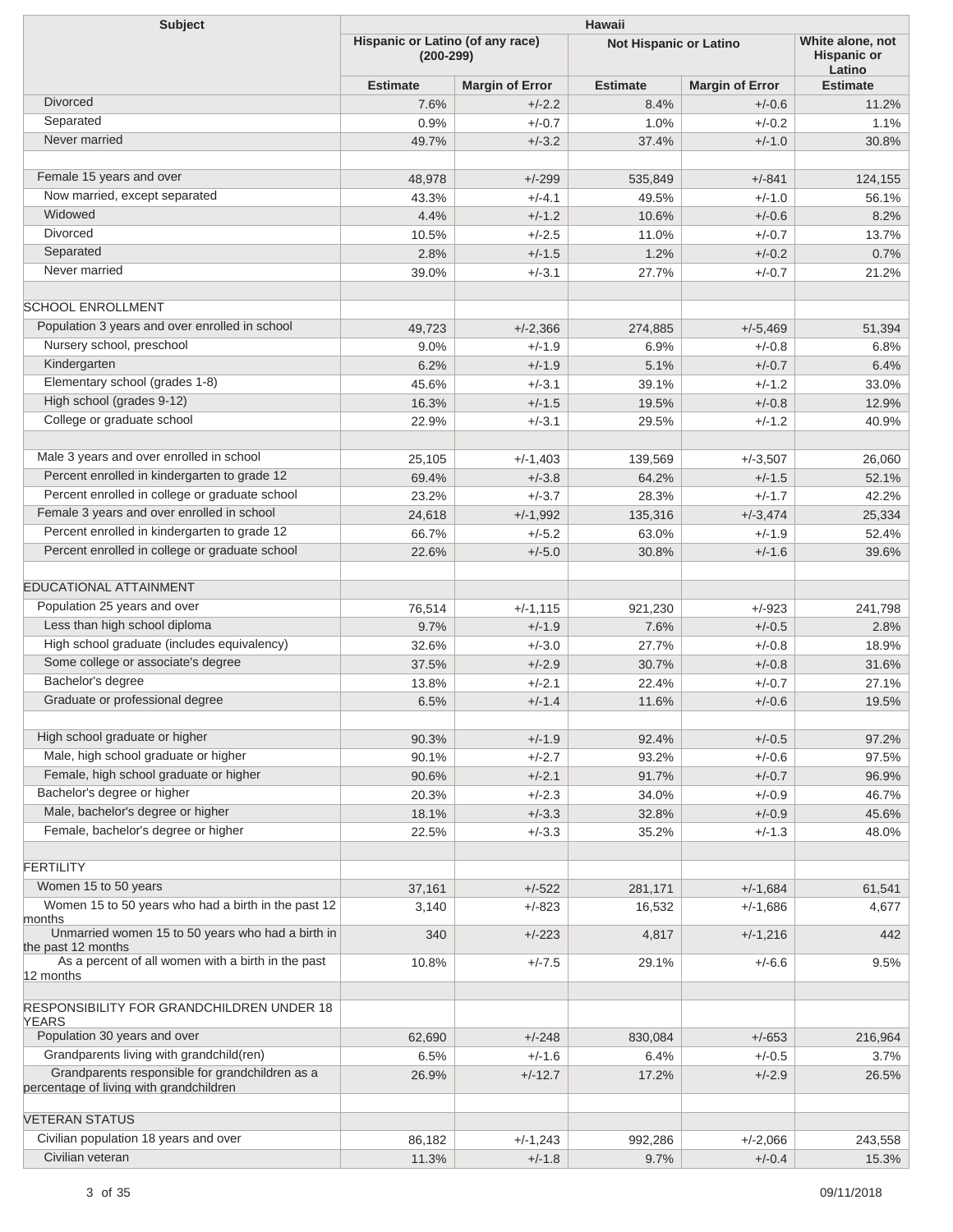| Subject | Hawaii | | | | |
|---|---|---|---|---|---|
| | Hispanic or Latino (of any race) (200-299) | | Not Hispanic or Latino | | White alone, not Hispanic or Latino |
| | Estimate | Margin of Error | Estimate | Margin of Error | Estimate |
| Divorced | 7.6% | +/-2.2 | 8.4% | +/-0.6 | 11.2% |
| Separated | 0.9% | +/-0.7 | 1.0% | +/-0.2 | 1.1% |
| Never married | 49.7% | +/-3.2 | 37.4% | +/-1.0 | 30.8% |
| | | | | | |
| Female 15 years and over | 48,978 | +/-299 | 535,849 | +/-841 | 124,155 |
| Now married, except separated | 43.3% | +/-4.1 | 49.5% | +/-1.0 | 56.1% |
| Widowed | 4.4% | +/-1.2 | 10.6% | +/-0.6 | 8.2% |
| Divorced | 10.5% | +/-2.5 | 11.0% | +/-0.7 | 13.7% |
| Separated | 2.8% | +/-1.5 | 1.2% | +/-0.2 | 0.7% |
| Never married | 39.0% | +/-3.1 | 27.7% | +/-0.7 | 21.2% |
| | | | | | |
| SCHOOL ENROLLMENT | | | | | |
| Population 3 years and over enrolled in school | 49,723 | +/-2,366 | 274,885 | +/-5,469 | 51,394 |
| Nursery school, preschool | 9.0% | +/-1.9 | 6.9% | +/-0.8 | 6.8% |
| Kindergarten | 6.2% | +/-1.9 | 5.1% | +/-0.7 | 6.4% |
| Elementary school (grades 1-8) | 45.6% | +/-3.1 | 39.1% | +/-1.2 | 33.0% |
| High school (grades 9-12) | 16.3% | +/-1.5 | 19.5% | +/-0.8 | 12.9% |
| College or graduate school | 22.9% | +/-3.1 | 29.5% | +/-1.2 | 40.9% |
| | | | | | |
| Male 3 years and over enrolled in school | 25,105 | +/-1,403 | 139,569 | +/-3,507 | 26,060 |
| Percent enrolled in kindergarten to grade 12 | 69.4% | +/-3.8 | 64.2% | +/-1.5 | 52.1% |
| Percent enrolled in college or graduate school | 23.2% | +/-3.7 | 28.3% | +/-1.7 | 42.2% |
| Female 3 years and over enrolled in school | 24,618 | +/-1,992 | 135,316 | +/-3,474 | 25,334 |
| Percent enrolled in kindergarten to grade 12 | 66.7% | +/-5.2 | 63.0% | +/-1.9 | 52.4% |
| Percent enrolled in college or graduate school | 22.6% | +/-5.0 | 30.8% | +/-1.6 | 39.6% |
| | | | | | |
| EDUCATIONAL ATTAINMENT | | | | | |
| Population 25 years and over | 76,514 | +/-1,115 | 921,230 | +/-923 | 241,798 |
| Less than high school diploma | 9.7% | +/-1.9 | 7.6% | +/-0.5 | 2.8% |
| High school graduate (includes equivalency) | 32.6% | +/-3.0 | 27.7% | +/-0.8 | 18.9% |
| Some college or associate's degree | 37.5% | +/-2.9 | 30.7% | +/-0.8 | 31.6% |
| Bachelor's degree | 13.8% | +/-2.1 | 22.4% | +/-0.7 | 27.1% |
| Graduate or professional degree | 6.5% | +/-1.4 | 11.6% | +/-0.6 | 19.5% |
| | | | | | |
| High school graduate or higher | 90.3% | +/-1.9 | 92.4% | +/-0.5 | 97.2% |
| Male, high school graduate or higher | 90.1% | +/-2.7 | 93.2% | +/-0.6 | 97.5% |
| Female, high school graduate or higher | 90.6% | +/-2.1 | 91.7% | +/-0.7 | 96.9% |
| Bachelor's degree or higher | 20.3% | +/-2.3 | 34.0% | +/-0.9 | 46.7% |
| Male, bachelor's degree or higher | 18.1% | +/-3.3 | 32.8% | +/-0.9 | 45.6% |
| Female, bachelor's degree or higher | 22.5% | +/-3.3 | 35.2% | +/-1.3 | 48.0% |
| | | | | | |
| FERTILITY | | | | | |
| Women 15 to 50 years | 37,161 | +/-522 | 281,171 | +/-1,684 | 61,541 |
| Women 15 to 50 years who had a birth in the past 12 months | 3,140 | +/-823 | 16,532 | +/-1,686 | 4,677 |
| Unmarried women 15 to 50 years who had a birth in the past 12 months | 340 | +/-223 | 4,817 | +/-1,216 | 442 |
| As a percent of all women with a birth in the past 12 months | 10.8% | +/-7.5 | 29.1% | +/-6.6 | 9.5% |
| | | | | | |
| RESPONSIBILITY FOR GRANDCHILDREN UNDER 18 YEARS | | | | | |
| Population 30 years and over | 62,690 | +/-248 | 830,084 | +/-653 | 216,964 |
| Grandparents living with grandchild(ren) | 6.5% | +/-1.6 | 6.4% | +/-0.5 | 3.7% |
| Grandparents responsible for grandchildren as a percentage of living with grandchildren | 26.9% | +/-12.7 | 17.2% | +/-2.9 | 26.5% |
| | | | | | |
| VETERAN STATUS | | | | | |
| Civilian population 18 years and over | 86,182 | +/-1,243 | 992,286 | +/-2,066 | 243,558 |
| Civilian veteran | 11.3% | +/-1.8 | 9.7% | +/-0.4 | 15.3% |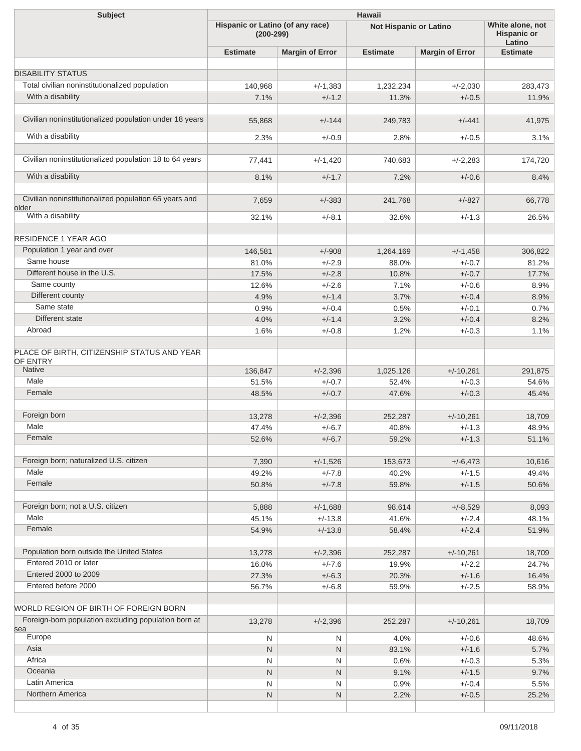| Subject | Hawaii | | | | |
|---|---|---|---|---|---|
| | Hispanic or Latino (of any race) (200-299) | | Not Hispanic or Latino | | White alone, not Hispanic or Latino |
| | Estimate | Margin of Error | Estimate | Margin of Error | Estimate |
| | | | | | |
| DISABILITY STATUS | | | | | |
| Total civilian noninstitutionalized population | 140,968 | +/-1,383 | 1,232,234 | +/-2,030 | 283,473 |
| With a disability | 7.1% | +/-1.2 | 11.3% | +/-0.5 | 11.9% |
| | | | | | |
| Civilian noninstitutionalized population under 18 years | 55,868 | +/-144 | 249,783 | +/-441 | 41,975 |
| With a disability | 2.3% | +/-0.9 | 2.8% | +/-0.5 | 3.1% |
| | | | | | |
| Civilian noninstitutionalized population 18 to 64 years | 77,441 | +/-1,420 | 740,683 | +/-2,283 | 174,720 |
| With a disability | 8.1% | +/-1.7 | 7.2% | +/-0.6 | 8.4% |
| | | | | | |
| Civilian noninstitutionalized population 65 years and older | 7,659 | +/-383 | 241,768 | +/-827 | 66,778 |
| With a disability | 32.1% | +/-8.1 | 32.6% | +/-1.3 | 26.5% |
| | | | | | |
| RESIDENCE 1 YEAR AGO | | | | | |
| Population 1 year and over | 146,581 | +/-908 | 1,264,169 | +/-1,458 | 306,822 |
| Same house | 81.0% | +/-2.9 | 88.0% | +/-0.7 | 81.2% |
| Different house in the U.S. | 17.5% | +/-2.8 | 10.8% | +/-0.7 | 17.7% |
| Same county | 12.6% | +/-2.6 | 7.1% | +/-0.6 | 8.9% |
| Different county | 4.9% | +/-1.4 | 3.7% | +/-0.4 | 8.9% |
| Same state | 0.9% | +/-0.4 | 0.5% | +/-0.1 | 0.7% |
| Different state | 4.0% | +/-1.4 | 3.2% | +/-0.4 | 8.2% |
| Abroad | 1.6% | +/-0.8 | 1.2% | +/-0.3 | 1.1% |
| | | | | | |
| PLACE OF BIRTH, CITIZENSHIP STATUS AND YEAR OF ENTRY | | | | | |
| Native | 136,847 | +/-2,396 | 1,025,126 | +/-10,261 | 291,875 |
| Male | 51.5% | +/-0.7 | 52.4% | +/-0.3 | 54.6% |
| Female | 48.5% | +/-0.7 | 47.6% | +/-0.3 | 45.4% |
| | | | | | |
| Foreign born | 13,278 | +/-2,396 | 252,287 | +/-10,261 | 18,709 |
| Male | 47.4% | +/-6.7 | 40.8% | +/-1.3 | 48.9% |
| Female | 52.6% | +/-6.7 | 59.2% | +/-1.3 | 51.1% |
| | | | | | |
| Foreign born; naturalized U.S. citizen | 7,390 | +/-1,526 | 153,673 | +/-6,473 | 10,616 |
| Male | 49.2% | +/-7.8 | 40.2% | +/-1.5 | 49.4% |
| Female | 50.8% | +/-7.8 | 59.8% | +/-1.5 | 50.6% |
| | | | | | |
| Foreign born; not a U.S. citizen | 5,888 | +/-1,688 | 98,614 | +/-8,529 | 8,093 |
| Male | 45.1% | +/-13.8 | 41.6% | +/-2.4 | 48.1% |
| Female | 54.9% | +/-13.8 | 58.4% | +/-2.4 | 51.9% |
| | | | | | |
| Population born outside the United States | 13,278 | +/-2,396 | 252,287 | +/-10,261 | 18,709 |
| Entered 2010 or later | 16.0% | +/-7.6 | 19.9% | +/-2.2 | 24.7% |
| Entered 2000 to 2009 | 27.3% | +/-6.3 | 20.3% | +/-1.6 | 16.4% |
| Entered before 2000 | 56.7% | +/-6.8 | 59.9% | +/-2.5 | 58.9% |
| | | | | | |
| WORLD REGION OF BIRTH OF FOREIGN BORN | | | | | |
| Foreign-born population excluding population born at sea | 13,278 | +/-2,396 | 252,287 | +/-10,261 | 18,709 |
| Europe | N | N | 4.0% | +/-0.6 | 48.6% |
| Asia | N | N | 83.1% | +/-1.6 | 5.7% |
| Africa | N | N | 0.6% | +/-0.3 | 5.3% |
| Oceania | N | N | 9.1% | +/-1.5 | 9.7% |
| Latin America | N | N | 0.9% | +/-0.4 | 5.5% |
| Northern America | N | N | 2.2% | +/-0.5 | 25.2% |
| | | | | | |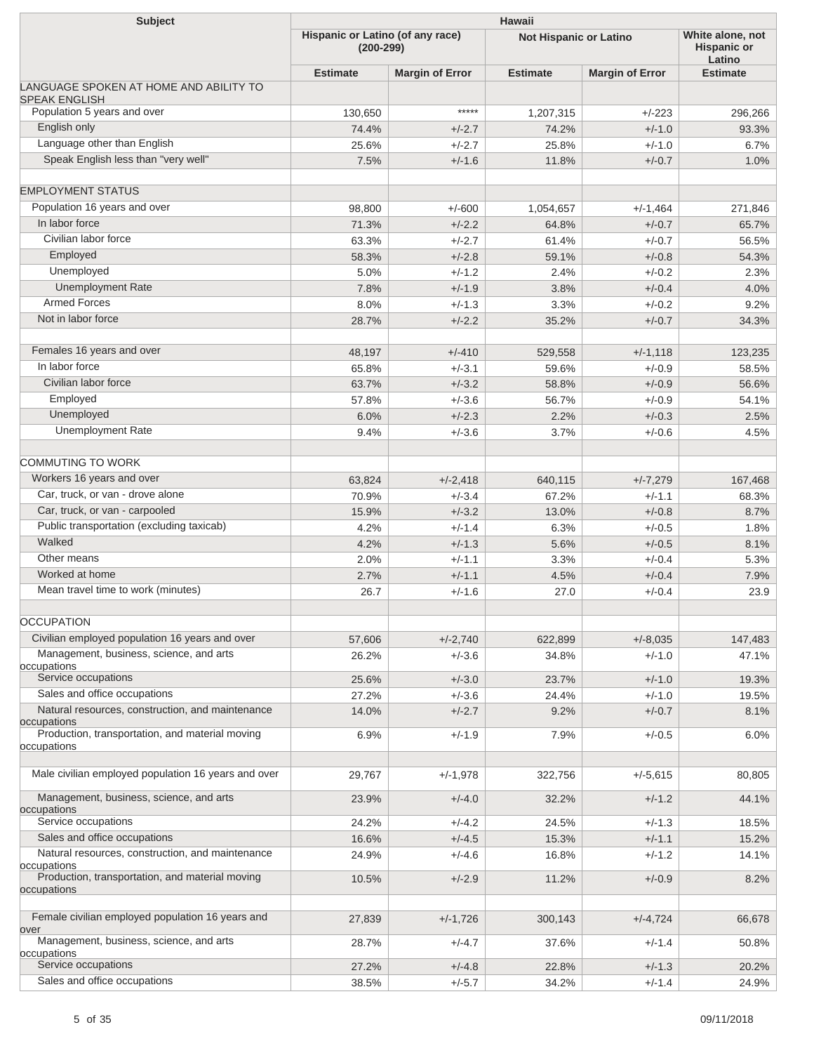| Subject | Hawaii | | | | |
|---|---|---|---|---|---|
| | Hispanic or Latino (of any race) (200-299) | | Not Hispanic or Latino | | White alone, not Hispanic or Latino |
| | Estimate | Margin of Error | Estimate | Margin of Error | Estimate |
| LANGUAGE SPOKEN AT HOME AND ABILITY TO SPEAK ENGLISH | | | | | |
| Population 5 years and over | 130,650 | ***** | 1,207,315 | +/-223 | 296,266 |
| English only | 74.4% | +/-2.7 | 74.2% | +/-1.0 | 93.3% |
| Language other than English | 25.6% | +/-2.7 | 25.8% | +/-1.0 | 6.7% |
| Speak English less than "very well" | 7.5% | +/-1.6 | 11.8% | +/-0.7 | 1.0% |
| | | | | | |
| EMPLOYMENT STATUS | | | | | |
| Population 16 years and over | 98,800 | +/-600 | 1,054,657 | +/-1,464 | 271,846 |
| In labor force | 71.3% | +/-2.2 | 64.8% | +/-0.7 | 65.7% |
| Civilian labor force | 63.3% | +/-2.7 | 61.4% | +/-0.7 | 56.5% |
| Employed | 58.3% | +/-2.8 | 59.1% | +/-0.8 | 54.3% |
| Unemployed | 5.0% | +/-1.2 | 2.4% | +/-0.2 | 2.3% |
| Unemployment Rate | 7.8% | +/-1.9 | 3.8% | +/-0.4 | 4.0% |
| Armed Forces | 8.0% | +/-1.3 | 3.3% | +/-0.2 | 9.2% |
| Not in labor force | 28.7% | +/-2.2 | 35.2% | +/-0.7 | 34.3% |
| | | | | | |
| Females 16 years and over | 48,197 | +/-410 | 529,558 | +/-1,118 | 123,235 |
| In labor force | 65.8% | +/-3.1 | 59.6% | +/-0.9 | 58.5% |
| Civilian labor force | 63.7% | +/-3.2 | 58.8% | +/-0.9 | 56.6% |
| Employed | 57.8% | +/-3.6 | 56.7% | +/-0.9 | 54.1% |
| Unemployed | 6.0% | +/-2.3 | 2.2% | +/-0.3 | 2.5% |
| Unemployment Rate | 9.4% | +/-3.6 | 3.7% | +/-0.6 | 4.5% |
| | | | | | |
| COMMUTING TO WORK | | | | | |
| Workers 16 years and over | 63,824 | +/-2,418 | 640,115 | +/-7,279 | 167,468 |
| Car, truck, or van - drove alone | 70.9% | +/-3.4 | 67.2% | +/-1.1 | 68.3% |
| Car, truck, or van - carpooled | 15.9% | +/-3.2 | 13.0% | +/-0.8 | 8.7% |
| Public transportation (excluding taxicab) | 4.2% | +/-1.4 | 6.3% | +/-0.5 | 1.8% |
| Walked | 4.2% | +/-1.3 | 5.6% | +/-0.5 | 8.1% |
| Other means | 2.0% | +/-1.1 | 3.3% | +/-0.4 | 5.3% |
| Worked at home | 2.7% | +/-1.1 | 4.5% | +/-0.4 | 7.9% |
| Mean travel time to work (minutes) | 26.7 | +/-1.6 | 27.0 | +/-0.4 | 23.9 |
| | | | | | |
| OCCUPATION | | | | | |
| Civilian employed population 16 years and over | 57,606 | +/-2,740 | 622,899 | +/-8,035 | 147,483 |
| Management, business, science, and arts occupations | 26.2% | +/-3.6 | 34.8% | +/-1.0 | 47.1% |
| Service occupations | 25.6% | +/-3.0 | 23.7% | +/-1.0 | 19.3% |
| Sales and office occupations | 27.2% | +/-3.6 | 24.4% | +/-1.0 | 19.5% |
| Natural resources, construction, and maintenance occupations | 14.0% | +/-2.7 | 9.2% | +/-0.7 | 8.1% |
| Production, transportation, and material moving occupations | 6.9% | +/-1.9 | 7.9% | +/-0.5 | 6.0% |
| | | | | | |
| Male civilian employed population 16 years and over | 29,767 | +/-1,978 | 322,756 | +/-5,615 | 80,805 |
| Management, business, science, and arts occupations | 23.9% | +/-4.0 | 32.2% | +/-1.2 | 44.1% |
| Service occupations | 24.2% | +/-4.2 | 24.5% | +/-1.3 | 18.5% |
| Sales and office occupations | 16.6% | +/-4.5 | 15.3% | +/-1.1 | 15.2% |
| Natural resources, construction, and maintenance occupations | 24.9% | +/-4.6 | 16.8% | +/-1.2 | 14.1% |
| Production, transportation, and material moving occupations | 10.5% | +/-2.9 | 11.2% | +/-0.9 | 8.2% |
| | | | | | |
| Female civilian employed population 16 years and over | 27,839 | +/-1,726 | 300,143 | +/-4,724 | 66,678 |
| Management, business, science, and arts occupations | 28.7% | +/-4.7 | 37.6% | +/-1.4 | 50.8% |
| Service occupations | 27.2% | +/-4.8 | 22.8% | +/-1.3 | 20.2% |
| Sales and office occupations | 38.5% | +/-5.7 | 34.2% | +/-1.4 | 24.9% |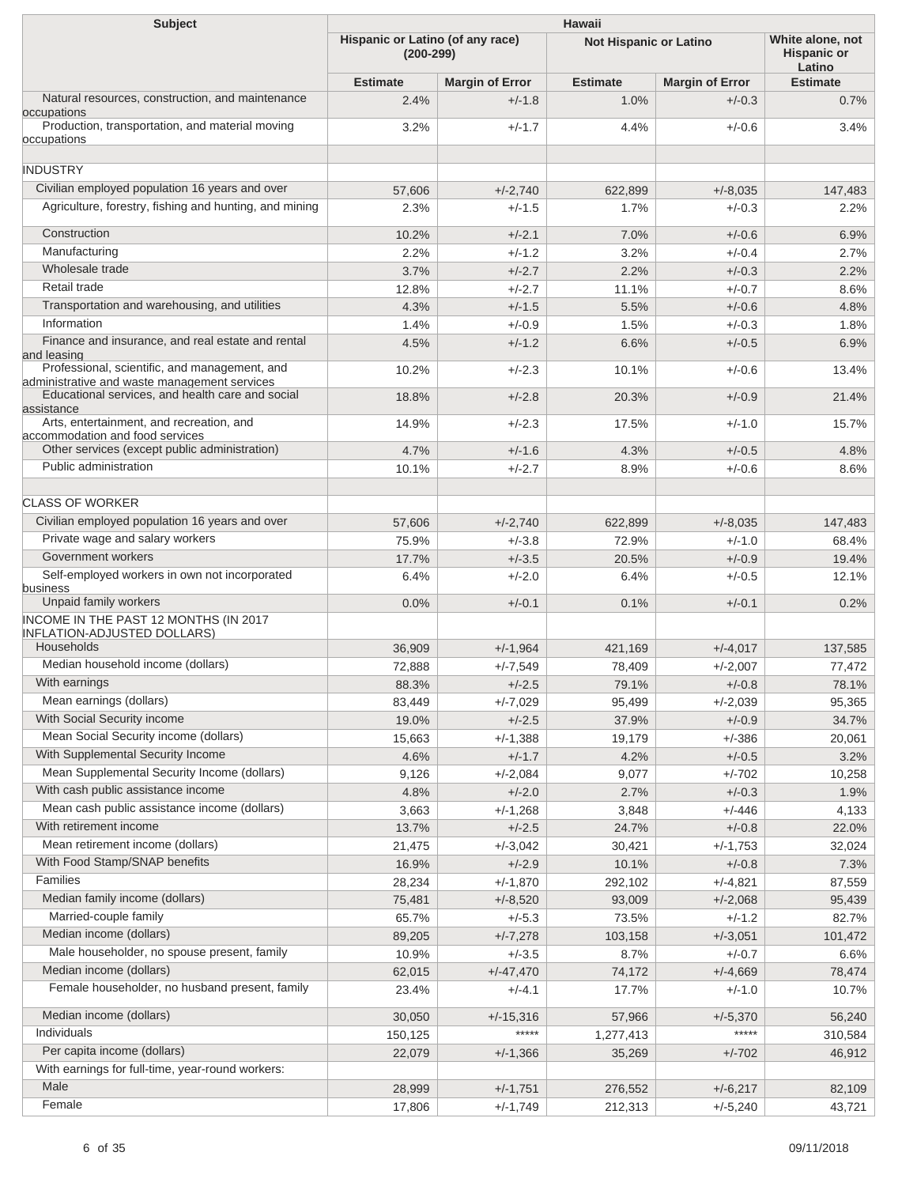| Subject | Hawaii | | | | |
|---|---|---|---|---|---|
| | Hispanic or Latino (of any race) (200-299) | | Not Hispanic or Latino | | White alone, not Hispanic or Latino |
| | Estimate | Margin of Error | Estimate | Margin of Error | Estimate |
| Natural resources, construction, and maintenance occupations | 2.4% | +/-1.8 | 1.0% | +/-0.3 | 0.7% |
| Production, transportation, and material moving occupations | 3.2% | +/-1.7 | 4.4% | +/-0.6 | 3.4% |
| | | | | | |
| INDUSTRY | | | | | |
| Civilian employed population 16 years and over | 57,606 | +/-2,740 | 622,899 | +/-8,035 | 147,483 |
| Agriculture, forestry, fishing and hunting, and mining | 2.3% | +/-1.5 | 1.7% | +/-0.3 | 2.2% |
| Construction | 10.2% | +/-2.1 | 7.0% | +/-0.6 | 6.9% |
| Manufacturing | 2.2% | +/-1.2 | 3.2% | +/-0.4 | 2.7% |
| Wholesale trade | 3.7% | +/-2.7 | 2.2% | +/-0.3 | 2.2% |
| Retail trade | 12.8% | +/-2.7 | 11.1% | +/-0.7 | 8.6% |
| Transportation and warehousing, and utilities | 4.3% | +/-1.5 | 5.5% | +/-0.6 | 4.8% |
| Information | 1.4% | +/-0.9 | 1.5% | +/-0.3 | 1.8% |
| Finance and insurance, and real estate and rental and leasing | 4.5% | +/-1.2 | 6.6% | +/-0.5 | 6.9% |
| Professional, scientific, and management, and administrative and waste management services | 10.2% | +/-2.3 | 10.1% | +/-0.6 | 13.4% |
| Educational services, and health care and social assistance | 18.8% | +/-2.8 | 20.3% | +/-0.9 | 21.4% |
| Arts, entertainment, and recreation, and accommodation and food services | 14.9% | +/-2.3 | 17.5% | +/-1.0 | 15.7% |
| Other services (except public administration) | 4.7% | +/-1.6 | 4.3% | +/-0.5 | 4.8% |
| Public administration | 10.1% | +/-2.7 | 8.9% | +/-0.6 | 8.6% |
| | | | | | |
| CLASS OF WORKER | | | | | |
| Civilian employed population 16 years and over | 57,606 | +/-2,740 | 622,899 | +/-8,035 | 147,483 |
| Private wage and salary workers | 75.9% | +/-3.8 | 72.9% | +/-1.0 | 68.4% |
| Government workers | 17.7% | +/-3.5 | 20.5% | +/-0.9 | 19.4% |
| Self-employed workers in own not incorporated business | 6.4% | +/-2.0 | 6.4% | +/-0.5 | 12.1% |
| Unpaid family workers | 0.0% | +/-0.1 | 0.1% | +/-0.1 | 0.2% |
| INCOME IN THE PAST 12 MONTHS (IN 2017 INFLATION-ADJUSTED DOLLARS) | | | | | |
| Households | 36,909 | +/-1,964 | 421,169 | +/-4,017 | 137,585 |
| Median household income (dollars) | 72,888 | +/-7,549 | 78,409 | +/-2,007 | 77,472 |
| With earnings | 88.3% | +/-2.5 | 79.1% | +/-0.8 | 78.1% |
| Mean earnings (dollars) | 83,449 | +/-7,029 | 95,499 | +/-2,039 | 95,365 |
| With Social Security income | 19.0% | +/-2.5 | 37.9% | +/-0.9 | 34.7% |
| Mean Social Security income (dollars) | 15,663 | +/-1,388 | 19,179 | +/-386 | 20,061 |
| With Supplemental Security Income | 4.6% | +/-1.7 | 4.2% | +/-0.5 | 3.2% |
| Mean Supplemental Security Income (dollars) | 9,126 | +/-2,084 | 9,077 | +/-702 | 10,258 |
| With cash public assistance income | 4.8% | +/-2.0 | 2.7% | +/-0.3 | 1.9% |
| Mean cash public assistance income (dollars) | 3,663 | +/-1,268 | 3,848 | +/-446 | 4,133 |
| With retirement income | 13.7% | +/-2.5 | 24.7% | +/-0.8 | 22.0% |
| Mean retirement income (dollars) | 21,475 | +/-3,042 | 30,421 | +/-1,753 | 32,024 |
| With Food Stamp/SNAP benefits | 16.9% | +/-2.9 | 10.1% | +/-0.8 | 7.3% |
| Families | 28,234 | +/-1,870 | 292,102 | +/-4,821 | 87,559 |
| Median family income (dollars) | 75,481 | +/-8,520 | 93,009 | +/-2,068 | 95,439 |
| Married-couple family | 65.7% | +/-5.3 | 73.5% | +/-1.2 | 82.7% |
| Median income (dollars) | 89,205 | +/-7,278 | 103,158 | +/-3,051 | 101,472 |
| Male householder, no spouse present, family | 10.9% | +/-3.5 | 8.7% | +/-0.7 | 6.6% |
| Median income (dollars) | 62,015 | +/-47,470 | 74,172 | +/-4,669 | 78,474 |
| Female householder, no husband present, family | 23.4% | +/-4.1 | 17.7% | +/-1.0 | 10.7% |
| Median income (dollars) | 30,050 | +/-15,316 | 57,966 | +/-5,370 | 56,240 |
| Individuals | 150,125 | ***** | 1,277,413 | ***** | 310,584 |
| Per capita income (dollars) | 22,079 | +/-1,366 | 35,269 | +/-702 | 46,912 |
| With earnings for full-time, year-round workers: | | | | | |
| Male | 28,999 | +/-1,751 | 276,552 | +/-6,217 | 82,109 |
| Female | 17,806 | +/-1,749 | 212,313 | +/-5,240 | 43,721 |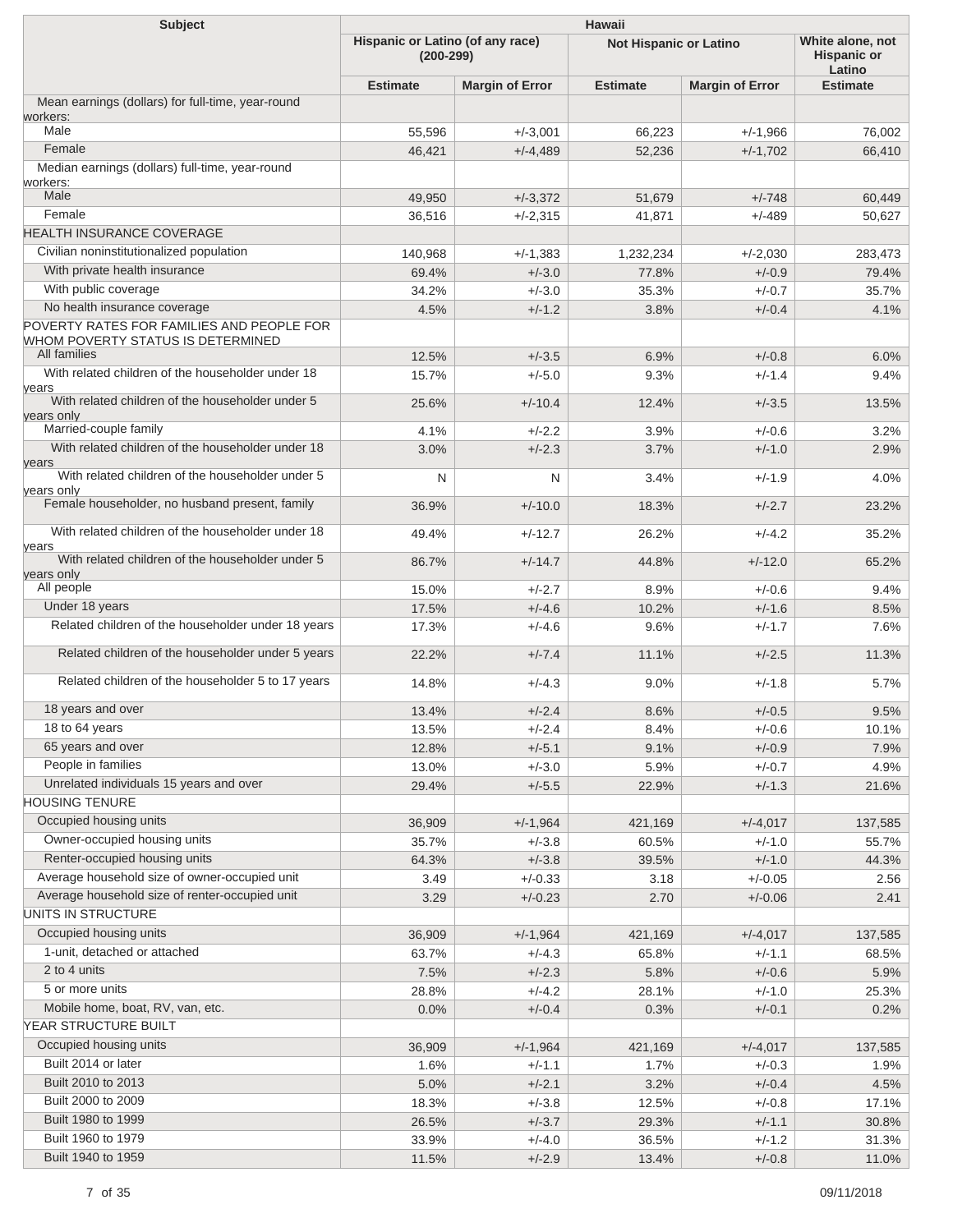| Subject | Hawaii | | | | |
|---|---|---|---|---|---|
| | Hispanic or Latino (of any race) (200-299) | | Not Hispanic or Latino | | White alone, not Hispanic or Latino |
| | Estimate | Margin of Error | Estimate | Margin of Error | Estimate |
| Mean earnings (dollars) for full-time, year-round workers: | | | | | |
| Male | 55,596 | +/-3,001 | 66,223 | +/-1,966 | 76,002 |
| Female | 46,421 | +/-4,489 | 52,236 | +/-1,702 | 66,410 |
| Median earnings (dollars) full-time, year-round workers: | | | | | |
| Male | 49,950 | +/-3,372 | 51,679 | +/-748 | 60,449 |
| Female | 36,516 | +/-2,315 | 41,871 | +/-489 | 50,627 |
| HEALTH INSURANCE COVERAGE | | | | | |
| Civilian noninstitutionalized population | 140,968 | +/-1,383 | 1,232,234 | +/-2,030 | 283,473 |
| With private health insurance | 69.4% | +/-3.0 | 77.8% | +/-0.9 | 79.4% |
| With public coverage | 34.2% | +/-3.0 | 35.3% | +/-0.7 | 35.7% |
| No health insurance coverage | 4.5% | +/-1.2 | 3.8% | +/-0.4 | 4.1% |
| POVERTY RATES FOR FAMILIES AND PEOPLE FOR WHOM POVERTY STATUS IS DETERMINED | | | | | |
| All families | 12.5% | +/-3.5 | 6.9% | +/-0.8 | 6.0% |
| With related children of the householder under 18 years | 15.7% | +/-5.0 | 9.3% | +/-1.4 | 9.4% |
| With related children of the householder under 5 years only | 25.6% | +/-10.4 | 12.4% | +/-3.5 | 13.5% |
| Married-couple family | 4.1% | +/-2.2 | 3.9% | +/-0.6 | 3.2% |
| With related children of the householder under 18 years | 3.0% | +/-2.3 | 3.7% | +/-1.0 | 2.9% |
| With related children of the householder under 5 years only | N | N | 3.4% | +/-1.9 | 4.0% |
| Female householder, no husband present, family | 36.9% | +/-10.0 | 18.3% | +/-2.7 | 23.2% |
| With related children of the householder under 18 years | 49.4% | +/-12.7 | 26.2% | +/-4.2 | 35.2% |
| With related children of the householder under 5 years only | 86.7% | +/-14.7 | 44.8% | +/-12.0 | 65.2% |
| All people | 15.0% | +/-2.7 | 8.9% | +/-0.6 | 9.4% |
| Under 18 years | 17.5% | +/-4.6 | 10.2% | +/-1.6 | 8.5% |
| Related children of the householder under 18 years | 17.3% | +/-4.6 | 9.6% | +/-1.7 | 7.6% |
| Related children of the householder under 5 years | 22.2% | +/-7.4 | 11.1% | +/-2.5 | 11.3% |
| Related children of the householder 5 to 17 years | 14.8% | +/-4.3 | 9.0% | +/-1.8 | 5.7% |
| 18 years and over | 13.4% | +/-2.4 | 8.6% | +/-0.5 | 9.5% |
| 18 to 64 years | 13.5% | +/-2.4 | 8.4% | +/-0.6 | 10.1% |
| 65 years and over | 12.8% | +/-5.1 | 9.1% | +/-0.9 | 7.9% |
| People in families | 13.0% | +/-3.0 | 5.9% | +/-0.7 | 4.9% |
| Unrelated individuals 15 years and over | 29.4% | +/-5.5 | 22.9% | +/-1.3 | 21.6% |
| HOUSING TENURE | | | | | |
| Occupied housing units | 36,909 | +/-1,964 | 421,169 | +/-4,017 | 137,585 |
| Owner-occupied housing units | 35.7% | +/-3.8 | 60.5% | +/-1.0 | 55.7% |
| Renter-occupied housing units | 64.3% | +/-3.8 | 39.5% | +/-1.0 | 44.3% |
| Average household size of owner-occupied unit | 3.49 | +/-0.33 | 3.18 | +/-0.05 | 2.56 |
| Average household size of renter-occupied unit | 3.29 | +/-0.23 | 2.70 | +/-0.06 | 2.41 |
| UNITS IN STRUCTURE | | | | | |
| Occupied housing units | 36,909 | +/-1,964 | 421,169 | +/-4,017 | 137,585 |
| 1-unit, detached or attached | 63.7% | +/-4.3 | 65.8% | +/-1.1 | 68.5% |
| 2 to 4 units | 7.5% | +/-2.3 | 5.8% | +/-0.6 | 5.9% |
| 5 or more units | 28.8% | +/-4.2 | 28.1% | +/-1.0 | 25.3% |
| Mobile home, boat, RV, van, etc. | 0.0% | +/-0.4 | 0.3% | +/-0.1 | 0.2% |
| YEAR STRUCTURE BUILT | | | | | |
| Occupied housing units | 36,909 | +/-1,964 | 421,169 | +/-4,017 | 137,585 |
| Built 2014 or later | 1.6% | +/-1.1 | 1.7% | +/-0.3 | 1.9% |
| Built 2010 to 2013 | 5.0% | +/-2.1 | 3.2% | +/-0.4 | 4.5% |
| Built 2000 to 2009 | 18.3% | +/-3.8 | 12.5% | +/-0.8 | 17.1% |
| Built 1980 to 1999 | 26.5% | +/-3.7 | 29.3% | +/-1.1 | 30.8% |
| Built 1960 to 1979 | 33.9% | +/-4.0 | 36.5% | +/-1.2 | 31.3% |
| Built 1940 to 1959 | 11.5% | +/-2.9 | 13.4% | +/-0.8 | 11.0% |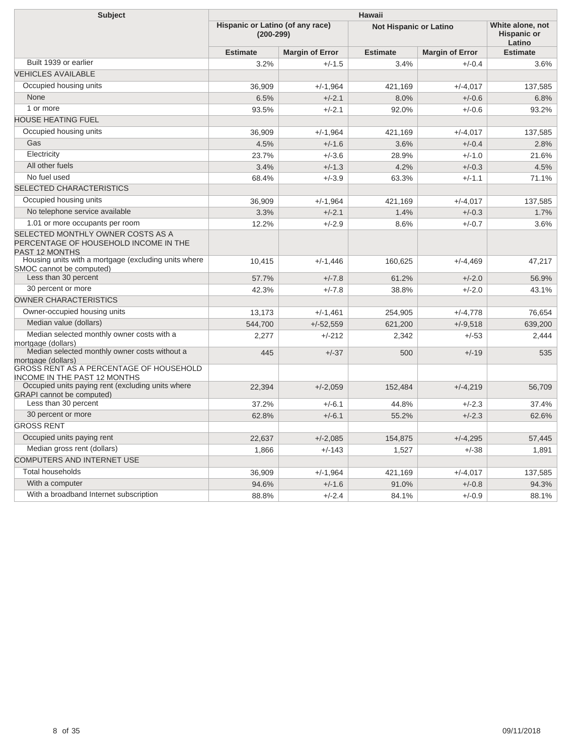| Subject | Hawaii | | | | |
|---|---|---|---|---|---|
| | Hispanic or Latino (of any race) (200-299) | | Not Hispanic or Latino | | White alone, not Hispanic or Latino |
| | Estimate | Margin of Error | Estimate | Margin of Error | Estimate |
| Built 1939 or earlier | 3.2% | +/-1.5 | 3.4% | +/-0.4 | 3.6% |
| VEHICLES AVAILABLE | | | | | |
| Occupied housing units | 36,909 | +/-1,964 | 421,169 | +/-4,017 | 137,585 |
| None | 6.5% | +/-2.1 | 8.0% | +/-0.6 | 6.8% |
| 1 or more | 93.5% | +/-2.1 | 92.0% | +/-0.6 | 93.2% |
| HOUSE HEATING FUEL | | | | | |
| Occupied housing units | 36,909 | +/-1,964 | 421,169 | +/-4,017 | 137,585 |
| Gas | 4.5% | +/-1.6 | 3.6% | +/-0.4 | 2.8% |
| Electricity | 23.7% | +/-3.6 | 28.9% | +/-1.0 | 21.6% |
| All other fuels | 3.4% | +/-1.3 | 4.2% | +/-0.3 | 4.5% |
| No fuel used | 68.4% | +/-3.9 | 63.3% | +/-1.1 | 71.1% |
| SELECTED CHARACTERISTICS | | | | | |
| Occupied housing units | 36,909 | +/-1,964 | 421,169 | +/-4,017 | 137,585 |
| No telephone service available | 3.3% | +/-2.1 | 1.4% | +/-0.3 | 1.7% |
| 1.01 or more occupants per room | 12.2% | +/-2.9 | 8.6% | +/-0.7 | 3.6% |
| SELECTED MONTHLY OWNER COSTS AS A PERCENTAGE OF HOUSEHOLD INCOME IN THE PAST 12 MONTHS | | | | | |
| Housing units with a mortgage (excluding units where SMOC cannot be computed) | 10,415 | +/-1,446 | 160,625 | +/-4,469 | 47,217 |
| Less than 30 percent | 57.7% | +/-7.8 | 61.2% | +/-2.0 | 56.9% |
| 30 percent or more | 42.3% | +/-7.8 | 38.8% | +/-2.0 | 43.1% |
| OWNER CHARACTERISTICS | | | | | |
| Owner-occupied housing units | 13,173 | +/-1,461 | 254,905 | +/-4,778 | 76,654 |
| Median value (dollars) | 544,700 | +/-52,559 | 621,200 | +/-9,518 | 639,200 |
| Median selected monthly owner costs with a mortgage (dollars) | 2,277 | +/-212 | 2,342 | +/-53 | 2,444 |
| Median selected monthly owner costs without a mortgage (dollars) | 445 | +/-37 | 500 | +/-19 | 535 |
| GROSS RENT AS A PERCENTAGE OF HOUSEHOLD INCOME IN THE PAST 12 MONTHS | | | | | |
| Occupied units paying rent (excluding units where GRAPI cannot be computed) | 22,394 | +/-2,059 | 152,484 | +/-4,219 | 56,709 |
| Less than 30 percent | 37.2% | +/-6.1 | 44.8% | +/-2.3 | 37.4% |
| 30 percent or more | 62.8% | +/-6.1 | 55.2% | +/-2.3 | 62.6% |
| GROSS RENT | | | | | |
| Occupied units paying rent | 22,637 | +/-2,085 | 154,875 | +/-4,295 | 57,445 |
| Median gross rent (dollars) | 1,866 | +/-143 | 1,527 | +/-38 | 1,891 |
| COMPUTERS AND INTERNET USE | | | | | |
| Total households | 36,909 | +/-1,964 | 421,169 | +/-4,017 | 137,585 |
| With a computer | 94.6% | +/-1.6 | 91.0% | +/-0.8 | 94.3% |
| With a broadband Internet subscription | 88.8% | +/-2.4 | 84.1% | +/-0.9 | 88.1% |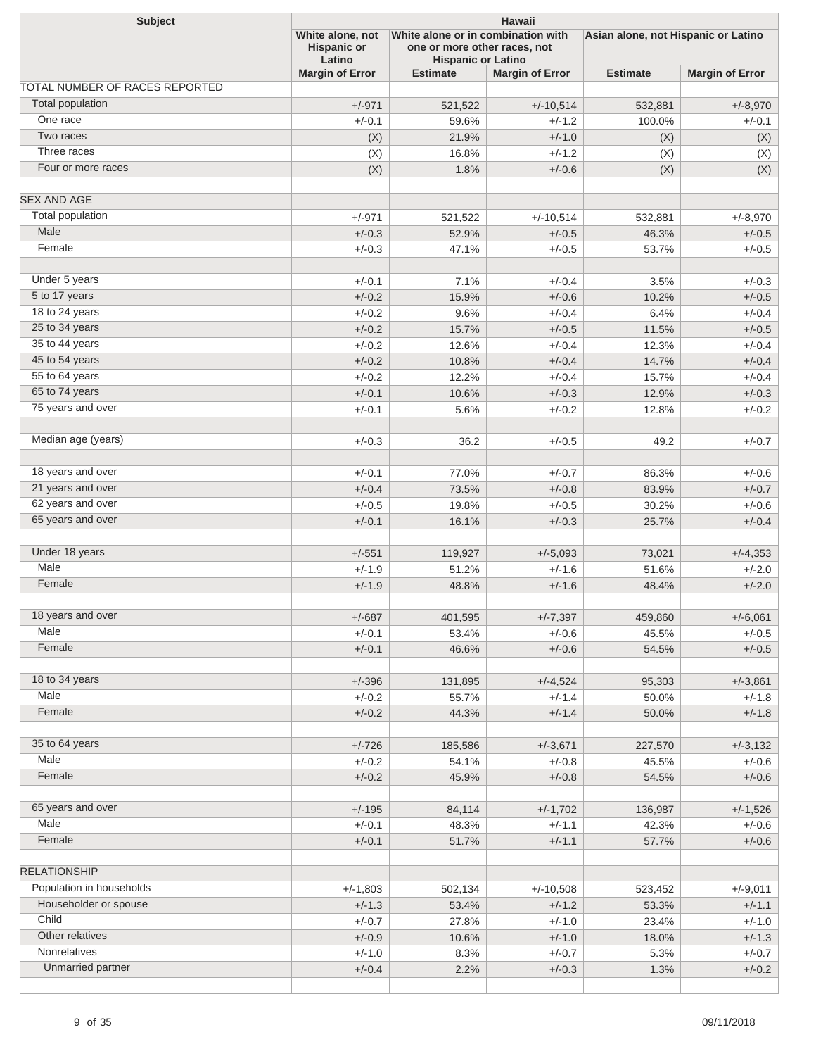| Subject | Hawaii | | | | |
|---|---|---|---|---|---|
| | White alone, not Hispanic or Latino | White alone or in combination with one or more other races, not Hispanic or Latino | | Asian alone, not Hispanic or Latino | |
| | Margin of Error | Estimate | Margin of Error | Estimate | Margin of Error |
| TOTAL NUMBER OF RACES REPORTED | | | | | |
| Total population | +/-971 | 521,522 | +/-10,514 | 532,881 | +/-8,970 |
| One race | +/-0.1 | 59.6% | +/-1.2 | 100.0% | +/-0.1 |
| Two races | (X) | 21.9% | +/-1.0 | (X) | (X) |
| Three races | (X) | 16.8% | +/-1.2 | (X) | (X) |
| Four or more races | (X) | 1.8% | +/-0.6 | (X) | (X) |
| | | | | | |
| SEX AND AGE | | | | | |
| Total population | +/-971 | 521,522 | +/-10,514 | 532,881 | +/-8,970 |
| Male | +/-0.3 | 52.9% | +/-0.5 | 46.3% | +/-0.5 |
| Female | +/-0.3 | 47.1% | +/-0.5 | 53.7% | +/-0.5 |
| | | | | | |
| Under 5 years | +/-0.1 | 7.1% | +/-0.4 | 3.5% | +/-0.3 |
| 5 to 17 years | +/-0.2 | 15.9% | +/-0.6 | 10.2% | +/-0.5 |
| 18 to 24 years | +/-0.2 | 9.6% | +/-0.4 | 6.4% | +/-0.4 |
| 25 to 34 years | +/-0.2 | 15.7% | +/-0.5 | 11.5% | +/-0.5 |
| 35 to 44 years | +/-0.2 | 12.6% | +/-0.4 | 12.3% | +/-0.4 |
| 45 to 54 years | +/-0.2 | 10.8% | +/-0.4 | 14.7% | +/-0.4 |
| 55 to 64 years | +/-0.2 | 12.2% | +/-0.4 | 15.7% | +/-0.4 |
| 65 to 74 years | +/-0.1 | 10.6% | +/-0.3 | 12.9% | +/-0.3 |
| 75 years and over | +/-0.1 | 5.6% | +/-0.2 | 12.8% | +/-0.2 |
| | | | | | |
| Median age (years) | +/-0.3 | 36.2 | +/-0.5 | 49.2 | +/-0.7 |
| | | | | | |
| 18 years and over | +/-0.1 | 77.0% | +/-0.7 | 86.3% | +/-0.6 |
| 21 years and over | +/-0.4 | 73.5% | +/-0.8 | 83.9% | +/-0.7 |
| 62 years and over | +/-0.5 | 19.8% | +/-0.5 | 30.2% | +/-0.6 |
| 65 years and over | +/-0.1 | 16.1% | +/-0.3 | 25.7% | +/-0.4 |
| | | | | | |
| Under 18 years | +/-551 | 119,927 | +/-5,093 | 73,021 | +/-4,353 |
| Male | +/-1.9 | 51.2% | +/-1.6 | 51.6% | +/-2.0 |
| Female | +/-1.9 | 48.8% | +/-1.6 | 48.4% | +/-2.0 |
| | | | | | |
| 18 years and over | +/-687 | 401,595 | +/-7,397 | 459,860 | +/-6,061 |
| Male | +/-0.1 | 53.4% | +/-0.6 | 45.5% | +/-0.5 |
| Female | +/-0.1 | 46.6% | +/-0.6 | 54.5% | +/-0.5 |
| | | | | | |
| 18 to 34 years | +/-396 | 131,895 | +/-4,524 | 95,303 | +/-3,861 |
| Male | +/-0.2 | 55.7% | +/-1.4 | 50.0% | +/-1.8 |
| Female | +/-0.2 | 44.3% | +/-1.4 | 50.0% | +/-1.8 |
| | | | | | |
| 35 to 64 years | +/-726 | 185,586 | +/-3,671 | 227,570 | +/-3,132 |
| Male | +/-0.2 | 54.1% | +/-0.8 | 45.5% | +/-0.6 |
| Female | +/-0.2 | 45.9% | +/-0.8 | 54.5% | +/-0.6 |
| | | | | | |
| 65 years and over | +/-195 | 84,114 | +/-1,702 | 136,987 | +/-1,526 |
| Male | +/-0.1 | 48.3% | +/-1.1 | 42.3% | +/-0.6 |
| Female | +/-0.1 | 51.7% | +/-1.1 | 57.7% | +/-0.6 |
| | | | | | |
| RELATIONSHIP | | | | | |
| Population in households | +/-1,803 | 502,134 | +/-10,508 | 523,452 | +/-9,011 |
| Householder or spouse | +/-1.3 | 53.4% | +/-1.2 | 53.3% | +/-1.1 |
| Child | +/-0.7 | 27.8% | +/-1.0 | 23.4% | +/-1.0 |
| Other relatives | +/-0.9 | 10.6% | +/-1.0 | 18.0% | +/-1.3 |
| Nonrelatives | +/-1.0 | 8.3% | +/-0.7 | 5.3% | +/-0.7 |
| Unmarried partner | +/-0.4 | 2.2% | +/-0.3 | 1.3% | +/-0.2 |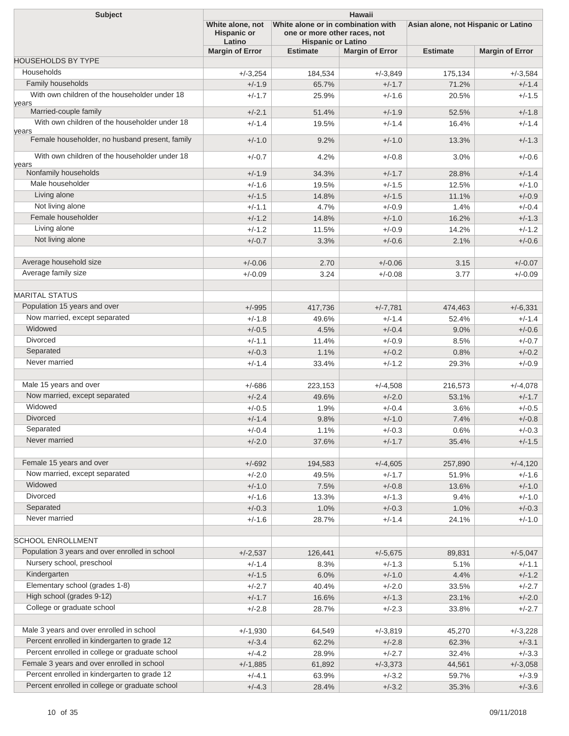| Subject | Hawaii | | | | |
|---|---|---|---|---|---|
| | White alone, not Hispanic or Latino | White alone or in combination with one or more other races, not Hispanic or Latino | | Asian alone, not Hispanic or Latino | |
| | Margin of Error | Estimate | Margin of Error | Estimate | Margin of Error |
| HOUSEHOLDS BY TYPE | | | | | |
| Households | +/-3,254 | 184,534 | +/-3,849 | 175,134 | +/-3,584 |
| Family households | +/-1.9 | 65.7% | +/-1.7 | 71.2% | +/-1.4 |
| With own children of the householder under 18 years | +/-1.7 | 25.9% | +/-1.6 | 20.5% | +/-1.5 |
| Married-couple family | +/-2.1 | 51.4% | +/-1.9 | 52.5% | +/-1.8 |
| With own children of the householder under 18 years | +/-1.4 | 19.5% | +/-1.4 | 16.4% | +/-1.4 |
| Female householder, no husband present, family | +/-1.0 | 9.2% | +/-1.0 | 13.3% | +/-1.3 |
| With own children of the householder under 18 years | +/-0.7 | 4.2% | +/-0.8 | 3.0% | +/-0.6 |
| Nonfamily households | +/-1.9 | 34.3% | +/-1.7 | 28.8% | +/-1.4 |
| Male householder | +/-1.6 | 19.5% | +/-1.5 | 12.5% | +/-1.0 |
| Living alone | +/-1.5 | 14.8% | +/-1.5 | 11.1% | +/-0.9 |
| Not living alone | +/-1.1 | 4.7% | +/-0.9 | 1.4% | +/-0.4 |
| Female householder | +/-1.2 | 14.8% | +/-1.0 | 16.2% | +/-1.3 |
| Living alone | +/-1.2 | 11.5% | +/-0.9 | 14.2% | +/-1.2 |
| Not living alone | +/-0.7 | 3.3% | +/-0.6 | 2.1% | +/-0.6 |
| | | | | | |
| Average household size | +/-0.06 | 2.70 | +/-0.06 | 3.15 | +/-0.07 |
| Average family size | +/-0.09 | 3.24 | +/-0.08 | 3.77 | +/-0.09 |
| | | | | | |
| MARITAL STATUS | | | | | |
| Population 15 years and over | +/-995 | 417,736 | +/-7,781 | 474,463 | +/-6,331 |
| Now married, except separated | +/-1.8 | 49.6% | +/-1.4 | 52.4% | +/-1.4 |
| Widowed | +/-0.5 | 4.5% | +/-0.4 | 9.0% | +/-0.6 |
| Divorced | +/-1.1 | 11.4% | +/-0.9 | 8.5% | +/-0.7 |
| Separated | +/-0.3 | 1.1% | +/-0.2 | 0.8% | +/-0.2 |
| Never married | +/-1.4 | 33.4% | +/-1.2 | 29.3% | +/-0.9 |
| | | | | | |
| Male 15 years and over | +/-686 | 223,153 | +/-4,508 | 216,573 | +/-4,078 |
| Now married, except separated | +/-2.4 | 49.6% | +/-2.0 | 53.1% | +/-1.7 |
| Widowed | +/-0.5 | 1.9% | +/-0.4 | 3.6% | +/-0.5 |
| Divorced | +/-1.4 | 9.8% | +/-1.0 | 7.4% | +/-0.8 |
| Separated | +/-0.4 | 1.1% | +/-0.3 | 0.6% | +/-0.3 |
| Never married | +/-2.0 | 37.6% | +/-1.7 | 35.4% | +/-1.5 |
| | | | | | |
| Female 15 years and over | +/-692 | 194,583 | +/-4,605 | 257,890 | +/-4,120 |
| Now married, except separated | +/-2.0 | 49.5% | +/-1.7 | 51.9% | +/-1.6 |
| Widowed | +/-1.0 | 7.5% | +/-0.8 | 13.6% | +/-1.0 |
| Divorced | +/-1.6 | 13.3% | +/-1.3 | 9.4% | +/-1.0 |
| Separated | +/-0.3 | 1.0% | +/-0.3 | 1.0% | +/-0.3 |
| Never married | +/-1.6 | 28.7% | +/-1.4 | 24.1% | +/-1.0 |
| | | | | | |
| SCHOOL ENROLLMENT | | | | | |
| Population 3 years and over enrolled in school | +/-2,537 | 126,441 | +/-5,675 | 89,831 | +/-5,047 |
| Nursery school, preschool | +/-1.4 | 8.3% | +/-1.3 | 5.1% | +/-1.1 |
| Kindergarten | +/-1.5 | 6.0% | +/-1.0 | 4.4% | +/-1.2 |
| Elementary school (grades 1-8) | +/-2.7 | 40.4% | +/-2.0 | 33.5% | +/-2.7 |
| High school (grades 9-12) | +/-1.7 | 16.6% | +/-1.3 | 23.1% | +/-2.0 |
| College or graduate school | +/-2.8 | 28.7% | +/-2.3 | 33.8% | +/-2.7 |
| | | | | | |
| Male 3 years and over enrolled in school | +/-1,930 | 64,549 | +/-3,819 | 45,270 | +/-3,228 |
| Percent enrolled in kindergarten to grade 12 | +/-3.4 | 62.2% | +/-2.8 | 62.3% | +/-3.1 |
| Percent enrolled in college or graduate school | +/-4.2 | 28.9% | +/-2.7 | 32.4% | +/-3.3 |
| Female 3 years and over enrolled in school | +/-1,885 | 61,892 | +/-3,373 | 44,561 | +/-3,058 |
| Percent enrolled in kindergarten to grade 12 | +/-4.1 | 63.9% | +/-3.2 | 59.7% | +/-3.9 |
| Percent enrolled in college or graduate school | +/-4.3 | 28.4% | +/-3.2 | 35.3% | +/-3.6 |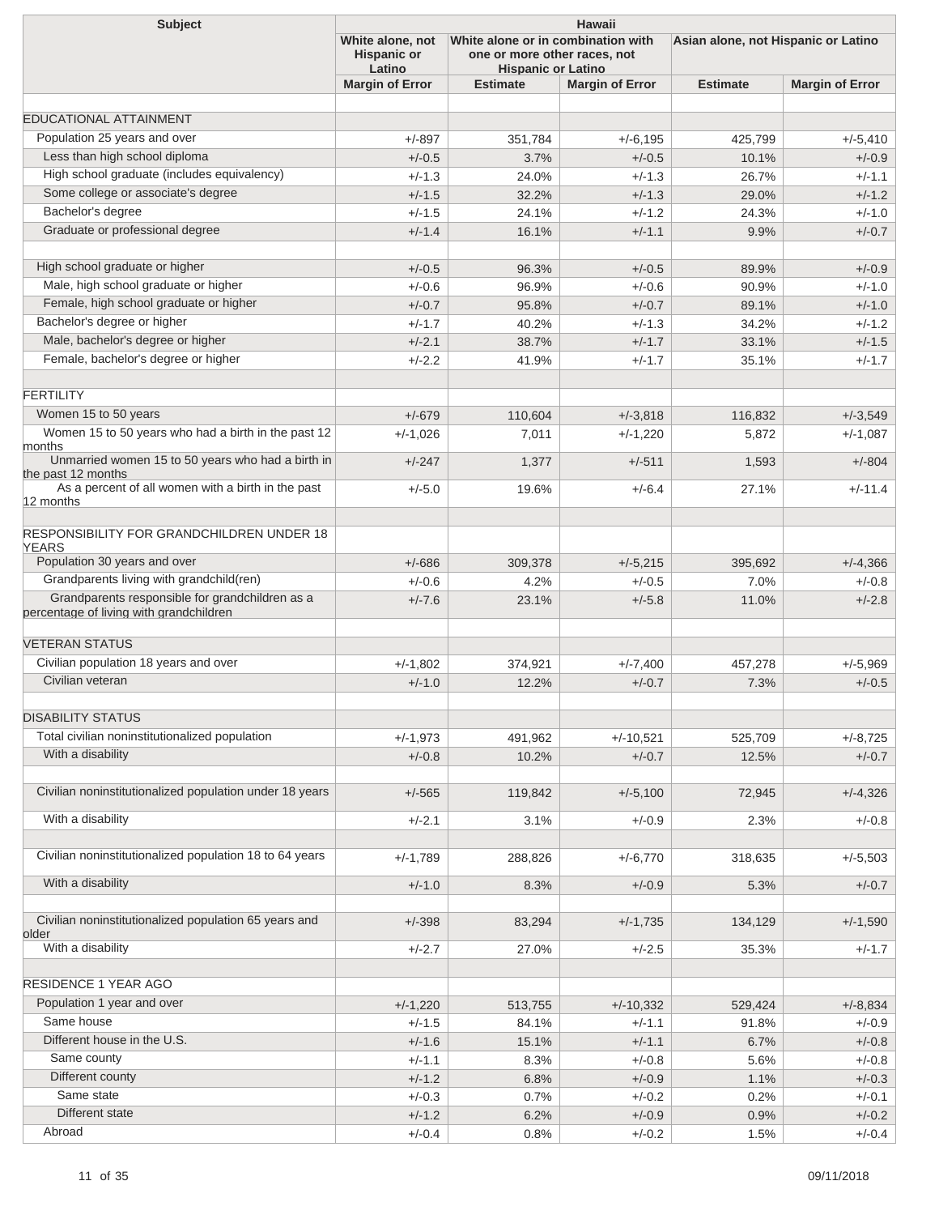| Subject | Hawaii | | | | |
|---|---|---|---|---|---|
| | White alone, not Hispanic or Latino | White alone or in combination with one or more other races, not Hispanic or Latino | | Asian alone, not Hispanic or Latino | |
| | Margin of Error | Estimate | Margin of Error | Estimate | Margin of Error |
| | | | | | |
| EDUCATIONAL ATTAINMENT | | | | | |
| Population 25 years and over | +/-897 | 351,784 | +/-6,195 | 425,799 | +/-5,410 |
| Less than high school diploma | +/-0.5 | 3.7% | +/-0.5 | 10.1% | +/-0.9 |
| High school graduate (includes equivalency) | +/-1.3 | 24.0% | +/-1.3 | 26.7% | +/-1.1 |
| Some college or associate's degree | +/-1.5 | 32.2% | +/-1.3 | 29.0% | +/-1.2 |
| Bachelor's degree | +/-1.5 | 24.1% | +/-1.2 | 24.3% | +/-1.0 |
| Graduate or professional degree | +/-1.4 | 16.1% | +/-1.1 | 9.9% | +/-0.7 |
| | | | | | |
| High school graduate or higher | +/-0.5 | 96.3% | +/-0.5 | 89.9% | +/-0.9 |
| Male, high school graduate or higher | +/-0.6 | 96.9% | +/-0.6 | 90.9% | +/-1.0 |
| Female, high school graduate or higher | +/-0.7 | 95.8% | +/-0.7 | 89.1% | +/-1.0 |
| Bachelor's degree or higher | +/-1.7 | 40.2% | +/-1.3 | 34.2% | +/-1.2 |
| Male, bachelor's degree or higher | +/-2.1 | 38.7% | +/-1.7 | 33.1% | +/-1.5 |
| Female, bachelor's degree or higher | +/-2.2 | 41.9% | +/-1.7 | 35.1% | +/-1.7 |
| | | | | | |
| FERTILITY | | | | | |
| Women 15 to 50 years | +/-679 | 110,604 | +/-3,818 | 116,832 | +/-3,549 |
| Women 15 to 50 years who had a birth in the past 12 months | +/-1,026 | 7,011 | +/-1,220 | 5,872 | +/-1,087 |
| Unmarried women 15 to 50 years who had a birth in the past 12 months | +/-247 | 1,377 | +/-511 | 1,593 | +/-804 |
| As a percent of all women with a birth in the past 12 months | +/-5.0 | 19.6% | +/-6.4 | 27.1% | +/-11.4 |
| | | | | | |
| RESPONSIBILITY FOR GRANDCHILDREN UNDER 18 YEARS | | | | | |
| Population 30 years and over | +/-686 | 309,378 | +/-5,215 | 395,692 | +/-4,366 |
| Grandparents living with grandchild(ren) | +/-0.6 | 4.2% | +/-0.5 | 7.0% | +/-0.8 |
| Grandparents responsible for grandchildren as a percentage of living with grandchildren | +/-7.6 | 23.1% | +/-5.8 | 11.0% | +/-2.8 |
| | | | | | |
| VETERAN STATUS | | | | | |
| Civilian population 18 years and over | +/-1,802 | 374,921 | +/-7,400 | 457,278 | +/-5,969 |
| Civilian veteran | +/-1.0 | 12.2% | +/-0.7 | 7.3% | +/-0.5 |
| | | | | | |
| DISABILITY STATUS | | | | | |
| Total civilian noninstitutionalized population | +/-1,973 | 491,962 | +/-10,521 | 525,709 | +/-8,725 |
| With a disability | +/-0.8 | 10.2% | +/-0.7 | 12.5% | +/-0.7 |
| | | | | | |
| Civilian noninstitutionalized population under 18 years | +/-565 | 119,842 | +/-5,100 | 72,945 | +/-4,326 |
| With a disability | +/-2.1 | 3.1% | +/-0.9 | 2.3% | +/-0.8 |
| | | | | | |
| Civilian noninstitutionalized population 18 to 64 years | +/-1,789 | 288,826 | +/-6,770 | 318,635 | +/-5,503 |
| With a disability | +/-1.0 | 8.3% | +/-0.9 | 5.3% | +/-0.7 |
| | | | | | |
| Civilian noninstitutionalized population 65 years and older | +/-398 | 83,294 | +/-1,735 | 134,129 | +/-1,590 |
| With a disability | +/-2.7 | 27.0% | +/-2.5 | 35.3% | +/-1.7 |
| | | | | | |
| RESIDENCE 1 YEAR AGO | | | | | |
| Population 1 year and over | +/-1,220 | 513,755 | +/-10,332 | 529,424 | +/-8,834 |
| Same house | +/-1.5 | 84.1% | +/-1.1 | 91.8% | +/-0.9 |
| Different house in the U.S. | +/-1.6 | 15.1% | +/-1.1 | 6.7% | +/-0.8 |
| Same county | +/-1.1 | 8.3% | +/-0.8 | 5.6% | +/-0.8 |
| Different county | +/-1.2 | 6.8% | +/-0.9 | 1.1% | +/-0.3 |
| Same state | +/-0.3 | 0.7% | +/-0.2 | 0.2% | +/-0.1 |
| Different state | +/-1.2 | 6.2% | +/-0.9 | 0.9% | +/-0.2 |
| Abroad | +/-0.4 | 0.8% | +/-0.2 | 1.5% | +/-0.4 |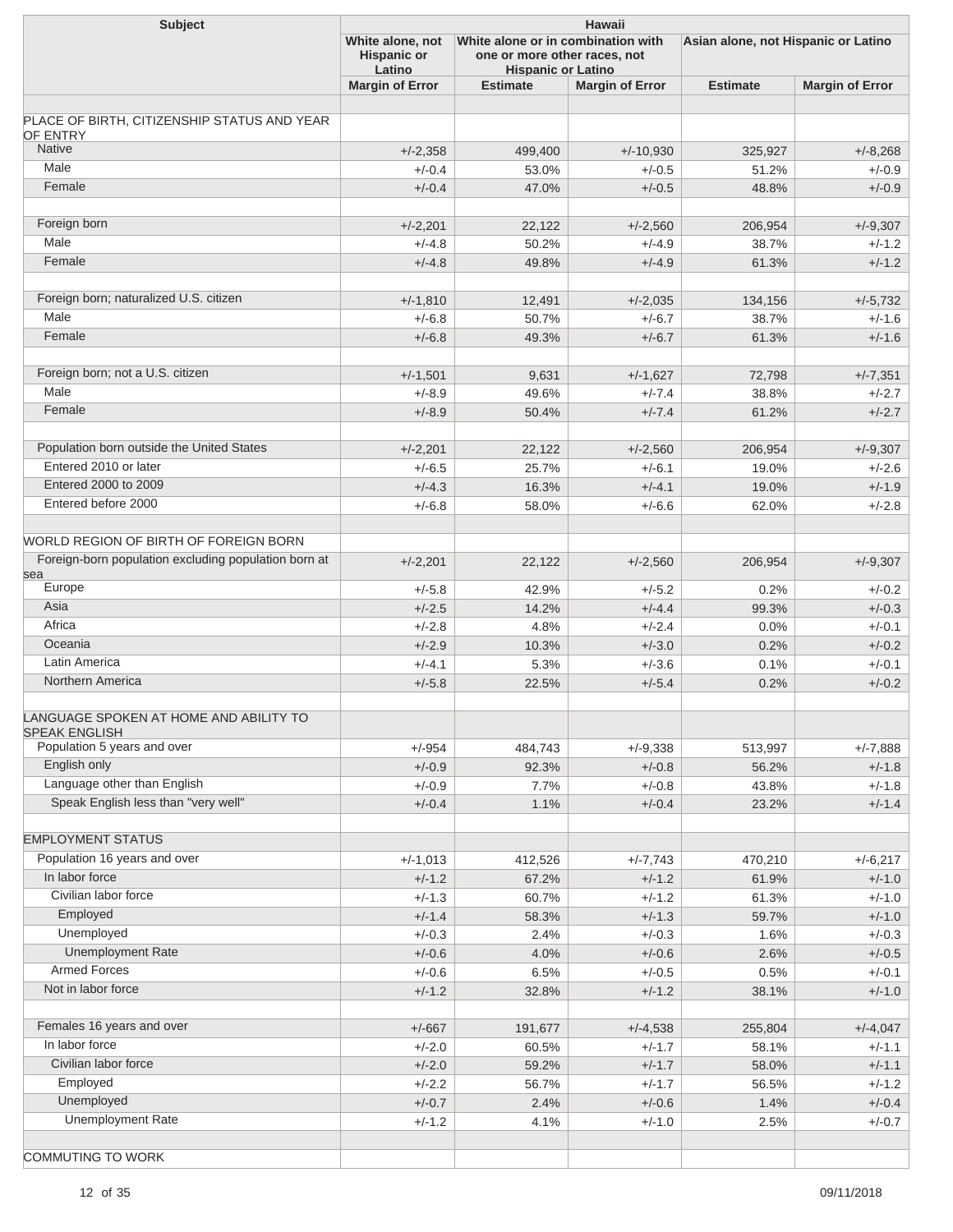| Subject | Hawaii | | | | |
|---|---|---|---|---|---|
| | White alone, not Hispanic or Latino | White alone or in combination with one or more other races, not Hispanic or Latino | | Asian alone, not Hispanic or Latino | |
| | Margin of Error | Estimate | Margin of Error | Estimate | Margin of Error |
| | | | | | |
| PLACE OF BIRTH, CITIZENSHIP STATUS AND YEAR OF ENTRY | | | | | |
| Native | +/-2,358 | 499,400 | +/-10,930 | 325,927 | +/-8,268 |
| Male | +/-0.4 | 53.0% | +/-0.5 | 51.2% | +/-0.9 |
| Female | +/-0.4 | 47.0% | +/-0.5 | 48.8% | +/-0.9 |
| | | | | | |
| Foreign born | +/-2,201 | 22,122 | +/-2,560 | 206,954 | +/-9,307 |
| Male | +/-4.8 | 50.2% | +/-4.9 | 38.7% | +/-1.2 |
| Female | +/-4.8 | 49.8% | +/-4.9 | 61.3% | +/-1.2 |
| | | | | | |
| Foreign born; naturalized U.S. citizen | +/-1,810 | 12,491 | +/-2,035 | 134,156 | +/-5,732 |
| Male | +/-6.8 | 50.7% | +/-6.7 | 38.7% | +/-1.6 |
| Female | +/-6.8 | 49.3% | +/-6.7 | 61.3% | +/-1.6 |
| | | | | | |
| Foreign born; not a U.S. citizen | +/-1,501 | 9,631 | +/-1,627 | 72,798 | +/-7,351 |
| Male | +/-8.9 | 49.6% | +/-7.4 | 38.8% | +/-2.7 |
| Female | +/-8.9 | 50.4% | +/-7.4 | 61.2% | +/-2.7 |
| | | | | | |
| Population born outside the United States | +/-2,201 | 22,122 | +/-2,560 | 206,954 | +/-9,307 |
| Entered 2010 or later | +/-6.5 | 25.7% | +/-6.1 | 19.0% | +/-2.6 |
| Entered 2000 to 2009 | +/-4.3 | 16.3% | +/-4.1 | 19.0% | +/-1.9 |
| Entered before 2000 | +/-6.8 | 58.0% | +/-6.6 | 62.0% | +/-2.8 |
| | | | | | |
| WORLD REGION OF BIRTH OF FOREIGN BORN | | | | | |
| Foreign-born population excluding population born at sea | +/-2,201 | 22,122 | +/-2,560 | 206,954 | +/-9,307 |
| Europe | +/-5.8 | 42.9% | +/-5.2 | 0.2% | +/-0.2 |
| Asia | +/-2.5 | 14.2% | +/-4.4 | 99.3% | +/-0.3 |
| Africa | +/-2.8 | 4.8% | +/-2.4 | 0.0% | +/-0.1 |
| Oceania | +/-2.9 | 10.3% | +/-3.0 | 0.2% | +/-0.2 |
| Latin America | +/-4.1 | 5.3% | +/-3.6 | 0.1% | +/-0.1 |
| Northern America | +/-5.8 | 22.5% | +/-5.4 | 0.2% | +/-0.2 |
| | | | | | |
| LANGUAGE SPOKEN AT HOME AND ABILITY TO SPEAK ENGLISH | | | | | |
| Population 5 years and over | +/-954 | 484,743 | +/-9,338 | 513,997 | +/-7,888 |
| English only | +/-0.9 | 92.3% | +/-0.8 | 56.2% | +/-1.8 |
| Language other than English | +/-0.9 | 7.7% | +/-0.8 | 43.8% | +/-1.8 |
| Speak English less than "very well" | +/-0.4 | 1.1% | +/-0.4 | 23.2% | +/-1.4 |
| | | | | | |
| EMPLOYMENT STATUS | | | | | |
| Population 16 years and over | +/-1,013 | 412,526 | +/-7,743 | 470,210 | +/-6,217 |
| In labor force | +/-1.2 | 67.2% | +/-1.2 | 61.9% | +/-1.0 |
| Civilian labor force | +/-1.3 | 60.7% | +/-1.2 | 61.3% | +/-1.0 |
| Employed | +/-1.4 | 58.3% | +/-1.3 | 59.7% | +/-1.0 |
| Unemployed | +/-0.3 | 2.4% | +/-0.3 | 1.6% | +/-0.3 |
| Unemployment Rate | +/-0.6 | 4.0% | +/-0.6 | 2.6% | +/-0.5 |
| Armed Forces | +/-0.6 | 6.5% | +/-0.5 | 0.5% | +/-0.1 |
| Not in labor force | +/-1.2 | 32.8% | +/-1.2 | 38.1% | +/-1.0 |
| | | | | | |
| Females 16 years and over | +/-667 | 191,677 | +/-4,538 | 255,804 | +/-4,047 |
| In labor force | +/-2.0 | 60.5% | +/-1.7 | 58.1% | +/-1.1 |
| Civilian labor force | +/-2.0 | 59.2% | +/-1.7 | 58.0% | +/-1.1 |
| Employed | +/-2.2 | 56.7% | +/-1.7 | 56.5% | +/-1.2 |
| Unemployed | +/-0.7 | 2.4% | +/-0.6 | 1.4% | +/-0.4 |
| Unemployment Rate | +/-1.2 | 4.1% | +/-1.0 | 2.5% | +/-0.7 |
| | | | | | |
| COMMUTING TO WORK | | | | | |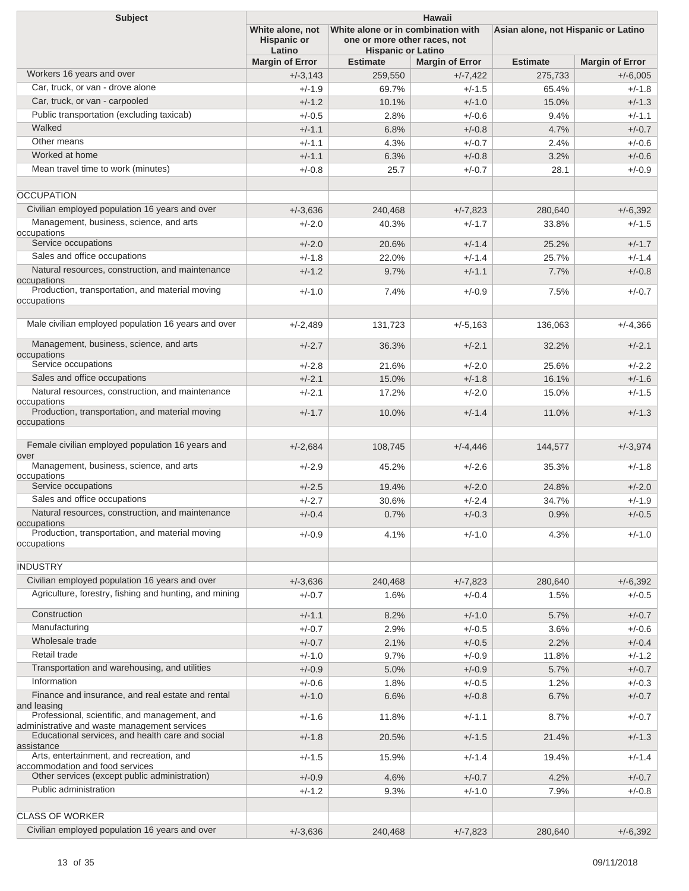| Subject | Hawaii | | | | |
|---|---|---|---|---|---|
| | White alone, not Hispanic or Latino | White alone or in combination with one or more other races, not Hispanic or Latino | | Asian alone, not Hispanic or Latino | |
| | Margin of Error | Estimate | Margin of Error | Estimate | Margin of Error |
| Workers 16 years and over | +/-3,143 | 259,550 | +/-7,422 | 275,733 | +/-6,005 |
| Car, truck, or van - drove alone | +/-1.9 | 69.7% | +/-1.5 | 65.4% | +/-1.8 |
| Car, truck, or van - carpooled | +/-1.2 | 10.1% | +/-1.0 | 15.0% | +/-1.3 |
| Public transportation (excluding taxicab) | +/-0.5 | 2.8% | +/-0.6 | 9.4% | +/-1.1 |
| Walked | +/-1.1 | 6.8% | +/-0.8 | 4.7% | +/-0.7 |
| Other means | +/-1.1 | 4.3% | +/-0.7 | 2.4% | +/-0.6 |
| Worked at home | +/-1.1 | 6.3% | +/-0.8 | 3.2% | +/-0.6 |
| Mean travel time to work (minutes) | +/-0.8 | 25.7 | +/-0.7 | 28.1 | +/-0.9 |
| | | | | | |
| OCCUPATION | | | | | |
| Civilian employed population 16 years and over | +/-3,636 | 240,468 | +/-7,823 | 280,640 | +/-6,392 |
| Management, business, science, and arts occupations | +/-2.0 | 40.3% | +/-1.7 | 33.8% | +/-1.5 |
| Service occupations | +/-2.0 | 20.6% | +/-1.4 | 25.2% | +/-1.7 |
| Sales and office occupations | +/-1.8 | 22.0% | +/-1.4 | 25.7% | +/-1.4 |
| Natural resources, construction, and maintenance occupations | +/-1.2 | 9.7% | +/-1.1 | 7.7% | +/-0.8 |
| Production, transportation, and material moving occupations | +/-1.0 | 7.4% | +/-0.9 | 7.5% | +/-0.7 |
| | | | | | |
| Male civilian employed population 16 years and over | +/-2,489 | 131,723 | +/-5,163 | 136,063 | +/-4,366 |
| Management, business, science, and arts occupations | +/-2.7 | 36.3% | +/-2.1 | 32.2% | +/-2.1 |
| Service occupations | +/-2.8 | 21.6% | +/-2.0 | 25.6% | +/-2.2 |
| Sales and office occupations | +/-2.1 | 15.0% | +/-1.8 | 16.1% | +/-1.6 |
| Natural resources, construction, and maintenance occupations | +/-2.1 | 17.2% | +/-2.0 | 15.0% | +/-1.5 |
| Production, transportation, and material moving occupations | +/-1.7 | 10.0% | +/-1.4 | 11.0% | +/-1.3 |
| | | | | | |
| Female civilian employed population 16 years and over | +/-2,684 | 108,745 | +/-4,446 | 144,577 | +/-3,974 |
| Management, business, science, and arts occupations | +/-2.9 | 45.2% | +/-2.6 | 35.3% | +/-1.8 |
| Service occupations | +/-2.5 | 19.4% | +/-2.0 | 24.8% | +/-2.0 |
| Sales and office occupations | +/-2.7 | 30.6% | +/-2.4 | 34.7% | +/-1.9 |
| Natural resources, construction, and maintenance occupations | +/-0.4 | 0.7% | +/-0.3 | 0.9% | +/-0.5 |
| Production, transportation, and material moving occupations | +/-0.9 | 4.1% | +/-1.0 | 4.3% | +/-1.0 |
| | | | | | |
| INDUSTRY | | | | | |
| Civilian employed population 16 years and over | +/-3,636 | 240,468 | +/-7,823 | 280,640 | +/-6,392 |
| Agriculture, forestry, fishing and hunting, and mining | +/-0.7 | 1.6% | +/-0.4 | 1.5% | +/-0.5 |
| Construction | +/-1.1 | 8.2% | +/-1.0 | 5.7% | +/-0.7 |
| Manufacturing | +/-0.7 | 2.9% | +/-0.5 | 3.6% | +/-0.6 |
| Wholesale trade | +/-0.7 | 2.1% | +/-0.5 | 2.2% | +/-0.4 |
| Retail trade | +/-1.0 | 9.7% | +/-0.9 | 11.8% | +/-1.2 |
| Transportation and warehousing, and utilities | +/-0.9 | 5.0% | +/-0.9 | 5.7% | +/-0.7 |
| Information | +/-0.6 | 1.8% | +/-0.5 | 1.2% | +/-0.3 |
| Finance and insurance, and real estate and rental and leasing | +/-1.0 | 6.6% | +/-0.8 | 6.7% | +/-0.7 |
| Professional, scientific, and management, and administrative and waste management services | +/-1.6 | 11.8% | +/-1.1 | 8.7% | +/-0.7 |
| Educational services, and health care and social assistance | +/-1.8 | 20.5% | +/-1.5 | 21.4% | +/-1.3 |
| Arts, entertainment, and recreation, and accommodation and food services | +/-1.5 | 15.9% | +/-1.4 | 19.4% | +/-1.4 |
| Other services (except public administration) | +/-0.9 | 4.6% | +/-0.7 | 4.2% | +/-0.7 |
| Public administration | +/-1.2 | 9.3% | +/-1.0 | 7.9% | +/-0.8 |
| | | | | | |
| CLASS OF WORKER | | | | | |
| Civilian employed population 16 years and over | +/-3,636 | 240,468 | +/-7,823 | 280,640 | +/-6,392 |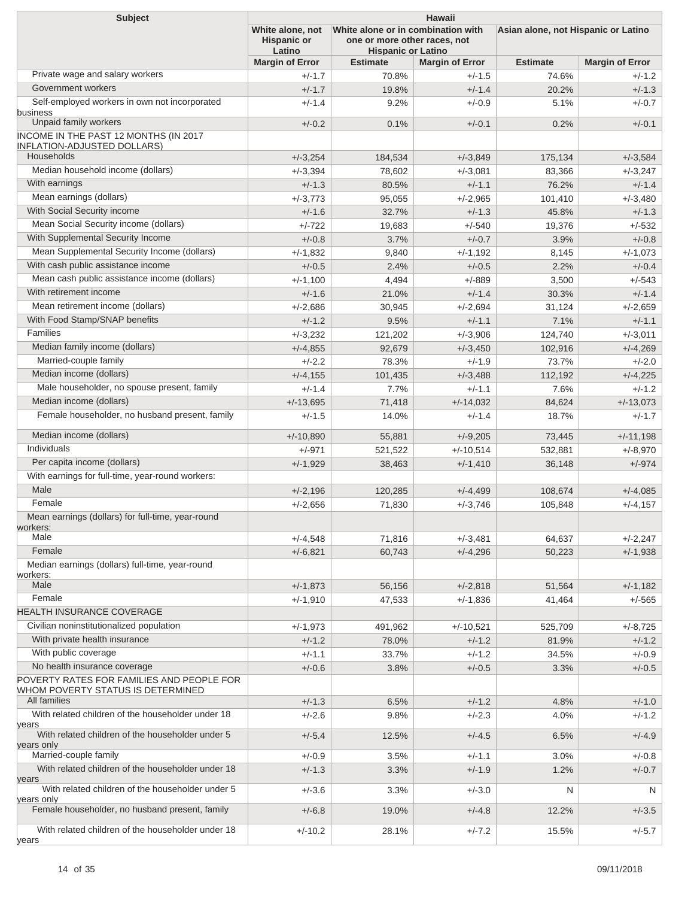| Subject | Hawaii | | | | |
|---|---|---|---|---|---|
| | White alone, not Hispanic or Latino | White alone or in combination with one or more other races, not Hispanic or Latino | | Asian alone, not Hispanic or Latino | |
| | Margin of Error | Estimate | Margin of Error | Estimate | Margin of Error |
| Private wage and salary workers | +/-1.7 | 70.8% | +/-1.5 | 74.6% | +/-1.2 |
| Government workers | +/-1.7 | 19.8% | +/-1.4 | 20.2% | +/-1.3 |
| Self-employed workers in own not incorporated business | +/-1.4 | 9.2% | +/-0.9 | 5.1% | +/-0.7 |
| Unpaid family workers | +/-0.2 | 0.1% | +/-0.1 | 0.2% | +/-0.1 |
| INCOME IN THE PAST 12 MONTHS (IN 2017 INFLATION-ADJUSTED DOLLARS) | | | | | |
| Households | +/-3,254 | 184,534 | +/-3,849 | 175,134 | +/-3,584 |
| Median household income (dollars) | +/-3,394 | 78,602 | +/-3,081 | 83,366 | +/-3,247 |
| With earnings | +/-1.3 | 80.5% | +/-1.1 | 76.2% | +/-1.4 |
| Mean earnings (dollars) | +/-3,773 | 95,055 | +/-2,965 | 101,410 | +/-3,480 |
| With Social Security income | +/-1.6 | 32.7% | +/-1.3 | 45.8% | +/-1.3 |
| Mean Social Security income (dollars) | +/-722 | 19,683 | +/-540 | 19,376 | +/-532 |
| With Supplemental Security Income | +/-0.8 | 3.7% | +/-0.7 | 3.9% | +/-0.8 |
| Mean Supplemental Security Income (dollars) | +/-1,832 | 9,840 | +/-1,192 | 8,145 | +/-1,073 |
| With cash public assistance income | +/-0.5 | 2.4% | +/-0.5 | 2.2% | +/-0.4 |
| Mean cash public assistance income (dollars) | +/-1,100 | 4,494 | +/-889 | 3,500 | +/-543 |
| With retirement income | +/-1.6 | 21.0% | +/-1.4 | 30.3% | +/-1.4 |
| Mean retirement income (dollars) | +/-2,686 | 30,945 | +/-2,694 | 31,124 | +/-2,659 |
| With Food Stamp/SNAP benefits | +/-1.2 | 9.5% | +/-1.1 | 7.1% | +/-1.1 |
| Families | +/-3,232 | 121,202 | +/-3,906 | 124,740 | +/-3,011 |
| Median family income (dollars) | +/-4,855 | 92,679 | +/-3,450 | 102,916 | +/-4,269 |
| Married-couple family | +/-2.2 | 78.3% | +/-1.9 | 73.7% | +/-2.0 |
| Median income (dollars) | +/-4,155 | 101,435 | +/-3,488 | 112,192 | +/-4,225 |
| Male householder, no spouse present, family | +/-1.4 | 7.7% | +/-1.1 | 7.6% | +/-1.2 |
| Median income (dollars) | +/-13,695 | 71,418 | +/-14,032 | 84,624 | +/-13,073 |
| Female householder, no husband present, family | +/-1.5 | 14.0% | +/-1.4 | 18.7% | +/-1.7 |
| Median income (dollars) | +/-10,890 | 55,881 | +/-9,205 | 73,445 | +/-11,198 |
| Individuals | +/-971 | 521,522 | +/-10,514 | 532,881 | +/-8,970 |
| Per capita income (dollars) | +/-1,929 | 38,463 | +/-1,410 | 36,148 | +/-974 |
| With earnings for full-time, year-round workers: | | | | | |
| Male | +/-2,196 | 120,285 | +/-4,499 | 108,674 | +/-4,085 |
| Female | +/-2,656 | 71,830 | +/-3,746 | 105,848 | +/-4,157 |
| Mean earnings (dollars) for full-time, year-round workers: | | | | | |
| Male | +/-4,548 | 71,816 | +/-3,481 | 64,637 | +/-2,247 |
| Female | +/-6,821 | 60,743 | +/-4,296 | 50,223 | +/-1,938 |
| Median earnings (dollars) full-time, year-round workers: | | | | | |
| Male | +/-1,873 | 56,156 | +/-2,818 | 51,564 | +/-1,182 |
| Female | +/-1,910 | 47,533 | +/-1,836 | 41,464 | +/-565 |
| HEALTH INSURANCE COVERAGE | | | | | |
| Civilian noninstitutionalized population | +/-1,973 | 491,962 | +/-10,521 | 525,709 | +/-8,725 |
| With private health insurance | +/-1.2 | 78.0% | +/-1.2 | 81.9% | +/-1.2 |
| With public coverage | +/-1.1 | 33.7% | +/-1.2 | 34.5% | +/-0.9 |
| No health insurance coverage | +/-0.6 | 3.8% | +/-0.5 | 3.3% | +/-0.5 |
| POVERTY RATES FOR FAMILIES AND PEOPLE FOR WHOM POVERTY STATUS IS DETERMINED | | | | | |
| All families | +/-1.3 | 6.5% | +/-1.2 | 4.8% | +/-1.0 |
| With related children of the householder under 18 years | +/-2.6 | 9.8% | +/-2.3 | 4.0% | +/-1.2 |
| With related children of the householder under 5 years only | +/-5.4 | 12.5% | +/-4.5 | 6.5% | +/-4.9 |
| Married-couple family | +/-0.9 | 3.5% | +/-1.1 | 3.0% | +/-0.8 |
| With related children of the householder under 18 years | +/-1.3 | 3.3% | +/-1.9 | 1.2% | +/-0.7 |
| With related children of the householder under 5 years only | +/-3.6 | 3.3% | +/-3.0 | N | N |
| Female householder, no husband present, family | +/-6.8 | 19.0% | +/-4.8 | 12.2% | +/-3.5 |
| With related children of the householder under 18 years | +/-10.2 | 28.1% | +/-7.2 | 15.5% | +/-5.7 |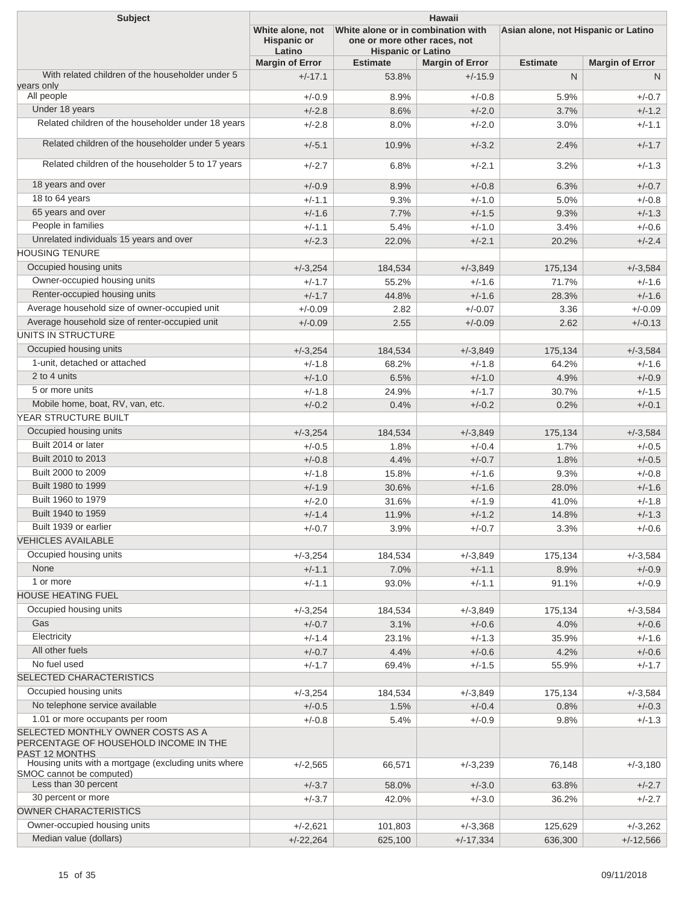| Subject | Hawaii | | | | |
|---|---|---|---|---|---|
| | White alone, not Hispanic or Latino | White alone or in combination with one or more other races, not Hispanic or Latino | | Asian alone, not Hispanic or Latino | |
| | Margin of Error | Estimate | Margin of Error | Estimate | Margin of Error |
| With related children of the householder under 5 years only | +/-17.1 | 53.8% | +/-15.9 | N | N |
| All people | +/-0.9 | 8.9% | +/-0.8 | 5.9% | +/-0.7 |
| Under 18 years | +/-2.8 | 8.6% | +/-2.0 | 3.7% | +/-1.2 |
| Related children of the householder under 18 years | +/-2.8 | 8.0% | +/-2.0 | 3.0% | +/-1.1 |
| Related children of the householder under 5 years | +/-5.1 | 10.9% | +/-3.2 | 2.4% | +/-1.7 |
| Related children of the householder 5 to 17 years | +/-2.7 | 6.8% | +/-2.1 | 3.2% | +/-1.3 |
| 18 years and over | +/-0.9 | 8.9% | +/-0.8 | 6.3% | +/-0.7 |
| 18 to 64 years | +/-1.1 | 9.3% | +/-1.0 | 5.0% | +/-0.8 |
| 65 years and over | +/-1.6 | 7.7% | +/-1.5 | 9.3% | +/-1.3 |
| People in families | +/-1.1 | 5.4% | +/-1.0 | 3.4% | +/-0.6 |
| Unrelated individuals 15 years and over | +/-2.3 | 22.0% | +/-2.1 | 20.2% | +/-2.4 |
| HOUSING TENURE | | | | | |
| Occupied housing units | +/-3,254 | 184,534 | +/-3,849 | 175,134 | +/-3,584 |
| Owner-occupied housing units | +/-1.7 | 55.2% | +/-1.6 | 71.7% | +/-1.6 |
| Renter-occupied housing units | +/-1.7 | 44.8% | +/-1.6 | 28.3% | +/-1.6 |
| Average household size of owner-occupied unit | +/-0.09 | 2.82 | +/-0.07 | 3.36 | +/-0.09 |
| Average household size of renter-occupied unit | +/-0.09 | 2.55 | +/-0.09 | 2.62 | +/-0.13 |
| UNITS IN STRUCTURE | | | | | |
| Occupied housing units | +/-3,254 | 184,534 | +/-3,849 | 175,134 | +/-3,584 |
| 1-unit, detached or attached | +/-1.8 | 68.2% | +/-1.8 | 64.2% | +/-1.6 |
| 2 to 4 units | +/-1.0 | 6.5% | +/-1.0 | 4.9% | +/-0.9 |
| 5 or more units | +/-1.8 | 24.9% | +/-1.7 | 30.7% | +/-1.5 |
| Mobile home, boat, RV, van, etc. | +/-0.2 | 0.4% | +/-0.2 | 0.2% | +/-0.1 |
| YEAR STRUCTURE BUILT | | | | | |
| Occupied housing units | +/-3,254 | 184,534 | +/-3,849 | 175,134 | +/-3,584 |
| Built 2014 or later | +/-0.5 | 1.8% | +/-0.4 | 1.7% | +/-0.5 |
| Built 2010 to 2013 | +/-0.8 | 4.4% | +/-0.7 | 1.8% | +/-0.5 |
| Built 2000 to 2009 | +/-1.8 | 15.8% | +/-1.6 | 9.3% | +/-0.8 |
| Built 1980 to 1999 | +/-1.9 | 30.6% | +/-1.6 | 28.0% | +/-1.6 |
| Built 1960 to 1979 | +/-2.0 | 31.6% | +/-1.9 | 41.0% | +/-1.8 |
| Built 1940 to 1959 | +/-1.4 | 11.9% | +/-1.2 | 14.8% | +/-1.3 |
| Built 1939 or earlier | +/-0.7 | 3.9% | +/-0.7 | 3.3% | +/-0.6 |
| VEHICLES AVAILABLE | | | | | |
| Occupied housing units | +/-3,254 | 184,534 | +/-3,849 | 175,134 | +/-3,584 |
| None | +/-1.1 | 7.0% | +/-1.1 | 8.9% | +/-0.9 |
| 1 or more | +/-1.1 | 93.0% | +/-1.1 | 91.1% | +/-0.9 |
| HOUSE HEATING FUEL | | | | | |
| Occupied housing units | +/-3,254 | 184,534 | +/-3,849 | 175,134 | +/-3,584 |
| Gas | +/-0.7 | 3.1% | +/-0.6 | 4.0% | +/-0.6 |
| Electricity | +/-1.4 | 23.1% | +/-1.3 | 35.9% | +/-1.6 |
| All other fuels | +/-0.7 | 4.4% | +/-0.6 | 4.2% | +/-0.6 |
| No fuel used | +/-1.7 | 69.4% | +/-1.5 | 55.9% | +/-1.7 |
| SELECTED CHARACTERISTICS | | | | | |
| Occupied housing units | +/-3,254 | 184,534 | +/-3,849 | 175,134 | +/-3,584 |
| No telephone service available | +/-0.5 | 1.5% | +/-0.4 | 0.8% | +/-0.3 |
| 1.01 or more occupants per room | +/-0.8 | 5.4% | +/-0.9 | 9.8% | +/-1.3 |
| SELECTED MONTHLY OWNER COSTS AS A PERCENTAGE OF HOUSEHOLD INCOME IN THE PAST 12 MONTHS | | | | | |
| Housing units with a mortgage (excluding units where SMOC cannot be computed) | +/-2,565 | 66,571 | +/-3,239 | 76,148 | +/-3,180 |
| Less than 30 percent | +/-3.7 | 58.0% | +/-3.0 | 63.8% | +/-2.7 |
| 30 percent or more | +/-3.7 | 42.0% | +/-3.0 | 36.2% | +/-2.7 |
| OWNER CHARACTERISTICS | | | | | |
| Owner-occupied housing units | +/-2,621 | 101,803 | +/-3,368 | 125,629 | +/-3,262 |
| Median value (dollars) | +/-22,264 | 625,100 | +/-17,334 | 636,300 | +/-12,566 |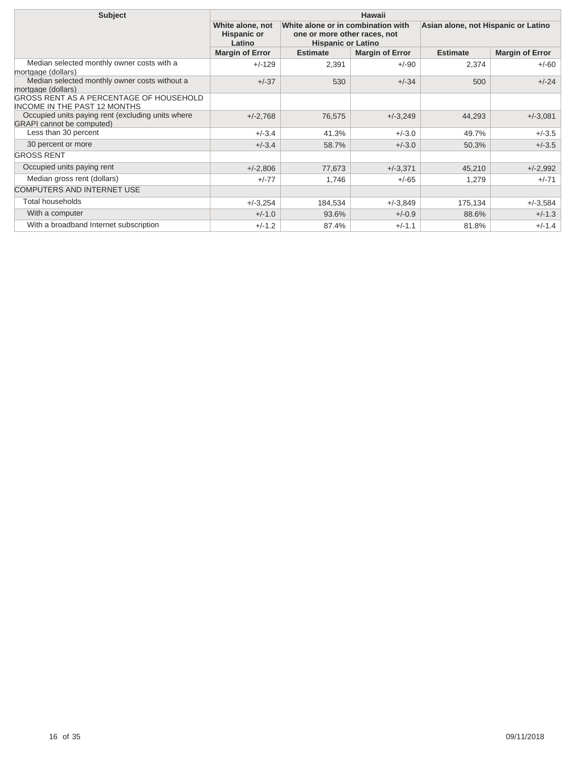| Subject | Hawaii | | | | |
|---|---|---|---|---|---|
| | White alone, not Hispanic or Latino | White alone or in combination with one or more other races, not Hispanic or Latino | | Asian alone, not Hispanic or Latino | |
| | Margin of Error | Estimate | Margin of Error | Estimate | Margin of Error |
| Median selected monthly owner costs with a mortgage (dollars) | +/-129 | 2,391 | +/-90 | 2,374 | +/-60 |
| Median selected monthly owner costs without a mortgage (dollars) | +/-37 | 530 | +/-34 | 500 | +/-24 |
| GROSS RENT AS A PERCENTAGE OF HOUSEHOLD INCOME IN THE PAST 12 MONTHS | | | | | |
| Occupied units paying rent (excluding units where GRAPI cannot be computed) | +/-2,768 | 76,575 | +/-3,249 | 44,293 | +/-3,081 |
| Less than 30 percent | +/-3.4 | 41.3% | +/-3.0 | 49.7% | +/-3.5 |
| 30 percent or more | +/-3.4 | 58.7% | +/-3.0 | 50.3% | +/-3.5 |
| GROSS RENT | | | | | |
| Occupied units paying rent | +/-2,806 | 77,673 | +/-3,371 | 45,210 | +/-2,992 |
| Median gross rent (dollars) | +/-77 | 1,746 | +/-65 | 1,279 | +/-71 |
| COMPUTERS AND INTERNET USE | | | | | |
| Total households | +/-3,254 | 184,534 | +/-3,849 | 175,134 | +/-3,584 |
| With a computer | +/-1.0 | 93.6% | +/-0.9 | 88.6% | +/-1.3 |
| With a broadband Internet subscription | +/-1.2 | 87.4% | +/-1.1 | 81.8% | +/-1.4 |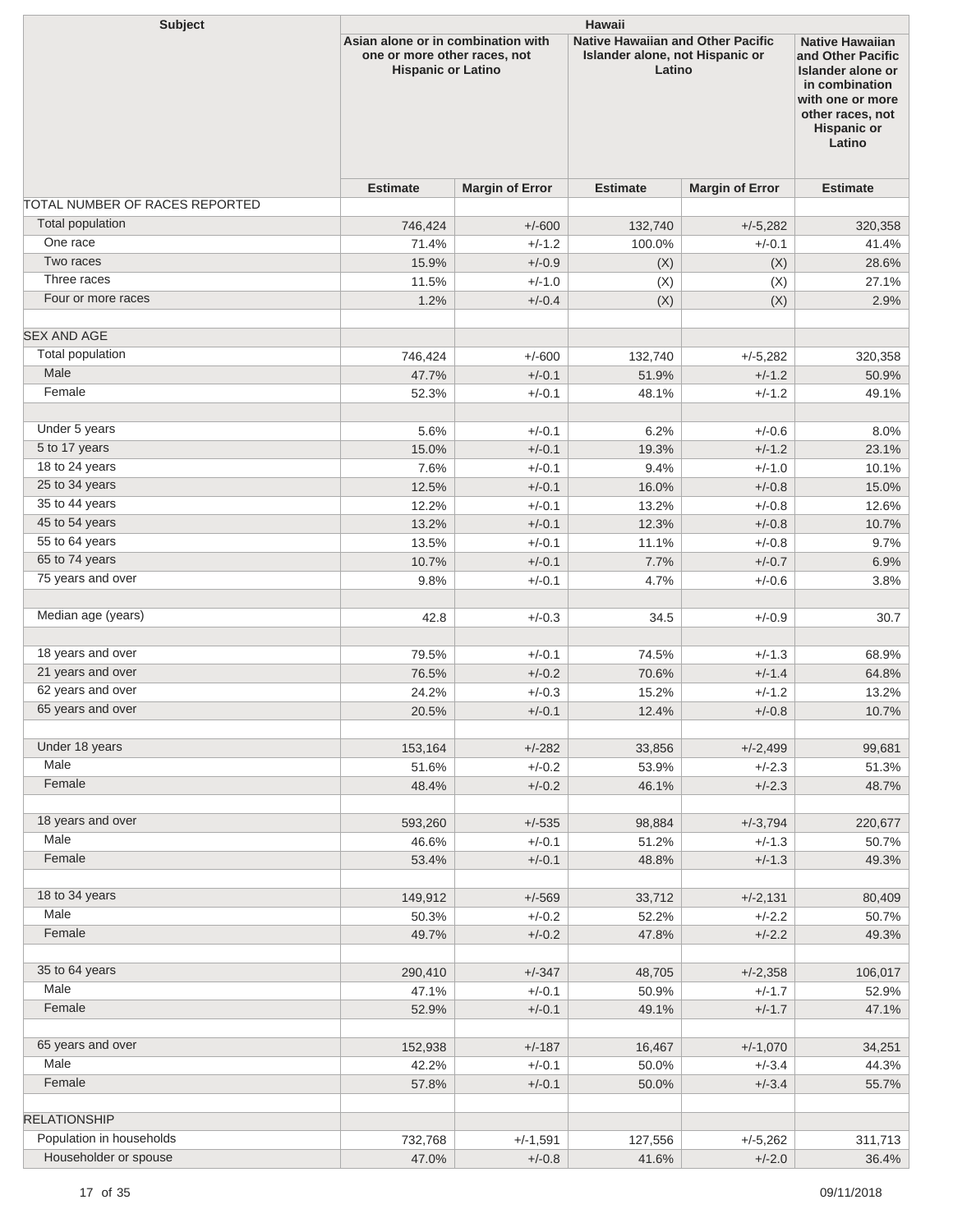| Subject | Hawaii | | | | |
|---|---|---|---|---|---|
| | Asian alone or in combination with one or more other races, not Hispanic or Latino | | Native Hawaiian and Other Pacific Islander alone, not Hispanic or Latino | | Native Hawaiian and Other Pacific Islander alone or in combination with one or more other races, not Hispanic or Latino |
| | Estimate | Margin of Error | Estimate | Margin of Error | Estimate |
| TOTAL NUMBER OF RACES REPORTED | | | | | |
| Total population | 746,424 | +/-600 | 132,740 | +/-5,282 | 320,358 |
| One race | 71.4% | +/-1.2 | 100.0% | +/-0.1 | 41.4% |
| Two races | 15.9% | +/-0.9 | (X) | (X) | 28.6% |
| Three races | 11.5% | +/-1.0 | (X) | (X) | 27.1% |
| Four or more races | 1.2% | +/-0.4 | (X) | (X) | 2.9% |
| | | | | | |
| SEX AND AGE | | | | | |
| Total population | 746,424 | +/-600 | 132,740 | +/-5,282 | 320,358 |
| Male | 47.7% | +/-0.1 | 51.9% | +/-1.2 | 50.9% |
| Female | 52.3% | +/-0.1 | 48.1% | +/-1.2 | 49.1% |
| | | | | | |
| Under 5 years | 5.6% | +/-0.1 | 6.2% | +/-0.6 | 8.0% |
| 5 to 17 years | 15.0% | +/-0.1 | 19.3% | +/-1.2 | 23.1% |
| 18 to 24 years | 7.6% | +/-0.1 | 9.4% | +/-1.0 | 10.1% |
| 25 to 34 years | 12.5% | +/-0.1 | 16.0% | +/-0.8 | 15.0% |
| 35 to 44 years | 12.2% | +/-0.1 | 13.2% | +/-0.8 | 12.6% |
| 45 to 54 years | 13.2% | +/-0.1 | 12.3% | +/-0.8 | 10.7% |
| 55 to 64 years | 13.5% | +/-0.1 | 11.1% | +/-0.8 | 9.7% |
| 65 to 74 years | 10.7% | +/-0.1 | 7.7% | +/-0.7 | 6.9% |
| 75 years and over | 9.8% | +/-0.1 | 4.7% | +/-0.6 | 3.8% |
| | | | | | |
| Median age (years) | 42.8 | +/-0.3 | 34.5 | +/-0.9 | 30.7 |
| | | | | | |
| 18 years and over | 79.5% | +/-0.1 | 74.5% | +/-1.3 | 68.9% |
| 21 years and over | 76.5% | +/-0.2 | 70.6% | +/-1.4 | 64.8% |
| 62 years and over | 24.2% | +/-0.3 | 15.2% | +/-1.2 | 13.2% |
| 65 years and over | 20.5% | +/-0.1 | 12.4% | +/-0.8 | 10.7% |
| | | | | | |
| Under 18 years | 153,164 | +/-282 | 33,856 | +/-2,499 | 99,681 |
| Male | 51.6% | +/-0.2 | 53.9% | +/-2.3 | 51.3% |
| Female | 48.4% | +/-0.2 | 46.1% | +/-2.3 | 48.7% |
| | | | | | |
| 18 years and over | 593,260 | +/-535 | 98,884 | +/-3,794 | 220,677 |
| Male | 46.6% | +/-0.1 | 51.2% | +/-1.3 | 50.7% |
| Female | 53.4% | +/-0.1 | 48.8% | +/-1.3 | 49.3% |
| | | | | | |
| 18 to 34 years | 149,912 | +/-569 | 33,712 | +/-2,131 | 80,409 |
| Male | 50.3% | +/-0.2 | 52.2% | +/-2.2 | 50.7% |
| Female | 49.7% | +/-0.2 | 47.8% | +/-2.2 | 49.3% |
| | | | | | |
| 35 to 64 years | 290,410 | +/-347 | 48,705 | +/-2,358 | 106,017 |
| Male | 47.1% | +/-0.1 | 50.9% | +/-1.7 | 52.9% |
| Female | 52.9% | +/-0.1 | 49.1% | +/-1.7 | 47.1% |
| | | | | | |
| 65 years and over | 152,938 | +/-187 | 16,467 | +/-1,070 | 34,251 |
| Male | 42.2% | +/-0.1 | 50.0% | +/-3.4 | 44.3% |
| Female | 57.8% | +/-0.1 | 50.0% | +/-3.4 | 55.7% |
| | | | | | |
| RELATIONSHIP | | | | | |
| Population in households | 732,768 | +/-1,591 | 127,556 | +/-5,262 | 311,713 |
| Householder or spouse | 47.0% | +/-0.8 | 41.6% | +/-2.0 | 36.4% |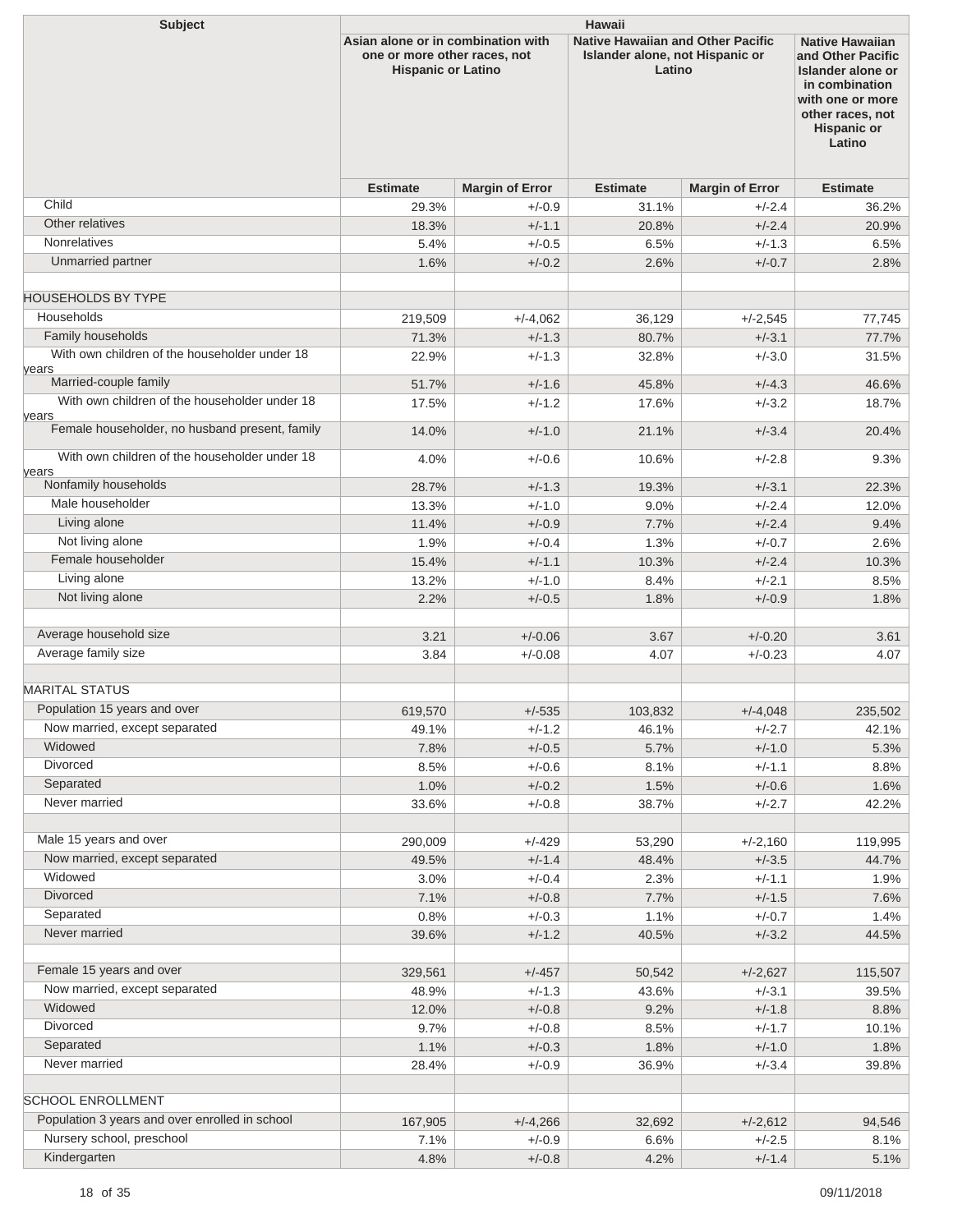| Subject | Hawaii | | | | |
|---|---|---|---|---|---|
| | Asian alone or in combination with one or more other races, not Hispanic or Latino | | Native Hawaiian and Other Pacific Islander alone, not Hispanic or Latino | | Native Hawaiian and Other Pacific Islander alone or in combination with one or more other races, not Hispanic or Latino |
| | Estimate | Margin of Error | Estimate | Margin of Error | Estimate |
| Child | 29.3% | +/-0.9 | 31.1% | +/-2.4 | 36.2% |
| Other relatives | 18.3% | +/-1.1 | 20.8% | +/-2.4 | 20.9% |
| Nonrelatives | 5.4% | +/-0.5 | 6.5% | +/-1.3 | 6.5% |
| Unmarried partner | 1.6% | +/-0.2 | 2.6% | +/-0.7 | 2.8% |
| | | | | | |
| HOUSEHOLDS BY TYPE | | | | | |
| Households | 219,509 | +/-4,062 | 36,129 | +/-2,545 | 77,745 |
| Family households | 71.3% | +/-1.3 | 80.7% | +/-3.1 | 77.7% |
| With own children of the householder under 18 years | 22.9% | +/-1.3 | 32.8% | +/-3.0 | 31.5% |
| Married-couple family | 51.7% | +/-1.6 | 45.8% | +/-4.3 | 46.6% |
| With own children of the householder under 18 years | 17.5% | +/-1.2 | 17.6% | +/-3.2 | 18.7% |
| Female householder, no husband present, family | 14.0% | +/-1.0 | 21.1% | +/-3.4 | 20.4% |
| With own children of the householder under 18 years | 4.0% | +/-0.6 | 10.6% | +/-2.8 | 9.3% |
| Nonfamily households | 28.7% | +/-1.3 | 19.3% | +/-3.1 | 22.3% |
| Male householder | 13.3% | +/-1.0 | 9.0% | +/-2.4 | 12.0% |
| Living alone | 11.4% | +/-0.9 | 7.7% | +/-2.4 | 9.4% |
| Not living alone | 1.9% | +/-0.4 | 1.3% | +/-0.7 | 2.6% |
| Female householder | 15.4% | +/-1.1 | 10.3% | +/-2.4 | 10.3% |
| Living alone | 13.2% | +/-1.0 | 8.4% | +/-2.1 | 8.5% |
| Not living alone | 2.2% | +/-0.5 | 1.8% | +/-0.9 | 1.8% |
| | | | | | |
| Average household size | 3.21 | +/-0.06 | 3.67 | +/-0.20 | 3.61 |
| Average family size | 3.84 | +/-0.08 | 4.07 | +/-0.23 | 4.07 |
| | | | | | |
| MARITAL STATUS | | | | | |
| Population 15 years and over | 619,570 | +/-535 | 103,832 | +/-4,048 | 235,502 |
| Now married, except separated | 49.1% | +/-1.2 | 46.1% | +/-2.7 | 42.1% |
| Widowed | 7.8% | +/-0.5 | 5.7% | +/-1.0 | 5.3% |
| Divorced | 8.5% | +/-0.6 | 8.1% | +/-1.1 | 8.8% |
| Separated | 1.0% | +/-0.2 | 1.5% | +/-0.6 | 1.6% |
| Never married | 33.6% | +/-0.8 | 38.7% | +/-2.7 | 42.2% |
| | | | | | |
| Male 15 years and over | 290,009 | +/-429 | 53,290 | +/-2,160 | 119,995 |
| Now married, except separated | 49.5% | +/-1.4 | 48.4% | +/-3.5 | 44.7% |
| Widowed | 3.0% | +/-0.4 | 2.3% | +/-1.1 | 1.9% |
| Divorced | 7.1% | +/-0.8 | 7.7% | +/-1.5 | 7.6% |
| Separated | 0.8% | +/-0.3 | 1.1% | +/-0.7 | 1.4% |
| Never married | 39.6% | +/-1.2 | 40.5% | +/-3.2 | 44.5% |
| | | | | | |
| Female 15 years and over | 329,561 | +/-457 | 50,542 | +/-2,627 | 115,507 |
| Now married, except separated | 48.9% | +/-1.3 | 43.6% | +/-3.1 | 39.5% |
| Widowed | 12.0% | +/-0.8 | 9.2% | +/-1.8 | 8.8% |
| Divorced | 9.7% | +/-0.8 | 8.5% | +/-1.7 | 10.1% |
| Separated | 1.1% | +/-0.3 | 1.8% | +/-1.0 | 1.8% |
| Never married | 28.4% | +/-0.9 | 36.9% | +/-3.4 | 39.8% |
| | | | | | |
| SCHOOL ENROLLMENT | | | | | |
| Population 3 years and over enrolled in school | 167,905 | +/-4,266 | 32,692 | +/-2,612 | 94,546 |
| Nursery school, preschool | 7.1% | +/-0.9 | 6.6% | +/-2.5 | 8.1% |
| Kindergarten | 4.8% | +/-0.8 | 4.2% | +/-1.4 | 5.1% |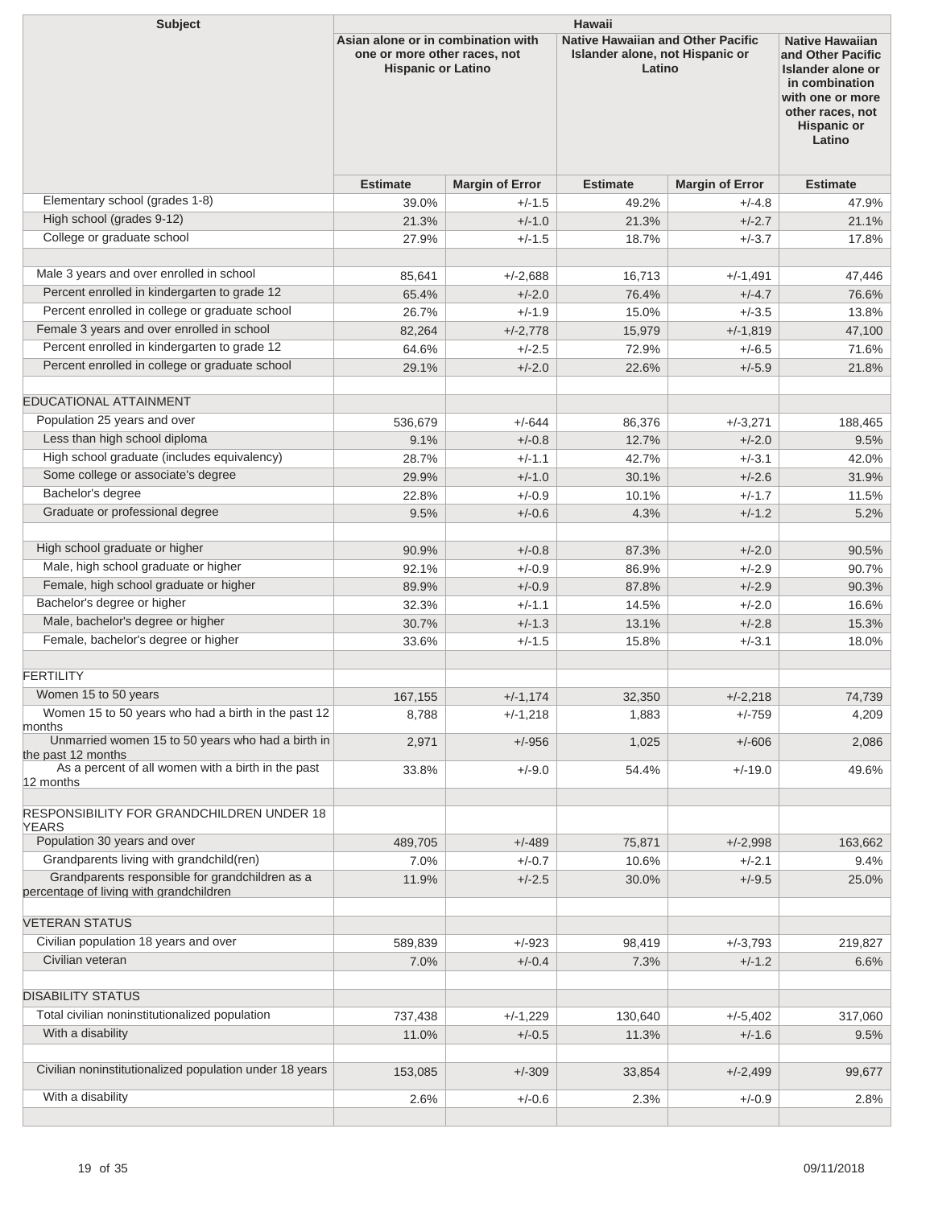| Subject | Hawaii | | | | |
|---|---|---|---|---|---|
| | Asian alone or in combination with one or more other races, not Hispanic or Latino | | Native Hawaiian and Other Pacific Islander alone, not Hispanic or Latino | | Native Hawaiian and Other Pacific Islander alone or in combination with one or more other races, not Hispanic or Latino |
| | Estimate | Margin of Error | Estimate | Margin of Error | Estimate |
| Elementary school (grades 1-8) | 39.0% | +/-1.5 | 49.2% | +/-4.8 | 47.9% |
| High school (grades 9-12) | 21.3% | +/-1.0 | 21.3% | +/-2.7 | 21.1% |
| College or graduate school | 27.9% | +/-1.5 | 18.7% | +/-3.7 | 17.8% |
| | | | | | |
| Male 3 years and over enrolled in school | 85,641 | +/-2,688 | 16,713 | +/-1,491 | 47,446 |
| Percent enrolled in kindergarten to grade 12 | 65.4% | +/-2.0 | 76.4% | +/-4.7 | 76.6% |
| Percent enrolled in college or graduate school | 26.7% | +/-1.9 | 15.0% | +/-3.5 | 13.8% |
| Female 3 years and over enrolled in school | 82,264 | +/-2,778 | 15,979 | +/-1,819 | 47,100 |
| Percent enrolled in kindergarten to grade 12 | 64.6% | +/-2.5 | 72.9% | +/-6.5 | 71.6% |
| Percent enrolled in college or graduate school | 29.1% | +/-2.0 | 22.6% | +/-5.9 | 21.8% |
| | | | | | |
| EDUCATIONAL ATTAINMENT | | | | | |
| Population 25 years and over | 536,679 | +/-644 | 86,376 | +/-3,271 | 188,465 |
| Less than high school diploma | 9.1% | +/-0.8 | 12.7% | +/-2.0 | 9.5% |
| High school graduate (includes equivalency) | 28.7% | +/-1.1 | 42.7% | +/-3.1 | 42.0% |
| Some college or associate's degree | 29.9% | +/-1.0 | 30.1% | +/-2.6 | 31.9% |
| Bachelor's degree | 22.8% | +/-0.9 | 10.1% | +/-1.7 | 11.5% |
| Graduate or professional degree | 9.5% | +/-0.6 | 4.3% | +/-1.2 | 5.2% |
| | | | | | |
| High school graduate or higher | 90.9% | +/-0.8 | 87.3% | +/-2.0 | 90.5% |
| Male, high school graduate or higher | 92.1% | +/-0.9 | 86.9% | +/-2.9 | 90.7% |
| Female, high school graduate or higher | 89.9% | +/-0.9 | 87.8% | +/-2.9 | 90.3% |
| Bachelor's degree or higher | 32.3% | +/-1.1 | 14.5% | +/-2.0 | 16.6% |
| Male, bachelor's degree or higher | 30.7% | +/-1.3 | 13.1% | +/-2.8 | 15.3% |
| Female, bachelor's degree or higher | 33.6% | +/-1.5 | 15.8% | +/-3.1 | 18.0% |
| | | | | | |
| FERTILITY | | | | | |
| Women 15 to 50 years | 167,155 | +/-1,174 | 32,350 | +/-2,218 | 74,739 |
| Women 15 to 50 years who had a birth in the past 12 months | 8,788 | +/-1,218 | 1,883 | +/-759 | 4,209 |
| Unmarried women 15 to 50 years who had a birth in the past 12 months | 2,971 | +/-956 | 1,025 | +/-606 | 2,086 |
| As a percent of all women with a birth in the past 12 months | 33.8% | +/-9.0 | 54.4% | +/-19.0 | 49.6% |
| | | | | | |
| RESPONSIBILITY FOR GRANDCHILDREN UNDER 18 YEARS | | | | | |
| Population 30 years and over | 489,705 | +/-489 | 75,871 | +/-2,998 | 163,662 |
| Grandparents living with grandchild(ren) | 7.0% | +/-0.7 | 10.6% | +/-2.1 | 9.4% |
| Grandparents responsible for grandchildren as a percentage of living with grandchildren | 11.9% | +/-2.5 | 30.0% | +/-9.5 | 25.0% |
| | | | | | |
| VETERAN STATUS | | | | | |
| Civilian population 18 years and over | 589,839 | +/-923 | 98,419 | +/-3,793 | 219,827 |
| Civilian veteran | 7.0% | +/-0.4 | 7.3% | +/-1.2 | 6.6% |
| | | | | | |
| DISABILITY STATUS | | | | | |
| Total civilian noninstitutionalized population | 737,438 | +/-1,229 | 130,640 | +/-5,402 | 317,060 |
| With a disability | 11.0% | +/-0.5 | 11.3% | +/-1.6 | 9.5% |
| | | | | | |
| Civilian noninstitutionalized population under 18 years | 153,085 | +/-309 | 33,854 | +/-2,499 | 99,677 |
| With a disability | 2.6% | +/-0.6 | 2.3% | +/-0.9 | 2.8% |
| | | | | | |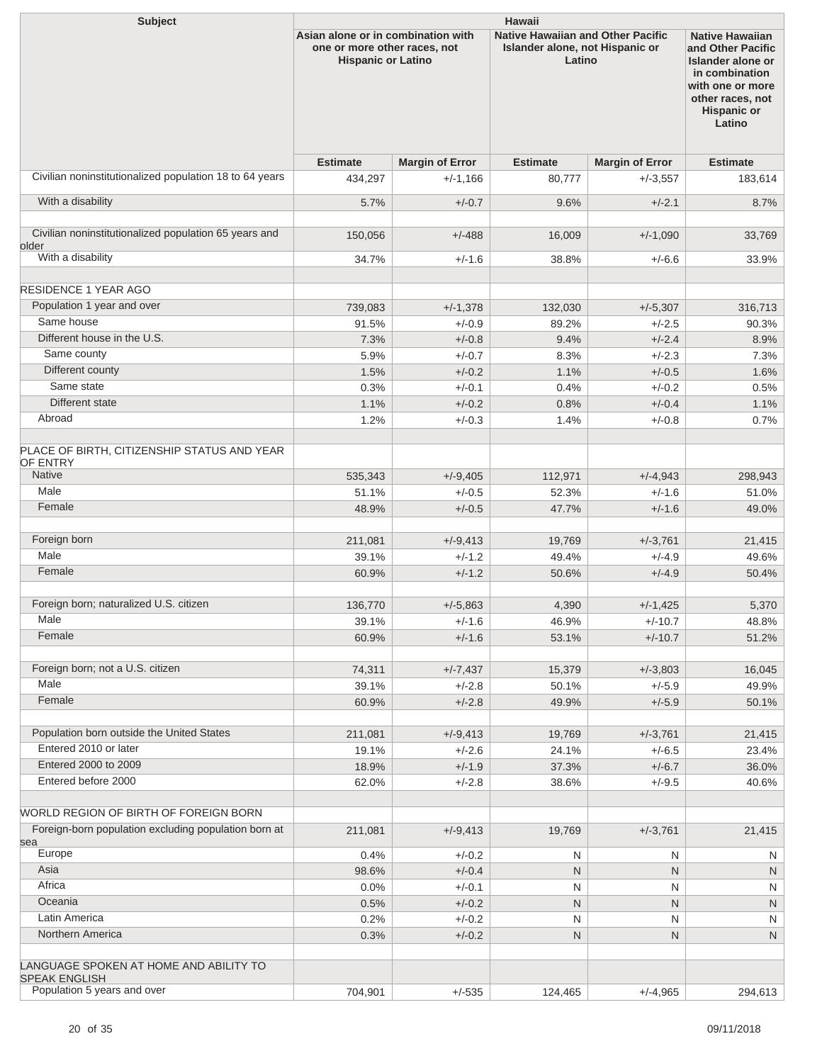| Subject | Hawaii | | | | |
|---|---|---|---|---|---|
| | Asian alone or in combination with one or more other races, not Hispanic or Latino | | Native Hawaiian and Other Pacific Islander alone, not Hispanic or Latino | | Native Hawaiian and Other Pacific Islander alone or in combination with one or more other races, not Hispanic or Latino |
| | Estimate | Margin of Error | Estimate | Margin of Error | Estimate |
| Civilian noninstitutionalized population 18 to 64 years | 434,297 | +/-1,166 | 80,777 | +/-3,557 | 183,614 |
| With a disability | 5.7% | +/-0.7 | 9.6% | +/-2.1 | 8.7% |
| | | | | | |
| Civilian noninstitutionalized population 65 years and older | 150,056 | +/-488 | 16,009 | +/-1,090 | 33,769 |
| With a disability | 34.7% | +/-1.6 | 38.8% | +/-6.6 | 33.9% |
| | | | | | |
| RESIDENCE 1 YEAR AGO | | | | | |
| Population 1 year and over | 739,083 | +/-1,378 | 132,030 | +/-5,307 | 316,713 |
| Same house | 91.5% | +/-0.9 | 89.2% | +/-2.5 | 90.3% |
| Different house in the U.S. | 7.3% | +/-0.8 | 9.4% | +/-2.4 | 8.9% |
| Same county | 5.9% | +/-0.7 | 8.3% | +/-2.3 | 7.3% |
| Different county | 1.5% | +/-0.2 | 1.1% | +/-0.5 | 1.6% |
| Same state | 0.3% | +/-0.1 | 0.4% | +/-0.2 | 0.5% |
| Different state | 1.1% | +/-0.2 | 0.8% | +/-0.4 | 1.1% |
| Abroad | 1.2% | +/-0.3 | 1.4% | +/-0.8 | 0.7% |
| | | | | | |
| PLACE OF BIRTH, CITIZENSHIP STATUS AND YEAR OF ENTRY | | | | | |
| Native | 535,343 | +/-9,405 | 112,971 | +/-4,943 | 298,943 |
| Male | 51.1% | +/-0.5 | 52.3% | +/-1.6 | 51.0% |
| Female | 48.9% | +/-0.5 | 47.7% | +/-1.6 | 49.0% |
| | | | | | |
| Foreign born | 211,081 | +/-9,413 | 19,769 | +/-3,761 | 21,415 |
| Male | 39.1% | +/-1.2 | 49.4% | +/-4.9 | 49.6% |
| Female | 60.9% | +/-1.2 | 50.6% | +/-4.9 | 50.4% |
| | | | | | |
| Foreign born; naturalized U.S. citizen | 136,770 | +/-5,863 | 4,390 | +/-1,425 | 5,370 |
| Male | 39.1% | +/-1.6 | 46.9% | +/-10.7 | 48.8% |
| Female | 60.9% | +/-1.6 | 53.1% | +/-10.7 | 51.2% |
| | | | | | |
| Foreign born; not a U.S. citizen | 74,311 | +/-7,437 | 15,379 | +/-3,803 | 16,045 |
| Male | 39.1% | +/-2.8 | 50.1% | +/-5.9 | 49.9% |
| Female | 60.9% | +/-2.8 | 49.9% | +/-5.9 | 50.1% |
| | | | | | |
| Population born outside the United States | 211,081 | +/-9,413 | 19,769 | +/-3,761 | 21,415 |
| Entered 2010 or later | 19.1% | +/-2.6 | 24.1% | +/-6.5 | 23.4% |
| Entered 2000 to 2009 | 18.9% | +/-1.9 | 37.3% | +/-6.7 | 36.0% |
| Entered before 2000 | 62.0% | +/-2.8 | 38.6% | +/-9.5 | 40.6% |
| | | | | | |
| WORLD REGION OF BIRTH OF FOREIGN BORN | | | | | |
| Foreign-born population excluding population born at sea | 211,081 | +/-9,413 | 19,769 | +/-3,761 | 21,415 |
| Europe | 0.4% | +/-0.2 | N | N | N |
| Asia | 98.6% | +/-0.4 | N | N | N |
| Africa | 0.0% | +/-0.1 | N | N | N |
| Oceania | 0.5% | +/-0.2 | N | N | N |
| Latin America | 0.2% | +/-0.2 | N | N | N |
| Northern America | 0.3% | +/-0.2 | N | N | N |
| | | | | | |
| LANGUAGE SPOKEN AT HOME AND ABILITY TO SPEAK ENGLISH | | | | | |
| Population 5 years and over | 704,901 | +/-535 | 124,465 | +/-4,965 | 294,613 |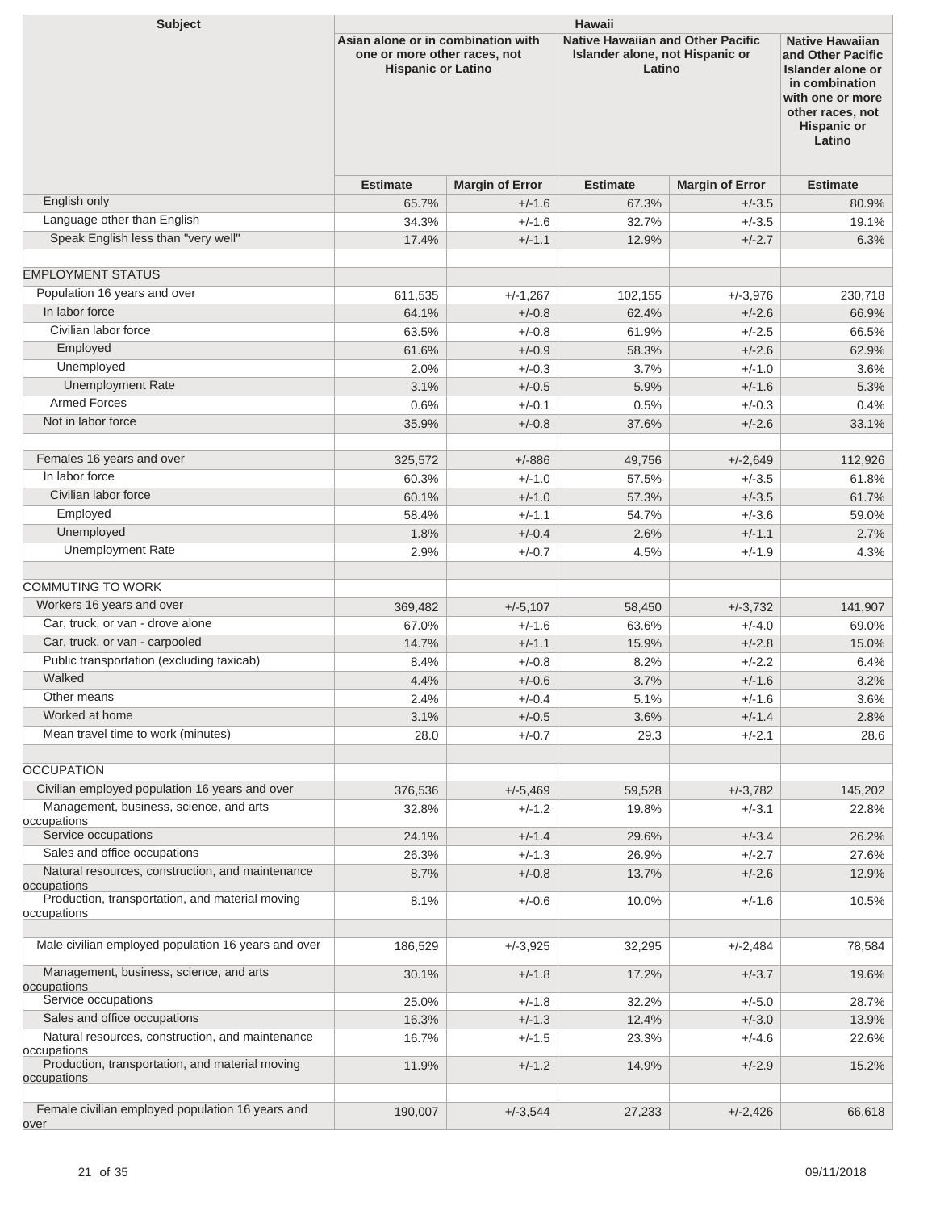| Subject | Hawaii | | | | |
|---|---|---|---|---|---|
| | Asian alone or in combination with one or more other races, not Hispanic or Latino | | Native Hawaiian and Other Pacific Islander alone, not Hispanic or Latino | | Native Hawaiian and Other Pacific Islander alone or in combination with one or more other races, not Hispanic or Latino |
| | Estimate | Margin of Error | Estimate | Margin of Error | Estimate |
| English only | 65.7% | +/-1.6 | 67.3% | +/-3.5 | 80.9% |
| Language other than English | 34.3% | +/-1.6 | 32.7% | +/-3.5 | 19.1% |
| Speak English less than "very well" | 17.4% | +/-1.1 | 12.9% | +/-2.7 | 6.3% |
| | | | | | |
| EMPLOYMENT STATUS | | | | | |
| Population 16 years and over | 611,535 | +/-1,267 | 102,155 | +/-3,976 | 230,718 |
| In labor force | 64.1% | +/-0.8 | 62.4% | +/-2.6 | 66.9% |
| Civilian labor force | 63.5% | +/-0.8 | 61.9% | +/-2.5 | 66.5% |
| Employed | 61.6% | +/-0.9 | 58.3% | +/-2.6 | 62.9% |
| Unemployed | 2.0% | +/-0.3 | 3.7% | +/-1.0 | 3.6% |
| Unemployment Rate | 3.1% | +/-0.5 | 5.9% | +/-1.6 | 5.3% |
| Armed Forces | 0.6% | +/-0.1 | 0.5% | +/-0.3 | 0.4% |
| Not in labor force | 35.9% | +/-0.8 | 37.6% | +/-2.6 | 33.1% |
| | | | | | |
| Females 16 years and over | 325,572 | +/-886 | 49,756 | +/-2,649 | 112,926 |
| In labor force | 60.3% | +/-1.0 | 57.5% | +/-3.5 | 61.8% |
| Civilian labor force | 60.1% | +/-1.0 | 57.3% | +/-3.5 | 61.7% |
| Employed | 58.4% | +/-1.1 | 54.7% | +/-3.6 | 59.0% |
| Unemployed | 1.8% | +/-0.4 | 2.6% | +/-1.1 | 2.7% |
| Unemployment Rate | 2.9% | +/-0.7 | 4.5% | +/-1.9 | 4.3% |
| | | | | | |
| COMMUTING TO WORK | | | | | |
| Workers 16 years and over | 369,482 | +/-5,107 | 58,450 | +/-3,732 | 141,907 |
| Car, truck, or van - drove alone | 67.0% | +/-1.6 | 63.6% | +/-4.0 | 69.0% |
| Car, truck, or van - carpooled | 14.7% | +/-1.1 | 15.9% | +/-2.8 | 15.0% |
| Public transportation (excluding taxicab) | 8.4% | +/-0.8 | 8.2% | +/-2.2 | 6.4% |
| Walked | 4.4% | +/-0.6 | 3.7% | +/-1.6 | 3.2% |
| Other means | 2.4% | +/-0.4 | 5.1% | +/-1.6 | 3.6% |
| Worked at home | 3.1% | +/-0.5 | 3.6% | +/-1.4 | 2.8% |
| Mean travel time to work (minutes) | 28.0 | +/-0.7 | 29.3 | +/-2.1 | 28.6 |
| | | | | | |
| OCCUPATION | | | | | |
| Civilian employed population 16 years and over | 376,536 | +/-5,469 | 59,528 | +/-3,782 | 145,202 |
| Management, business, science, and arts occupations | 32.8% | +/-1.2 | 19.8% | +/-3.1 | 22.8% |
| Service occupations | 24.1% | +/-1.4 | 29.6% | +/-3.4 | 26.2% |
| Sales and office occupations | 26.3% | +/-1.3 | 26.9% | +/-2.7 | 27.6% |
| Natural resources, construction, and maintenance occupations | 8.7% | +/-0.8 | 13.7% | +/-2.6 | 12.9% |
| Production, transportation, and material moving occupations | 8.1% | +/-0.6 | 10.0% | +/-1.6 | 10.5% |
| | | | | | |
| Male civilian employed population 16 years and over | 186,529 | +/-3,925 | 32,295 | +/-2,484 | 78,584 |
| Management, business, science, and arts occupations | 30.1% | +/-1.8 | 17.2% | +/-3.7 | 19.6% |
| Service occupations | 25.0% | +/-1.8 | 32.2% | +/-5.0 | 28.7% |
| Sales and office occupations | 16.3% | +/-1.3 | 12.4% | +/-3.0 | 13.9% |
| Natural resources, construction, and maintenance occupations | 16.7% | +/-1.5 | 23.3% | +/-4.6 | 22.6% |
| Production, transportation, and material moving occupations | 11.9% | +/-1.2 | 14.9% | +/-2.9 | 15.2% |
| | | | | | |
| Female civilian employed population 16 years and over | 190,007 | +/-3,544 | 27,233 | +/-2,426 | 66,618 |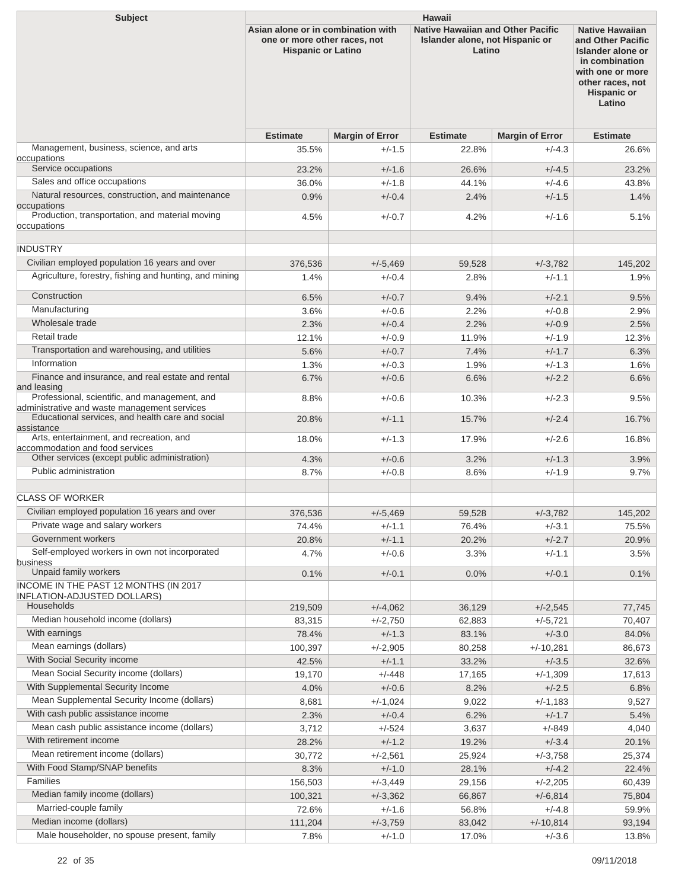| Subject | Hawaii | | | | |
|---|---|---|---|---|---|
| | Asian alone or in combination with one or more other races, not Hispanic or Latino | | Native Hawaiian and Other Pacific Islander alone, not Hispanic or Latino | | Native Hawaiian and Other Pacific Islander alone or in combination with one or more other races, not Hispanic or Latino |
| | Estimate | Margin of Error | Estimate | Margin of Error | Estimate |
| Management, business, science, and arts occupations | 35.5% | +/-1.5 | 22.8% | +/-4.3 | 26.6% |
| Service occupations | 23.2% | +/-1.6 | 26.6% | +/-4.5 | 23.2% |
| Sales and office occupations | 36.0% | +/-1.8 | 44.1% | +/-4.6 | 43.8% |
| Natural resources, construction, and maintenance occupations | 0.9% | +/-0.4 | 2.4% | +/-1.5 | 1.4% |
| Production, transportation, and material moving occupations | 4.5% | +/-0.7 | 4.2% | +/-1.6 | 5.1% |
| | | | | | |
| INDUSTRY | | | | | |
| Civilian employed population 16 years and over | 376,536 | +/-5,469 | 59,528 | +/-3,782 | 145,202 |
| Agriculture, forestry, fishing and hunting, and mining | 1.4% | +/-0.4 | 2.8% | +/-1.1 | 1.9% |
| Construction | 6.5% | +/-0.7 | 9.4% | +/-2.1 | 9.5% |
| Manufacturing | 3.6% | +/-0.6 | 2.2% | +/-0.8 | 2.9% |
| Wholesale trade | 2.3% | +/-0.4 | 2.2% | +/-0.9 | 2.5% |
| Retail trade | 12.1% | +/-0.9 | 11.9% | +/-1.9 | 12.3% |
| Transportation and warehousing, and utilities | 5.6% | +/-0.7 | 7.4% | +/-1.7 | 6.3% |
| Information | 1.3% | +/-0.3 | 1.9% | +/-1.3 | 1.6% |
| Finance and insurance, and real estate and rental and leasing | 6.7% | +/-0.6 | 6.6% | +/-2.2 | 6.6% |
| Professional, scientific, and management, and administrative and waste management services | 8.8% | +/-0.6 | 10.3% | +/-2.3 | 9.5% |
| Educational services, and health care and social assistance | 20.8% | +/-1.1 | 15.7% | +/-2.4 | 16.7% |
| Arts, entertainment, and recreation, and accommodation and food services | 18.0% | +/-1.3 | 17.9% | +/-2.6 | 16.8% |
| Other services (except public administration) | 4.3% | +/-0.6 | 3.2% | +/-1.3 | 3.9% |
| Public administration | 8.7% | +/-0.8 | 8.6% | +/-1.9 | 9.7% |
| | | | | | |
| CLASS OF WORKER | | | | | |
| Civilian employed population 16 years and over | 376,536 | +/-5,469 | 59,528 | +/-3,782 | 145,202 |
| Private wage and salary workers | 74.4% | +/-1.1 | 76.4% | +/-3.1 | 75.5% |
| Government workers | 20.8% | +/-1.1 | 20.2% | +/-2.7 | 20.9% |
| Self-employed workers in own not incorporated business | 4.7% | +/-0.6 | 3.3% | +/-1.1 | 3.5% |
| Unpaid family workers | 0.1% | +/-0.1 | 0.0% | +/-0.1 | 0.1% |
| INCOME IN THE PAST 12 MONTHS (IN 2017 INFLATION-ADJUSTED DOLLARS) | | | | | |
| Households | 219,509 | +/-4,062 | 36,129 | +/-2,545 | 77,745 |
| Median household income (dollars) | 83,315 | +/-2,750 | 62,883 | +/-5,721 | 70,407 |
| With earnings | 78.4% | +/-1.3 | 83.1% | +/-3.0 | 84.0% |
| Mean earnings (dollars) | 100,397 | +/-2,905 | 80,258 | +/-10,281 | 86,673 |
| With Social Security income | 42.5% | +/-1.1 | 33.2% | +/-3.5 | 32.6% |
| Mean Social Security income (dollars) | 19,170 | +/-448 | 17,165 | +/-1,309 | 17,613 |
| With Supplemental Security Income | 4.0% | +/-0.6 | 8.2% | +/-2.5 | 6.8% |
| Mean Supplemental Security Income (dollars) | 8,681 | +/-1,024 | 9,022 | +/-1,183 | 9,527 |
| With cash public assistance income | 2.3% | +/-0.4 | 6.2% | +/-1.7 | 5.4% |
| Mean cash public assistance income (dollars) | 3,712 | +/-524 | 3,637 | +/-849 | 4,040 |
| With retirement income | 28.2% | +/-1.2 | 19.2% | +/-3.4 | 20.1% |
| Mean retirement income (dollars) | 30,772 | +/-2,561 | 25,924 | +/-3,758 | 25,374 |
| With Food Stamp/SNAP benefits | 8.3% | +/-1.0 | 28.1% | +/-4.2 | 22.4% |
| Families | 156,503 | +/-3,449 | 29,156 | +/-2,205 | 60,439 |
| Median family income (dollars) | 100,321 | +/-3,362 | 66,867 | +/-6,814 | 75,804 |
| Married-couple family | 72.6% | +/-1.6 | 56.8% | +/-4.8 | 59.9% |
| Median income (dollars) | 111,204 | +/-3,759 | 83,042 | +/-10,814 | 93,194 |
| Male householder, no spouse present, family | 7.8% | +/-1.0 | 17.0% | +/-3.6 | 13.8% |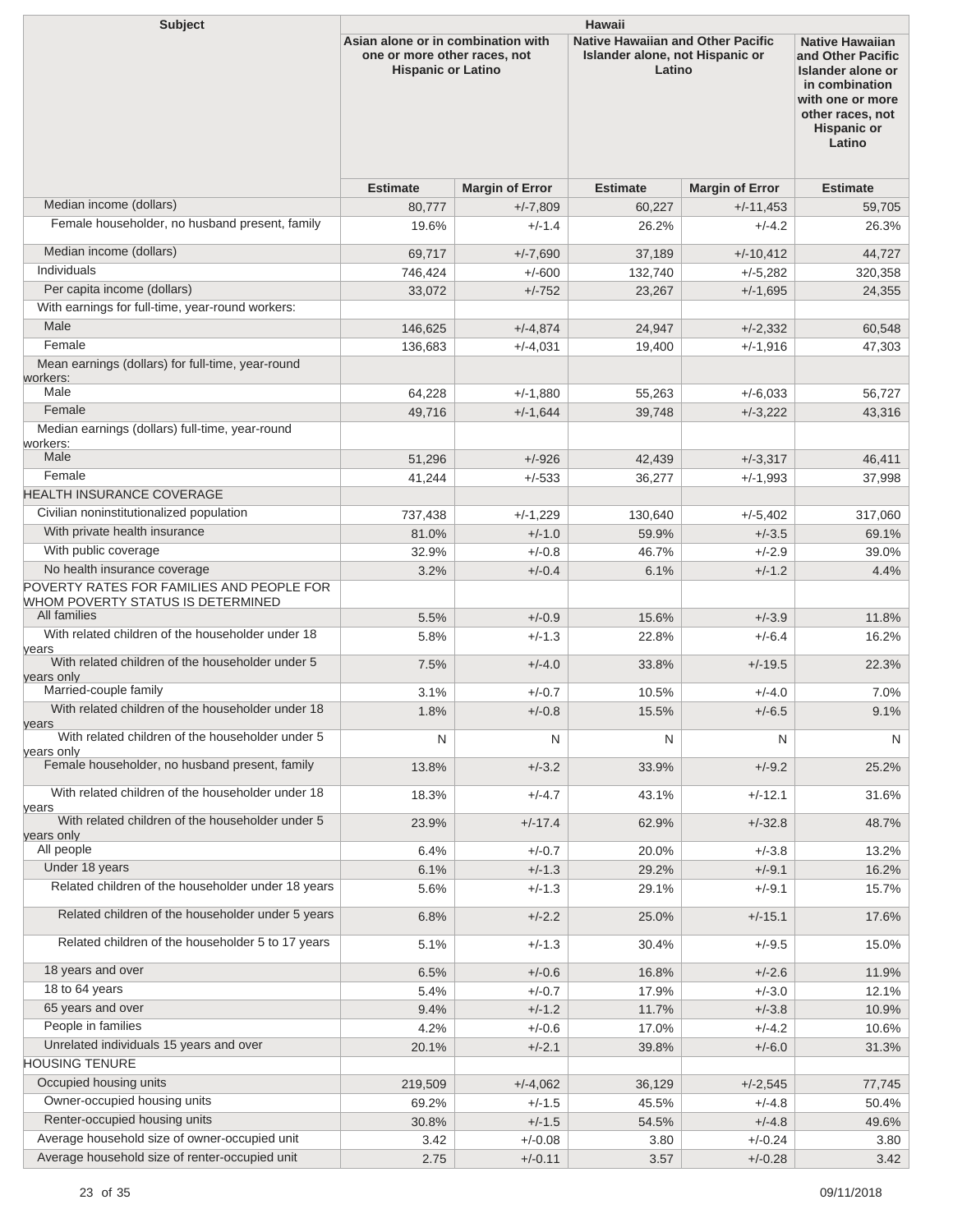| Subject | Hawaii | | | | |
|---|---|---|---|---|---|
| | Asian alone or in combination with one or more other races, not Hispanic or Latino | | Native Hawaiian and Other Pacific Islander alone, not Hispanic or Latino | | Native Hawaiian and Other Pacific Islander alone or in combination with one or more other races, not Hispanic or Latino |
| | Estimate | Margin of Error | Estimate | Margin of Error | Estimate |
| Median income (dollars) | 80,777 | +/-7,809 | 60,227 | +/-11,453 | 59,705 |
| Female householder, no husband present, family | 19.6% | +/-1.4 | 26.2% | +/-4.2 | 26.3% |
| Median income (dollars) | 69,717 | +/-7,690 | 37,189 | +/-10,412 | 44,727 |
| Individuals | 746,424 | +/-600 | 132,740 | +/-5,282 | 320,358 |
| Per capita income (dollars) | 33,072 | +/-752 | 23,267 | +/-1,695 | 24,355 |
| With earnings for full-time, year-round workers: | | | | | |
| Male | 146,625 | +/-4,874 | 24,947 | +/-2,332 | 60,548 |
| Female | 136,683 | +/-4,031 | 19,400 | +/-1,916 | 47,303 |
| Mean earnings (dollars) for full-time, year-round workers: | | | | | |
| Male | 64,228 | +/-1,880 | 55,263 | +/-6,033 | 56,727 |
| Female | 49,716 | +/-1,644 | 39,748 | +/-3,222 | 43,316 |
| Median earnings (dollars) full-time, year-round workers: | | | | | |
| Male | 51,296 | +/-926 | 42,439 | +/-3,317 | 46,411 |
| Female | 41,244 | +/-533 | 36,277 | +/-1,993 | 37,998 |
| HEALTH INSURANCE COVERAGE | | | | | |
| Civilian noninstitutionalized population | 737,438 | +/-1,229 | 130,640 | +/-5,402 | 317,060 |
| With private health insurance | 81.0% | +/-1.0 | 59.9% | +/-3.5 | 69.1% |
| With public coverage | 32.9% | +/-0.8 | 46.7% | +/-2.9 | 39.0% |
| No health insurance coverage | 3.2% | +/-0.4 | 6.1% | +/-1.2 | 4.4% |
| POVERTY RATES FOR FAMILIES AND PEOPLE FOR WHOM POVERTY STATUS IS DETERMINED | | | | | |
| All families | 5.5% | +/-0.9 | 15.6% | +/-3.9 | 11.8% |
| With related children of the householder under 18 years | 5.8% | +/-1.3 | 22.8% | +/-6.4 | 16.2% |
| With related children of the householder under 5 years only | 7.5% | +/-4.0 | 33.8% | +/-19.5 | 22.3% |
| Married-couple family | 3.1% | +/-0.7 | 10.5% | +/-4.0 | 7.0% |
| With related children of the householder under 18 years | 1.8% | +/-0.8 | 15.5% | +/-6.5 | 9.1% |
| With related children of the householder under 5 years only | N | N | N | N | N |
| Female householder, no husband present, family | 13.8% | +/-3.2 | 33.9% | +/-9.2 | 25.2% |
| With related children of the householder under 18 years | 18.3% | +/-4.7 | 43.1% | +/-12.1 | 31.6% |
| With related children of the householder under 5 years only | 23.9% | +/-17.4 | 62.9% | +/-32.8 | 48.7% |
| All people | 6.4% | +/-0.7 | 20.0% | +/-3.8 | 13.2% |
| Under 18 years | 6.1% | +/-1.3 | 29.2% | +/-9.1 | 16.2% |
| Related children of the householder under 18 years | 5.6% | +/-1.3 | 29.1% | +/-9.1 | 15.7% |
| Related children of the householder under 5 years | 6.8% | +/-2.2 | 25.0% | +/-15.1 | 17.6% |
| Related children of the householder 5 to 17 years | 5.1% | +/-1.3 | 30.4% | +/-9.5 | 15.0% |
| 18 years and over | 6.5% | +/-0.6 | 16.8% | +/-2.6 | 11.9% |
| 18 to 64 years | 5.4% | +/-0.7 | 17.9% | +/-3.0 | 12.1% |
| 65 years and over | 9.4% | +/-1.2 | 11.7% | +/-3.8 | 10.9% |
| People in families | 4.2% | +/-0.6 | 17.0% | +/-4.2 | 10.6% |
| Unrelated individuals 15 years and over | 20.1% | +/-2.1 | 39.8% | +/-6.0 | 31.3% |
| HOUSING TENURE | | | | | |
| Occupied housing units | 219,509 | +/-4,062 | 36,129 | +/-2,545 | 77,745 |
| Owner-occupied housing units | 69.2% | +/-1.5 | 45.5% | +/-4.8 | 50.4% |
| Renter-occupied housing units | 30.8% | +/-1.5 | 54.5% | +/-4.8 | 49.6% |
| Average household size of owner-occupied unit | 3.42 | +/-0.08 | 3.80 | +/-0.24 | 3.80 |
| Average household size of renter-occupied unit | 2.75 | +/-0.11 | 3.57 | +/-0.28 | 3.42 |

09/11/2018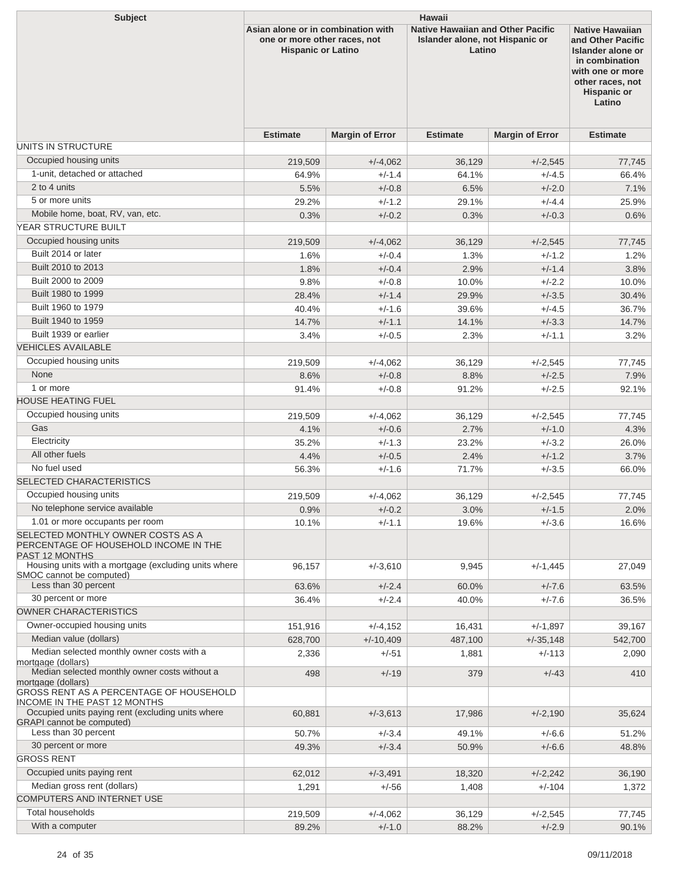| Subject | Hawaii | | | | |
|---|---|---|---|---|---|
| | Asian alone or in combination with one or more other races, not Hispanic or Latino | | Native Hawaiian and Other Pacific Islander alone, not Hispanic or Latino | | Native Hawaiian and Other Pacific Islander alone or in combination with one or more other races, not Hispanic or Latino |
| | Estimate | Margin of Error | Estimate | Margin of Error | Estimate |
| UNITS IN STRUCTURE | | | | | |
| Occupied housing units | 219,509 | +/-4,062 | 36,129 | +/-2,545 | 77,745 |
| 1-unit, detached or attached | 64.9% | +/-1.4 | 64.1% | +/-4.5 | 66.4% |
| 2 to 4 units | 5.5% | +/-0.8 | 6.5% | +/-2.0 | 7.1% |
| 5 or more units | 29.2% | +/-1.2 | 29.1% | +/-4.4 | 25.9% |
| Mobile home, boat, RV, van, etc. | 0.3% | +/-0.2 | 0.3% | +/-0.3 | 0.6% |
| YEAR STRUCTURE BUILT | | | | | |
| Occupied housing units | 219,509 | +/-4,062 | 36,129 | +/-2,545 | 77,745 |
| Built 2014 or later | 1.6% | +/-0.4 | 1.3% | +/-1.2 | 1.2% |
| Built 2010 to 2013 | 1.8% | +/-0.4 | 2.9% | +/-1.4 | 3.8% |
| Built 2000 to 2009 | 9.8% | +/-0.8 | 10.0% | +/-2.2 | 10.0% |
| Built 1980 to 1999 | 28.4% | +/-1.4 | 29.9% | +/-3.5 | 30.4% |
| Built 1960 to 1979 | 40.4% | +/-1.6 | 39.6% | +/-4.5 | 36.7% |
| Built 1940 to 1959 | 14.7% | +/-1.1 | 14.1% | +/-3.3 | 14.7% |
| Built 1939 or earlier | 3.4% | +/-0.5 | 2.3% | +/-1.1 | 3.2% |
| VEHICLES AVAILABLE | | | | | |
| Occupied housing units | 219,509 | +/-4,062 | 36,129 | +/-2,545 | 77,745 |
| None | 8.6% | +/-0.8 | 8.8% | +/-2.5 | 7.9% |
| 1 or more | 91.4% | +/-0.8 | 91.2% | +/-2.5 | 92.1% |
| HOUSE HEATING FUEL | | | | | |
| Occupied housing units | 219,509 | +/-4,062 | 36,129 | +/-2,545 | 77,745 |
| Gas | 4.1% | +/-0.6 | 2.7% | +/-1.0 | 4.3% |
| Electricity | 35.2% | +/-1.3 | 23.2% | +/-3.2 | 26.0% |
| All other fuels | 4.4% | +/-0.5 | 2.4% | +/-1.2 | 3.7% |
| No fuel used | 56.3% | +/-1.6 | 71.7% | +/-3.5 | 66.0% |
| SELECTED CHARACTERISTICS | | | | | |
| Occupied housing units | 219,509 | +/-4,062 | 36,129 | +/-2,545 | 77,745 |
| No telephone service available | 0.9% | +/-0.2 | 3.0% | +/-1.5 | 2.0% |
| 1.01 or more occupants per room | 10.1% | +/-1.1 | 19.6% | +/-3.6 | 16.6% |
| SELECTED MONTHLY OWNER COSTS AS A PERCENTAGE OF HOUSEHOLD INCOME IN THE PAST 12 MONTHS | | | | | |
| Housing units with a mortgage (excluding units where SMOC cannot be computed) | 96,157 | +/-3,610 | 9,945 | +/-1,445 | 27,049 |
| Less than 30 percent | 63.6% | +/-2.4 | 60.0% | +/-7.6 | 63.5% |
| 30 percent or more | 36.4% | +/-2.4 | 40.0% | +/-7.6 | 36.5% |
| OWNER CHARACTERISTICS | | | | | |
| Owner-occupied housing units | 151,916 | +/-4,152 | 16,431 | +/-1,897 | 39,167 |
| Median value (dollars) | 628,700 | +/-10,409 | 487,100 | +/-35,148 | 542,700 |
| Median selected monthly owner costs with a mortgage (dollars) | 2,336 | +/-51 | 1,881 | +/-113 | 2,090 |
| Median selected monthly owner costs without a mortgage (dollars) | 498 | +/-19 | 379 | +/-43 | 410 |
| GROSS RENT AS A PERCENTAGE OF HOUSEHOLD INCOME IN THE PAST 12 MONTHS | | | | | |
| Occupied units paying rent (excluding units where GRAPI cannot be computed) | 60,881 | +/-3,613 | 17,986 | +/-2,190 | 35,624 |
| Less than 30 percent | 50.7% | +/-3.4 | 49.1% | +/-6.6 | 51.2% |
| 30 percent or more | 49.3% | +/-3.4 | 50.9% | +/-6.6 | 48.8% |
| GROSS RENT | | | | | |
| Occupied units paying rent | 62,012 | +/-3,491 | 18,320 | +/-2,242 | 36,190 |
| Median gross rent (dollars) | 1,291 | +/-56 | 1,408 | +/-104 | 1,372 |
| COMPUTERS AND INTERNET USE | | | | | |
| Total households | 219,509 | +/-4,062 | 36,129 | +/-2,545 | 77,745 |
| With a computer | 89.2% | +/-1.0 | 88.2% | +/-2.9 | 90.1% |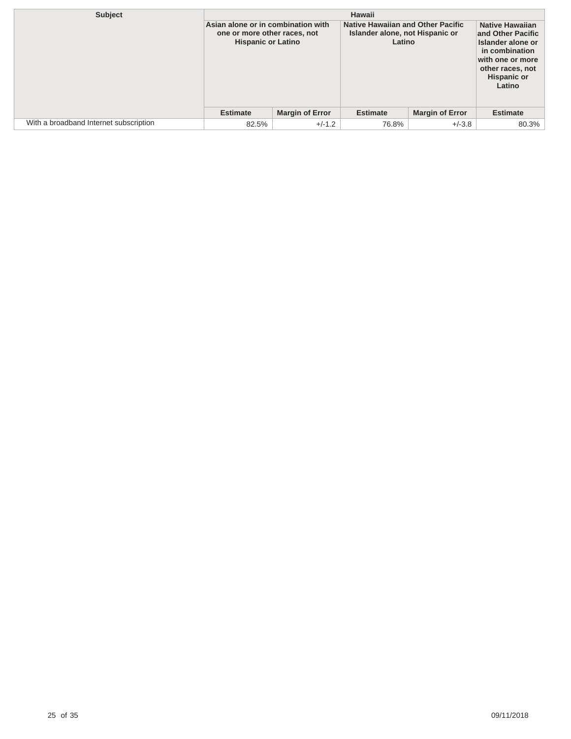| Subject | Hawaii | | | | |
|---|---|---|---|---|---|
| | Asian alone or in combination with one or more other races, not Hispanic or Latino | | Native Hawaiian and Other Pacific Islander alone, not Hispanic or Latino | | Native Hawaiian and Other Pacific Islander alone or in combination with one or more other races, not Hispanic or Latino |
| | Estimate | Margin of Error | Estimate | Margin of Error | Estimate |
| With a broadband Internet subscription | 82.5% | +/-1.2 | 76.8% | +/-3.8 | 80.3% |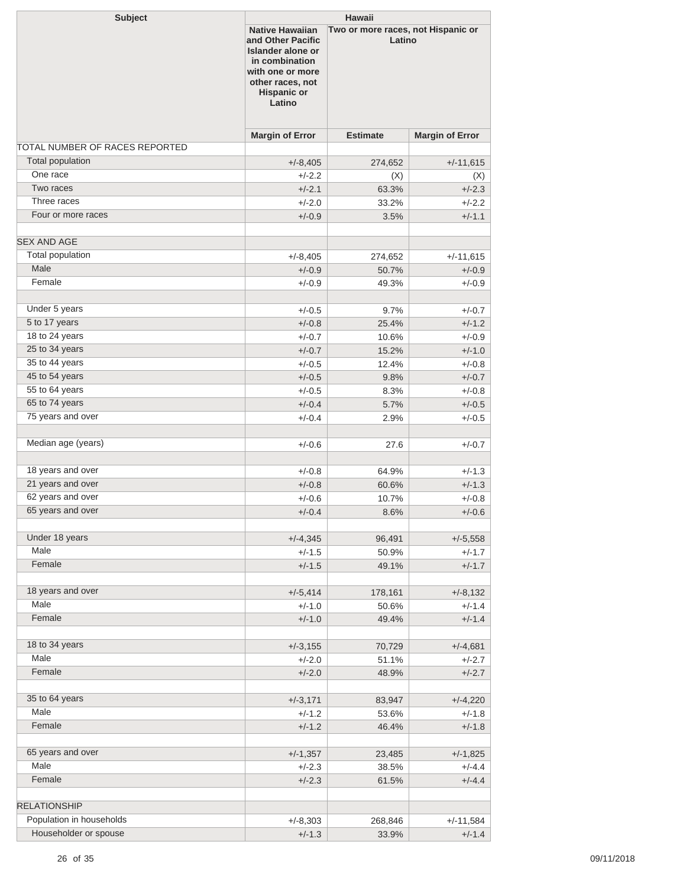| Subject | Hawaii | | |
|---|---|---|---|
| | Native Hawaiian and Other Pacific Islander alone or in combination with one or more other races, not Hispanic or Latino | Two or more races, not Hispanic or Latino | |
| | Margin of Error | Estimate | Margin of Error |
| TOTAL NUMBER OF RACES REPORTED | | | |
| Total population | +/-8,405 | 274,652 | +/-11,615 |
| One race | +/-2.2 | (X) | (X) |
| Two races | +/-2.1 | 63.3% | +/-2.3 |
| Three races | +/-2.0 | 33.2% | +/-2.2 |
| Four or more races | +/-0.9 | 3.5% | +/-1.1 |
| | | | |
| SEX AND AGE | | | |
| Total population | +/-8,405 | 274,652 | +/-11,615 |
| Male | +/-0.9 | 50.7% | +/-0.9 |
| Female | +/-0.9 | 49.3% | +/-0.9 |
| | | | |
| Under 5 years | +/-0.5 | 9.7% | +/-0.7 |
| 5 to 17 years | +/-0.8 | 25.4% | +/-1.2 |
| 18 to 24 years | +/-0.7 | 10.6% | +/-0.9 |
| 25 to 34 years | +/-0.7 | 15.2% | +/-1.0 |
| 35 to 44 years | +/-0.5 | 12.4% | +/-0.8 |
| 45 to 54 years | +/-0.5 | 9.8% | +/-0.7 |
| 55 to 64 years | +/-0.5 | 8.3% | +/-0.8 |
| 65 to 74 years | +/-0.4 | 5.7% | +/-0.5 |
| 75 years and over | +/-0.4 | 2.9% | +/-0.5 |
| | | | |
| Median age (years) | +/-0.6 | 27.6 | +/-0.7 |
| | | | |
| 18 years and over | +/-0.8 | 64.9% | +/-1.3 |
| 21 years and over | +/-0.8 | 60.6% | +/-1.3 |
| 62 years and over | +/-0.6 | 10.7% | +/-0.8 |
| 65 years and over | +/-0.4 | 8.6% | +/-0.6 |
| | | | |
| Under 18 years | +/-4,345 | 96,491 | +/-5,558 |
| Male | +/-1.5 | 50.9% | +/-1.7 |
| Female | +/-1.5 | 49.1% | +/-1.7 |
| | | | |
| 18 years and over | +/-5,414 | 178,161 | +/-8,132 |
| Male | +/-1.0 | 50.6% | +/-1.4 |
| Female | +/-1.0 | 49.4% | +/-1.4 |
| | | | |
| 18 to 34 years | +/-3,155 | 70,729 | +/-4,681 |
| Male | +/-2.0 | 51.1% | +/-2.7 |
| Female | +/-2.0 | 48.9% | +/-2.7 |
| | | | |
| 35 to 64 years | +/-3,171 | 83,947 | +/-4,220 |
| Male | +/-1.2 | 53.6% | +/-1.8 |
| Female | +/-1.2 | 46.4% | +/-1.8 |
| | | | |
| 65 years and over | +/-1,357 | 23,485 | +/-1,825 |
| Male | +/-2.3 | 38.5% | +/-4.4 |
| Female | +/-2.3 | 61.5% | +/-4.4 |
| | | | |
| RELATIONSHIP | | | |
| Population in households | +/-8,303 | 268,846 | +/-11,584 |
| Householder or spouse | +/-1.3 | 33.9% | +/-1.4 |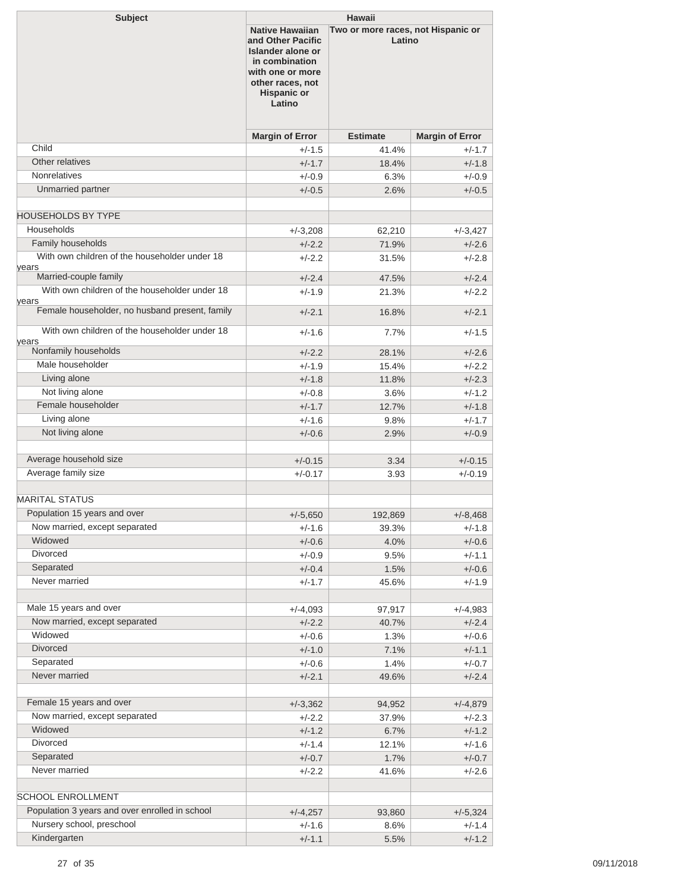| Subject | Hawaii | | |
|---|---|---|---|
| | Native Hawaiian and Other Pacific Islander alone or in combination with one or more other races, not Hispanic or Latino | Two or more races, not Hispanic or Latino | |
| | Margin of Error | Estimate | Margin of Error |
| Child | +/-1.5 | 41.4% | +/-1.7 |
| Other relatives | +/-1.7 | 18.4% | +/-1.8 |
| Nonrelatives | +/-0.9 | 6.3% | +/-0.9 |
| Unmarried partner | +/-0.5 | 2.6% | +/-0.5 |
| | | | |
| HOUSEHOLDS BY TYPE | | | |
| Households | +/-3,208 | 62,210 | +/-3,427 |
| Family households | +/-2.2 | 71.9% | +/-2.6 |
| With own children of the householder under 18 years | +/-2.2 | 31.5% | +/-2.8 |
| Married-couple family | +/-2.4 | 47.5% | +/-2.4 |
| With own children of the householder under 18 years | +/-1.9 | 21.3% | +/-2.2 |
| Female householder, no husband present, family | +/-2.1 | 16.8% | +/-2.1 |
| With own children of the householder under 18 years | +/-1.6 | 7.7% | +/-1.5 |
| Nonfamily households | +/-2.2 | 28.1% | +/-2.6 |
| Male householder | +/-1.9 | 15.4% | +/-2.2 |
| Living alone | +/-1.8 | 11.8% | +/-2.3 |
| Not living alone | +/-0.8 | 3.6% | +/-1.2 |
| Female householder | +/-1.7 | 12.7% | +/-1.8 |
| Living alone | +/-1.6 | 9.8% | +/-1.7 |
| Not living alone | +/-0.6 | 2.9% | +/-0.9 |
| | | | |
| Average household size | +/-0.15 | 3.34 | +/-0.15 |
| Average family size | +/-0.17 | 3.93 | +/-0.19 |
| | | | |
| MARITAL STATUS | | | |
| Population 15 years and over | +/-5,650 | 192,869 | +/-8,468 |
| Now married, except separated | +/-1.6 | 39.3% | +/-1.8 |
| Widowed | +/-0.6 | 4.0% | +/-0.6 |
| Divorced | +/-0.9 | 9.5% | +/-1.1 |
| Separated | +/-0.4 | 1.5% | +/-0.6 |
| Never married | +/-1.7 | 45.6% | +/-1.9 |
| | | | |
| Male 15 years and over | +/-4,093 | 97,917 | +/-4,983 |
| Now married, except separated | +/-2.2 | 40.7% | +/-2.4 |
| Widowed | +/-0.6 | 1.3% | +/-0.6 |
| Divorced | +/-1.0 | 7.1% | +/-1.1 |
| Separated | +/-0.6 | 1.4% | +/-0.7 |
| Never married | +/-2.1 | 49.6% | +/-2.4 |
| | | | |
| Female 15 years and over | +/-3,362 | 94,952 | +/-4,879 |
| Now married, except separated | +/-2.2 | 37.9% | +/-2.3 |
| Widowed | +/-1.2 | 6.7% | +/-1.2 |
| Divorced | +/-1.4 | 12.1% | +/-1.6 |
| Separated | +/-0.7 | 1.7% | +/-0.7 |
| Never married | +/-2.2 | 41.6% | +/-2.6 |
| | | | |
| SCHOOL ENROLLMENT | | | |
| Population 3 years and over enrolled in school | +/-4,257 | 93,860 | +/-5,324 |
| Nursery school, preschool | +/-1.6 | 8.6% | +/-1.4 |
| Kindergarten | +/-1.1 | 5.5% | +/-1.2 |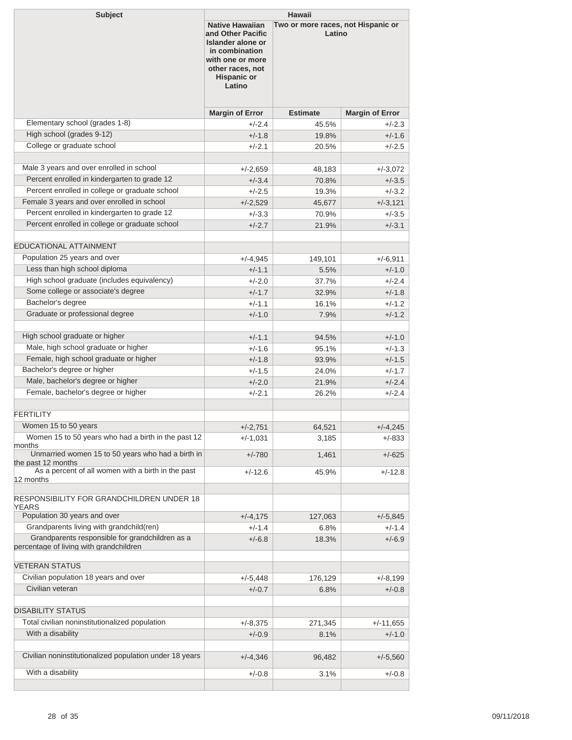| Subject | Hawaii | | |
|---|---|---|---|
| | Native Hawaiian and Other Pacific Islander alone or in combination with one or more other races, not Hispanic or Latino | Two or more races, not Hispanic or Latino | |
| | Margin of Error | Estimate | Margin of Error |
| Elementary school (grades 1-8) | +/-2.4 | 45.5% | +/-2.3 |
| High school (grades 9-12) | +/-1.8 | 19.8% | +/-1.6 |
| College or graduate school | +/-2.1 | 20.5% | +/-2.5 |
| | | | |
| Male 3 years and over enrolled in school | +/-2,659 | 48,183 | +/-3,072 |
| Percent enrolled in kindergarten to grade 12 | +/-3.4 | 70.8% | +/-3.5 |
| Percent enrolled in college or graduate school | +/-2.5 | 19.3% | +/-3.2 |
| Female 3 years and over enrolled in school | +/-2,529 | 45,677 | +/-3,121 |
| Percent enrolled in kindergarten to grade 12 | +/-3.3 | 70.9% | +/-3.5 |
| Percent enrolled in college or graduate school | +/-2.7 | 21.9% | +/-3.1 |
| | | | |
| EDUCATIONAL ATTAINMENT | | | |
| Population 25 years and over | +/-4,945 | 149,101 | +/-6,911 |
| Less than high school diploma | +/-1.1 | 5.5% | +/-1.0 |
| High school graduate (includes equivalency) | +/-2.0 | 37.7% | +/-2.4 |
| Some college or associate's degree | +/-1.7 | 32.9% | +/-1.8 |
| Bachelor's degree | +/-1.1 | 16.1% | +/-1.2 |
| Graduate or professional degree | +/-1.0 | 7.9% | +/-1.2 |
| | | | |
| High school graduate or higher | +/-1.1 | 94.5% | +/-1.0 |
| Male, high school graduate or higher | +/-1.6 | 95.1% | +/-1.3 |
| Female, high school graduate or higher | +/-1.8 | 93.9% | +/-1.5 |
| Bachelor's degree or higher | +/-1.5 | 24.0% | +/-1.7 |
| Male, bachelor's degree or higher | +/-2.0 | 21.9% | +/-2.4 |
| Female, bachelor's degree or higher | +/-2.1 | 26.2% | +/-2.4 |
| | | | |
| FERTILITY | | | |
| Women 15 to 50 years | +/-2,751 | 64,521 | +/-4,245 |
| Women 15 to 50 years who had a birth in the past 12 months | +/-1,031 | 3,185 | +/-833 |
| Unmarried women 15 to 50 years who had a birth in the past 12 months | +/-780 | 1,461 | +/-625 |
| As a percent of all women with a birth in the past 12 months | +/-12.6 | 45.9% | +/-12.8 |
| | | | |
| RESPONSIBILITY FOR GRANDCHILDREN UNDER 18 YEARS | | | |
| Population 30 years and over | +/-4,175 | 127,063 | +/-5,845 |
| Grandparents living with grandchild(ren) | +/-1.4 | 6.8% | +/-1.4 |
| Grandparents responsible for grandchildren as a percentage of living with grandchildren | +/-6.8 | 18.3% | +/-6.9 |
| | | | |
| VETERAN STATUS | | | |
| Civilian population 18 years and over | +/-5,448 | 176,129 | +/-8,199 |
| Civilian veteran | +/-0.7 | 6.8% | +/-0.8 |
| | | | |
| DISABILITY STATUS | | | |
| Total civilian noninstitutionalized population | +/-8,375 | 271,345 | +/-11,655 |
| With a disability | +/-0.9 | 8.1% | +/-1.0 |
| | | | |
| Civilian noninstitutionalized population under 18 years | +/-4,346 | 96,482 | +/-5,560 |
| With a disability | +/-0.8 | 3.1% | +/-0.8 |
| | | | |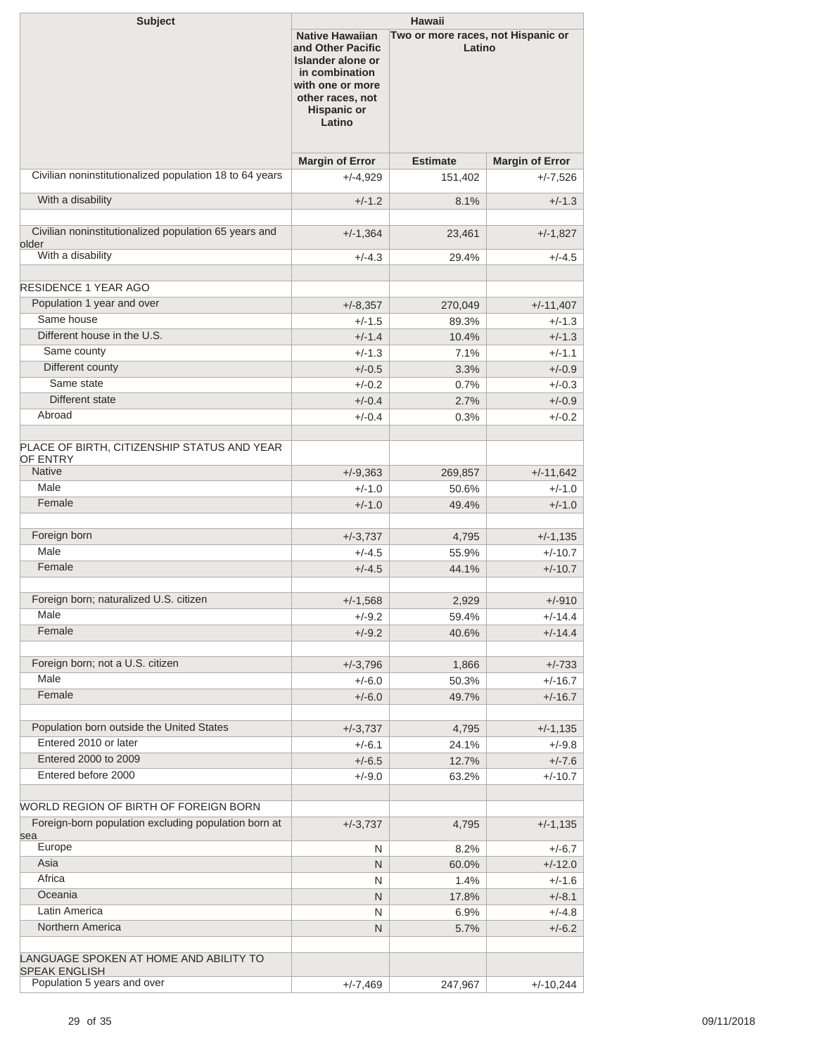| Subject | Hawaii | | |
|---|---|---|---|
| | Native Hawaiian and Other Pacific Islander alone or in combination with one or more other races, not Hispanic or Latino | Two or more races, not Hispanic or Latino | |
| | Margin of Error | Estimate | Margin of Error |
| Civilian noninstitutionalized population 18 to 64 years | +/-4,929 | 151,402 | +/-7,526 |
| With a disability | +/-1.2 | 8.1% | +/-1.3 |
| | | | |
| Civilian noninstitutionalized population 65 years and older | +/-1,364 | 23,461 | +/-1,827 |
| With a disability | +/-4.3 | 29.4% | +/-4.5 |
| | | | |
| RESIDENCE 1 YEAR AGO | | | |
| Population 1 year and over | +/-8,357 | 270,049 | +/-11,407 |
| Same house | +/-1.5 | 89.3% | +/-1.3 |
| Different house in the U.S. | +/-1.4 | 10.4% | +/-1.3 |
| Same county | +/-1.3 | 7.1% | +/-1.1 |
| Different county | +/-0.5 | 3.3% | +/-0.9 |
| Same state | +/-0.2 | 0.7% | +/-0.3 |
| Different state | +/-0.4 | 2.7% | +/-0.9 |
| Abroad | +/-0.4 | 0.3% | +/-0.2 |
| | | | |
| PLACE OF BIRTH, CITIZENSHIP STATUS AND YEAR OF ENTRY | | | |
| Native | +/-9,363 | 269,857 | +/-11,642 |
| Male | +/-1.0 | 50.6% | +/-1.0 |
| Female | +/-1.0 | 49.4% | +/-1.0 |
| | | | |
| Foreign born | +/-3,737 | 4,795 | +/-1,135 |
| Male | +/-4.5 | 55.9% | +/-10.7 |
| Female | +/-4.5 | 44.1% | +/-10.7 |
| | | | |
| Foreign born; naturalized U.S. citizen | +/-1,568 | 2,929 | +/-910 |
| Male | +/-9.2 | 59.4% | +/-14.4 |
| Female | +/-9.2 | 40.6% | +/-14.4 |
| | | | |
| Foreign born; not a U.S. citizen | +/-3,796 | 1,866 | +/-733 |
| Male | +/-6.0 | 50.3% | +/-16.7 |
| Female | +/-6.0 | 49.7% | +/-16.7 |
| | | | |
| Population born outside the United States | +/-3,737 | 4,795 | +/-1,135 |
| Entered 2010 or later | +/-6.1 | 24.1% | +/-9.8 |
| Entered 2000 to 2009 | +/-6.5 | 12.7% | +/-7.6 |
| Entered before 2000 | +/-9.0 | 63.2% | +/-10.7 |
| | | | |
| WORLD REGION OF BIRTH OF FOREIGN BORN | | | |
| Foreign-born population excluding population born at sea | +/-3,737 | 4,795 | +/-1,135 |
| Europe | N | 8.2% | +/-6.7 |
| Asia | N | 60.0% | +/-12.0 |
| Africa | N | 1.4% | +/-1.6 |
| Oceania | N | 17.8% | +/-8.1 |
| Latin America | N | 6.9% | +/-4.8 |
| Northern America | N | 5.7% | +/-6.2 |
| | | | |
| LANGUAGE SPOKEN AT HOME AND ABILITY TO SPEAK ENGLISH | | | |
| Population 5 years and over | +/-7,469 | 247,967 | +/-10,244 |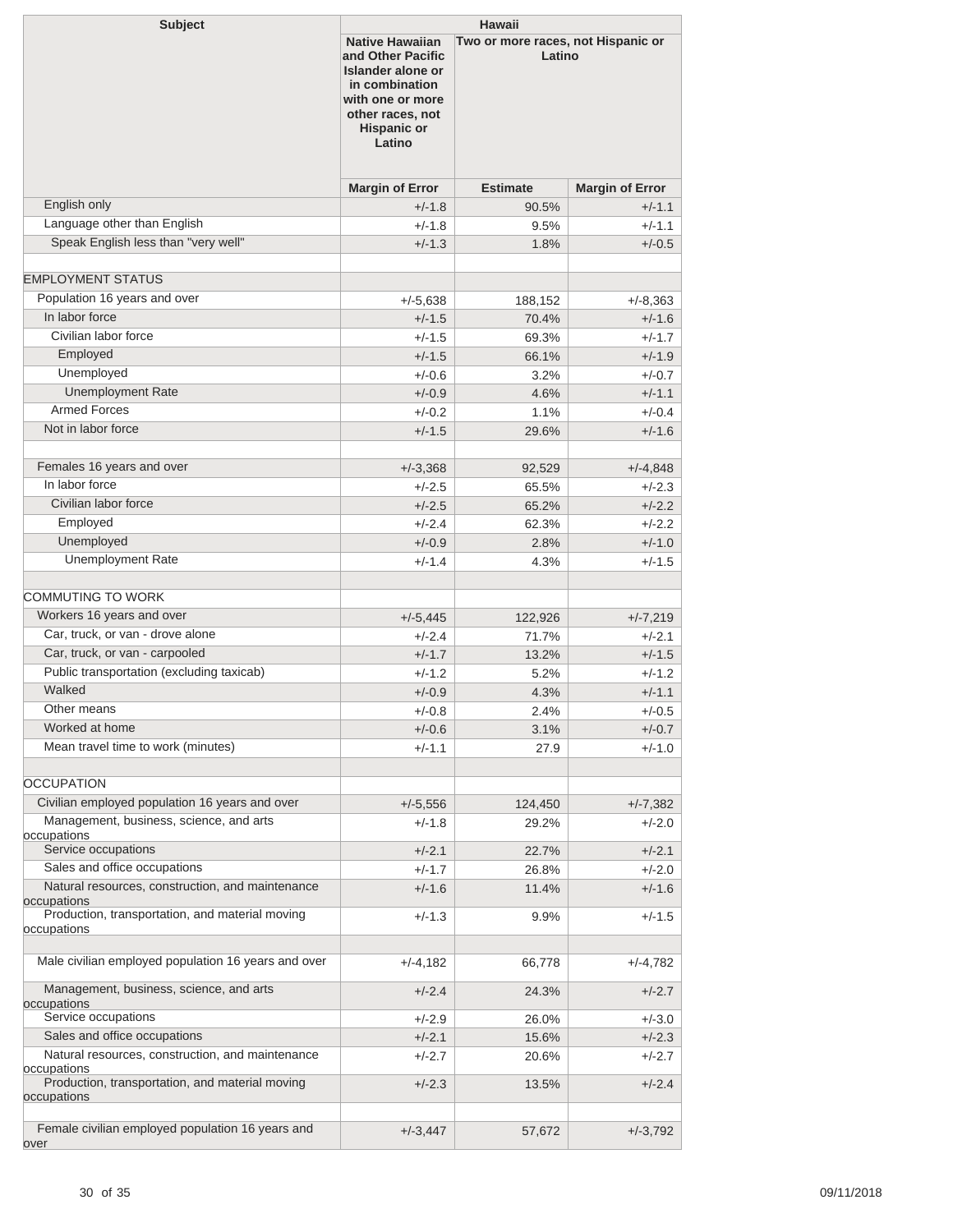| Subject | Hawaii | | |
|---|---|---|---|
| | Native Hawaiian and Other Pacific Islander alone or in combination with one or more other races, not Hispanic or Latino | Two or more races, not Hispanic or Latino | |
| | Margin of Error | Estimate | Margin of Error |
| English only | +/-1.8 | 90.5% | +/-1.1 |
| Language other than English | +/-1.8 | 9.5% | +/-1.1 |
| Speak English less than "very well" | +/-1.3 | 1.8% | +/-0.5 |
| | | | |
| EMPLOYMENT STATUS | | | |
| Population 16 years and over | +/-5,638 | 188,152 | +/-8,363 |
| In labor force | +/-1.5 | 70.4% | +/-1.6 |
| Civilian labor force | +/-1.5 | 69.3% | +/-1.7 |
| Employed | +/-1.5 | 66.1% | +/-1.9 |
| Unemployed | +/-0.6 | 3.2% | +/-0.7 |
| Unemployment Rate | +/-0.9 | 4.6% | +/-1.1 |
| Armed Forces | +/-0.2 | 1.1% | +/-0.4 |
| Not in labor force | +/-1.5 | 29.6% | +/-1.6 |
| | | | |
| Females 16 years and over | +/-3,368 | 92,529 | +/-4,848 |
| In labor force | +/-2.5 | 65.5% | +/-2.3 |
| Civilian labor force | +/-2.5 | 65.2% | +/-2.2 |
| Employed | +/-2.4 | 62.3% | +/-2.2 |
| Unemployed | +/-0.9 | 2.8% | +/-1.0 |
| Unemployment Rate | +/-1.4 | 4.3% | +/-1.5 |
| | | | |
| COMMUTING TO WORK | | | |
| Workers 16 years and over | +/-5,445 | 122,926 | +/-7,219 |
| Car, truck, or van - drove alone | +/-2.4 | 71.7% | +/-2.1 |
| Car, truck, or van - carpooled | +/-1.7 | 13.2% | +/-1.5 |
| Public transportation (excluding taxicab) | +/-1.2 | 5.2% | +/-1.2 |
| Walked | +/-0.9 | 4.3% | +/-1.1 |
| Other means | +/-0.8 | 2.4% | +/-0.5 |
| Worked at home | +/-0.6 | 3.1% | +/-0.7 |
| Mean travel time to work (minutes) | +/-1.1 | 27.9 | +/-1.0 |
| | | | |
| OCCUPATION | | | |
| Civilian employed population 16 years and over | +/-5,556 | 124,450 | +/-7,382 |
| Management, business, science, and arts occupations | +/-1.8 | 29.2% | +/-2.0 |
| Service occupations | +/-2.1 | 22.7% | +/-2.1 |
| Sales and office occupations | +/-1.7 | 26.8% | +/-2.0 |
| Natural resources, construction, and maintenance occupations | +/-1.6 | 11.4% | +/-1.6 |
| Production, transportation, and material moving occupations | +/-1.3 | 9.9% | +/-1.5 |
| | | | |
| Male civilian employed population 16 years and over | +/-4,182 | 66,778 | +/-4,782 |
| Management, business, science, and arts occupations | +/-2.4 | 24.3% | +/-2.7 |
| Service occupations | +/-2.9 | 26.0% | +/-3.0 |
| Sales and office occupations | +/-2.1 | 15.6% | +/-2.3 |
| Natural resources, construction, and maintenance occupations | +/-2.7 | 20.6% | +/-2.7 |
| Production, transportation, and material moving occupations | +/-2.3 | 13.5% | +/-2.4 |
| | | | |
| Female civilian employed population 16 years and over | +/-3,447 | 57,672 | +/-3,792 |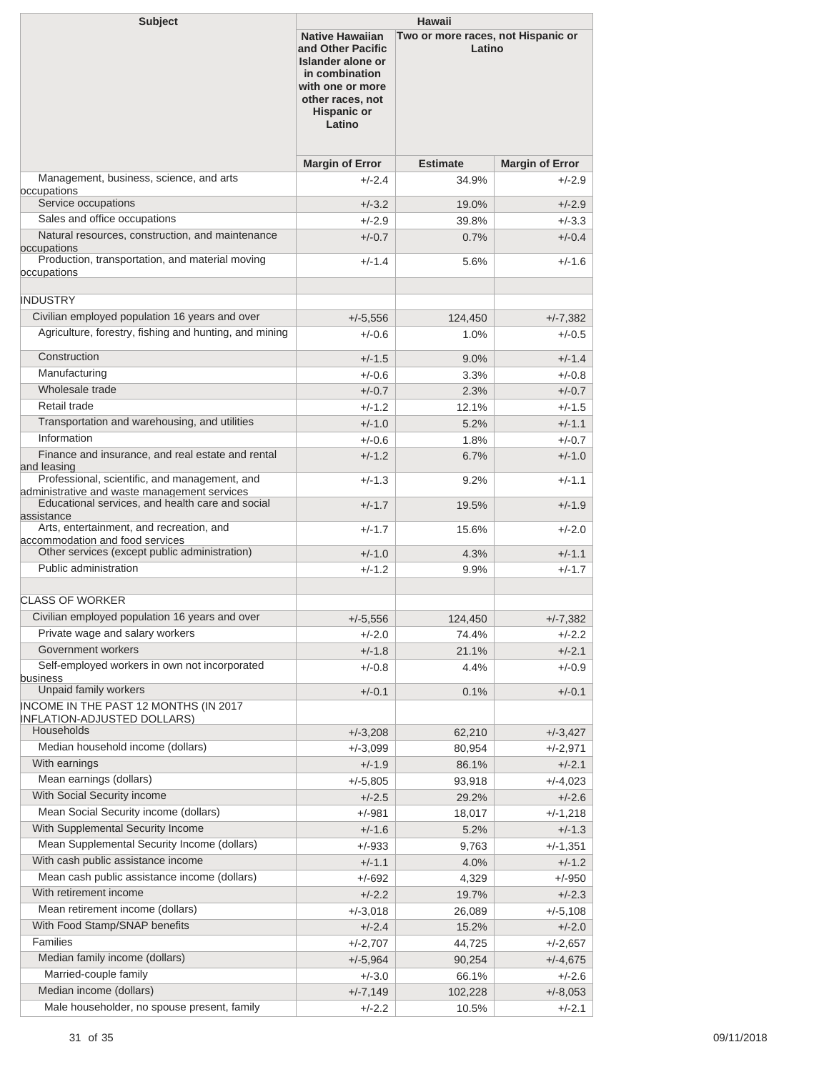| Subject | Hawaii | | |
|---|---|---|---|
| | Native Hawaiian and Other Pacific Islander alone or in combination with one or more other races, not Hispanic or Latino | Two or more races, not Hispanic or Latino | |
| | Margin of Error | Estimate | Margin of Error |
| Management, business, science, and arts occupations | +/-2.4 | 34.9% | +/-2.9 |
| Service occupations | +/-3.2 | 19.0% | +/-2.9 |
| Sales and office occupations | +/-2.9 | 39.8% | +/-3.3 |
| Natural resources, construction, and maintenance occupations | +/-0.7 | 0.7% | +/-0.4 |
| Production, transportation, and material moving occupations | +/-1.4 | 5.6% | +/-1.6 |
| | | | |
| INDUSTRY | | | |
| Civilian employed population 16 years and over | +/-5,556 | 124,450 | +/-7,382 |
| Agriculture, forestry, fishing and hunting, and mining | +/-0.6 | 1.0% | +/-0.5 |
| Construction | +/-1.5 | 9.0% | +/-1.4 |
| Manufacturing | +/-0.6 | 3.3% | +/-0.8 |
| Wholesale trade | +/-0.7 | 2.3% | +/-0.7 |
| Retail trade | +/-1.2 | 12.1% | +/-1.5 |
| Transportation and warehousing, and utilities | +/-1.0 | 5.2% | +/-1.1 |
| Information | +/-0.6 | 1.8% | +/-0.7 |
| Finance and insurance, and real estate and rental and leasing | +/-1.2 | 6.7% | +/-1.0 |
| Professional, scientific, and management, and administrative and waste management services | +/-1.3 | 9.2% | +/-1.1 |
| Educational services, and health care and social assistance | +/-1.7 | 19.5% | +/-1.9 |
| Arts, entertainment, and recreation, and accommodation and food services | +/-1.7 | 15.6% | +/-2.0 |
| Other services (except public administration) | +/-1.0 | 4.3% | +/-1.1 |
| Public administration | +/-1.2 | 9.9% | +/-1.7 |
| | | | |
| CLASS OF WORKER | | | |
| Civilian employed population 16 years and over | +/-5,556 | 124,450 | +/-7,382 |
| Private wage and salary workers | +/-2.0 | 74.4% | +/-2.2 |
| Government workers | +/-1.8 | 21.1% | +/-2.1 |
| Self-employed workers in own not incorporated business | +/-0.8 | 4.4% | +/-0.9 |
| Unpaid family workers | +/-0.1 | 0.1% | +/-0.1 |
| INCOME IN THE PAST 12 MONTHS (IN 2017 INFLATION-ADJUSTED DOLLARS) | | | |
| Households | +/-3,208 | 62,210 | +/-3,427 |
| Median household income (dollars) | +/-3,099 | 80,954 | +/-2,971 |
| With earnings | +/-1.9 | 86.1% | +/-2.1 |
| Mean earnings (dollars) | +/-5,805 | 93,918 | +/-4,023 |
| With Social Security income | +/-2.5 | 29.2% | +/-2.6 |
| Mean Social Security income (dollars) | +/-981 | 18,017 | +/-1,218 |
| With Supplemental Security Income | +/-1.6 | 5.2% | +/-1.3 |
| Mean Supplemental Security Income (dollars) | +/-933 | 9,763 | +/-1,351 |
| With cash public assistance income | +/-1.1 | 4.0% | +/-1.2 |
| Mean cash public assistance income (dollars) | +/-692 | 4,329 | +/-950 |
| With retirement income | +/-2.2 | 19.7% | +/-2.3 |
| Mean retirement income (dollars) | +/-3,018 | 26,089 | +/-5,108 |
| With Food Stamp/SNAP benefits | +/-2.4 | 15.2% | +/-2.0 |
| Families | +/-2,707 | 44,725 | +/-2,657 |
| Median family income (dollars) | +/-5,964 | 90,254 | +/-4,675 |
| Married-couple family | +/-3.0 | 66.1% | +/-2.6 |
| Median income (dollars) | +/-7,149 | 102,228 | +/-8,053 |
| Male householder, no spouse present, family | +/-2.2 | 10.5% | +/-2.1 |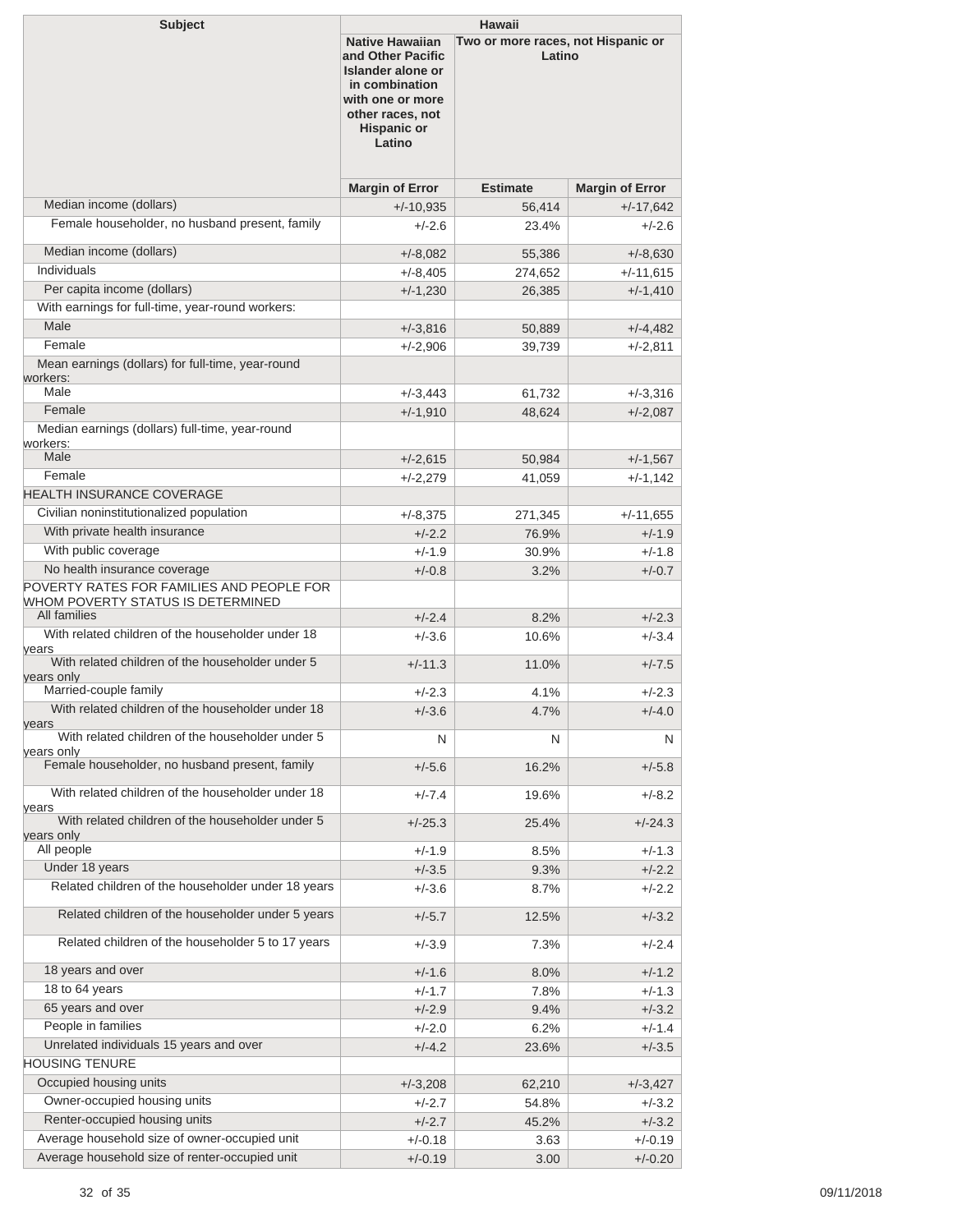| Subject | Hawaii | | |
|---|---|---|---|
| | Native Hawaiian and Other Pacific Islander alone or in combination with one or more other races, not Hispanic or Latino | Two or more races, not Hispanic or Latino | |
| | Margin of Error | Estimate | Margin of Error |
| Median income (dollars) | +/-10,935 | 56,414 | +/-17,642 |
| Female householder, no husband present, family | +/-2.6 | 23.4% | +/-2.6 |
| Median income (dollars) | +/-8,082 | 55,386 | +/-8,630 |
| Individuals | +/-8,405 | 274,652 | +/-11,615 |
| Per capita income (dollars) | +/-1,230 | 26,385 | +/-1,410 |
| With earnings for full-time, year-round workers: | | | |
| Male | +/-3,816 | 50,889 | +/-4,482 |
| Female | +/-2,906 | 39,739 | +/-2,811 |
| Mean earnings (dollars) for full-time, year-round workers: | | | |
| Male | +/-3,443 | 61,732 | +/-3,316 |
| Female | +/-1,910 | 48,624 | +/-2,087 |
| Median earnings (dollars) full-time, year-round workers: | | | |
| Male | +/-2,615 | 50,984 | +/-1,567 |
| Female | +/-2,279 | 41,059 | +/-1,142 |
| HEALTH INSURANCE COVERAGE | | | |
| Civilian noninstitutionalized population | +/-8,375 | 271,345 | +/-11,655 |
| With private health insurance | +/-2.2 | 76.9% | +/-1.9 |
| With public coverage | +/-1.9 | 30.9% | +/-1.8 |
| No health insurance coverage | +/-0.8 | 3.2% | +/-0.7 |
| POVERTY RATES FOR FAMILIES AND PEOPLE FOR WHOM POVERTY STATUS IS DETERMINED | | | |
| All families | +/-2.4 | 8.2% | +/-2.3 |
| With related children of the householder under 18 years | +/-3.6 | 10.6% | +/-3.4 |
| With related children of the householder under 5 years only | +/-11.3 | 11.0% | +/-7.5 |
| Married-couple family | +/-2.3 | 4.1% | +/-2.3 |
| With related children of the householder under 18 years | +/-3.6 | 4.7% | +/-4.0 |
| With related children of the householder under 5 years only | N | N | N |
| Female householder, no husband present, family | +/-5.6 | 16.2% | +/-5.8 |
| With related children of the householder under 18 years | +/-7.4 | 19.6% | +/-8.2 |
| With related children of the householder under 5 years only | +/-25.3 | 25.4% | +/-24.3 |
| All people | +/-1.9 | 8.5% | +/-1.3 |
| Under 18 years | +/-3.5 | 9.3% | +/-2.2 |
| Related children of the householder under 18 years | +/-3.6 | 8.7% | +/-2.2 |
| Related children of the householder under 5 years | +/-5.7 | 12.5% | +/-3.2 |
| Related children of the householder 5 to 17 years | +/-3.9 | 7.3% | +/-2.4 |
| 18 years and over | +/-1.6 | 8.0% | +/-1.2 |
| 18 to 64 years | +/-1.7 | 7.8% | +/-1.3 |
| 65 years and over | +/-2.9 | 9.4% | +/-3.2 |
| People in families | +/-2.0 | 6.2% | +/-1.4 |
| Unrelated individuals 15 years and over | +/-4.2 | 23.6% | +/-3.5 |
| HOUSING TENURE | | | |
| Occupied housing units | +/-3,208 | 62,210 | +/-3,427 |
| Owner-occupied housing units | +/-2.7 | 54.8% | +/-3.2 |
| Renter-occupied housing units | +/-2.7 | 45.2% | +/-3.2 |
| Average household size of owner-occupied unit | +/-0.18 | 3.63 | +/-0.19 |
| Average household size of renter-occupied unit | +/-0.19 | 3.00 | +/-0.20 |

09/11/2018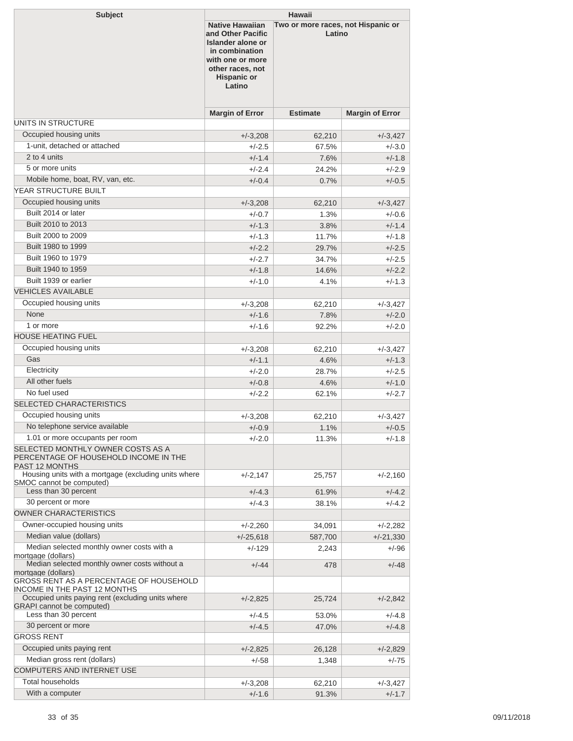| Subject | Hawaii | | |
|---|---|---|---|
| | Native Hawaiian and Other Pacific Islander alone or in combination with one or more other races, not Hispanic or Latino | Two or more races, not Hispanic or Latino | |
| | Margin of Error | Estimate | Margin of Error |
| UNITS IN STRUCTURE | | | |
| Occupied housing units | +/-3,208 | 62,210 | +/-3,427 |
| 1-unit, detached or attached | +/-2.5 | 67.5% | +/-3.0 |
| 2 to 4 units | +/-1.4 | 7.6% | +/-1.8 |
| 5 or more units | +/-2.4 | 24.2% | +/-2.9 |
| Mobile home, boat, RV, van, etc. | +/-0.4 | 0.7% | +/-0.5 |
| YEAR STRUCTURE BUILT | | | |
| Occupied housing units | +/-3,208 | 62,210 | +/-3,427 |
| Built 2014 or later | +/-0.7 | 1.3% | +/-0.6 |
| Built 2010 to 2013 | +/-1.3 | 3.8% | +/-1.4 |
| Built 2000 to 2009 | +/-1.3 | 11.7% | +/-1.8 |
| Built 1980 to 1999 | +/-2.2 | 29.7% | +/-2.5 |
| Built 1960 to 1979 | +/-2.7 | 34.7% | +/-2.5 |
| Built 1940 to 1959 | +/-1.8 | 14.6% | +/-2.2 |
| Built 1939 or earlier | +/-1.0 | 4.1% | +/-1.3 |
| VEHICLES AVAILABLE | | | |
| Occupied housing units | +/-3,208 | 62,210 | +/-3,427 |
| None | +/-1.6 | 7.8% | +/-2.0 |
| 1 or more | +/-1.6 | 92.2% | +/-2.0 |
| HOUSE HEATING FUEL | | | |
| Occupied housing units | +/-3,208 | 62,210 | +/-3,427 |
| Gas | +/-1.1 | 4.6% | +/-1.3 |
| Electricity | +/-2.0 | 28.7% | +/-2.5 |
| All other fuels | +/-0.8 | 4.6% | +/-1.0 |
| No fuel used | +/-2.2 | 62.1% | +/-2.7 |
| SELECTED CHARACTERISTICS | | | |
| Occupied housing units | +/-3,208 | 62,210 | +/-3,427 |
| No telephone service available | +/-0.9 | 1.1% | +/-0.5 |
| 1.01 or more occupants per room | +/-2.0 | 11.3% | +/-1.8 |
| SELECTED MONTHLY OWNER COSTS AS A PERCENTAGE OF HOUSEHOLD INCOME IN THE PAST 12 MONTHS | | | |
| Housing units with a mortgage (excluding units where SMOC cannot be computed) | +/-2,147 | 25,757 | +/-2,160 |
| Less than 30 percent | +/-4.3 | 61.9% | +/-4.2 |
| 30 percent or more | +/-4.3 | 38.1% | +/-4.2 |
| OWNER CHARACTERISTICS | | | |
| Owner-occupied housing units | +/-2,260 | 34,091 | +/-2,282 |
| Median value (dollars) | +/-25,618 | 587,700 | +/-21,330 |
| Median selected monthly owner costs with a mortgage (dollars) | +/-129 | 2,243 | +/-96 |
| Median selected monthly owner costs without a mortgage (dollars) | +/-44 | 478 | +/-48 |
| GROSS RENT AS A PERCENTAGE OF HOUSEHOLD INCOME IN THE PAST 12 MONTHS | | | |
| Occupied units paying rent (excluding units where GRAPI cannot be computed) | +/-2,825 | 25,724 | +/-2,842 |
| Less than 30 percent | +/-4.5 | 53.0% | +/-4.8 |
| 30 percent or more | +/-4.5 | 47.0% | +/-4.8 |
| GROSS RENT | | | |
| Occupied units paying rent | +/-2,825 | 26,128 | +/-2,829 |
| Median gross rent (dollars) | +/-58 | 1,348 | +/-75 |
| COMPUTERS AND INTERNET USE | | | |
| Total households | +/-3,208 | 62,210 | +/-3,427 |
| With a computer | +/-1.6 | 91.3% | +/-1.7 |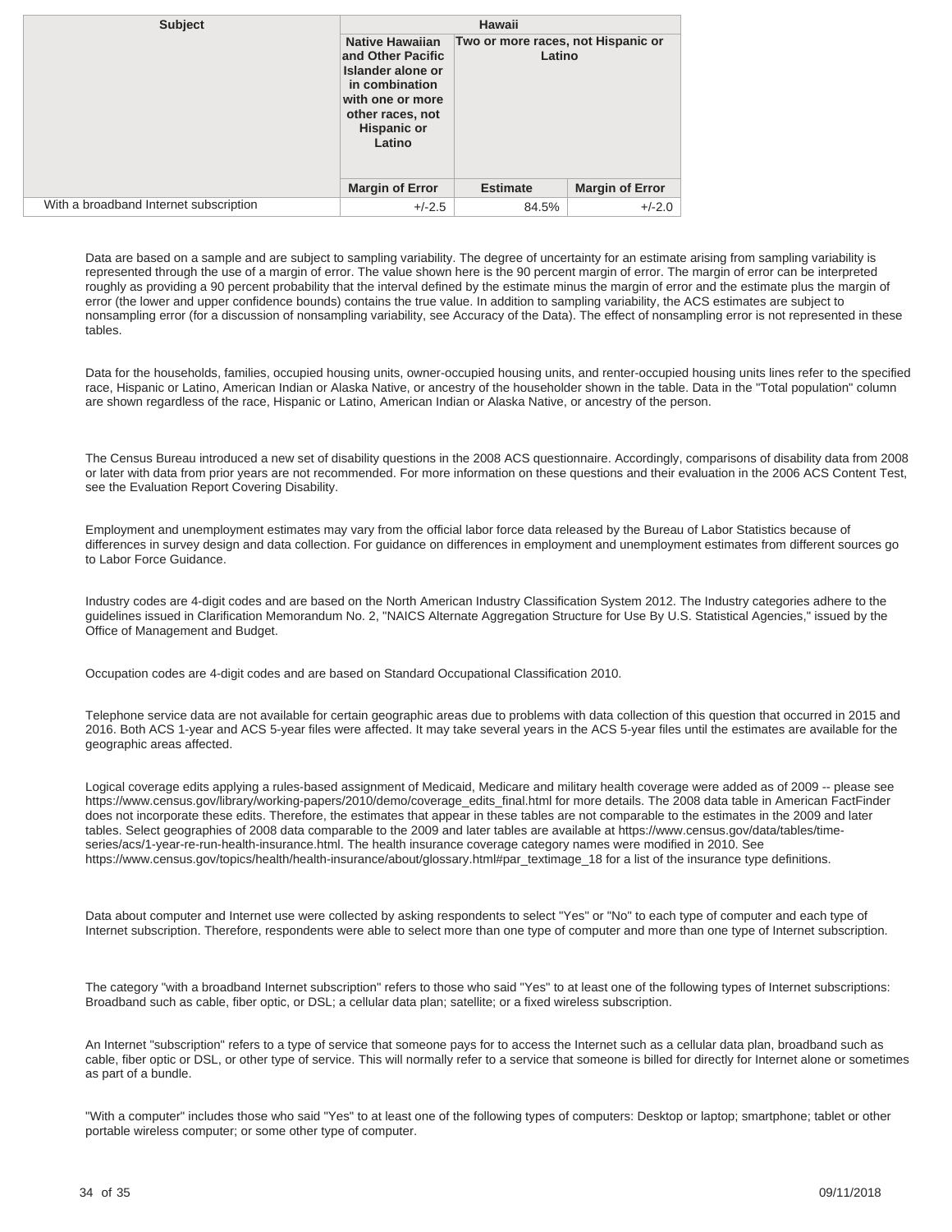| Subject | Hawaii | | |
|---|---|---|---|
| | Native Hawaiian and Other Pacific Islander alone or in combination with one or more other races, not Hispanic or Latino | Two or more races, not Hispanic or Latino | |
| | Margin of Error | Estimate | Margin of Error |
| With a broadband Internet subscription | +/-2.5 | 84.5% | +/-2.0 |

Data are based on a sample and are subject to sampling variability. The degree of uncertainty for an estimate arising from sampling variability is represented through the use of a margin of error. The value shown here is the 90 percent margin of error. The margin of error can be interpreted roughly as providing a 90 percent probability that the interval defined by the estimate minus the margin of error and the estimate plus the margin of error (the lower and upper confidence bounds) contains the true value. In addition to sampling variability, the ACS estimates are subject to nonsampling error (for a discussion of nonsampling variability, see Accuracy of the Data). The effect of nonsampling error is not represented in these tables.

Data for the households, families, occupied housing units, owner-occupied housing units, and renter-occupied housing units lines refer to the specified race, Hispanic or Latino, American Indian or Alaska Native, or ancestry of the householder shown in the table. Data in the "Total population" column are shown regardless of the race, Hispanic or Latino, American Indian or Alaska Native, or ancestry of the person.

The Census Bureau introduced a new set of disability questions in the 2008 ACS questionnaire. Accordingly, comparisons of disability data from 2008 or later with data from prior years are not recommended. For more information on these questions and their evaluation in the 2006 ACS Content Test, see the Evaluation Report Covering Disability.

Employment and unemployment estimates may vary from the official labor force data released by the Bureau of Labor Statistics because of differences in survey design and data collection. For guidance on differences in employment and unemployment estimates from different sources go to Labor Force Guidance.

Industry codes are 4-digit codes and are based on the North American Industry Classification System 2012. The Industry categories adhere to the guidelines issued in Clarification Memorandum No. 2, "NAICS Alternate Aggregation Structure for Use By U.S. Statistical Agencies," issued by the Office of Management and Budget.

Occupation codes are 4-digit codes and are based on Standard Occupational Classification 2010.

Telephone service data are not available for certain geographic areas due to problems with data collection of this question that occurred in 2015 and 2016. Both ACS 1-year and ACS 5-year files were affected. It may take several years in the ACS 5-year files until the estimates are available for the geographic areas affected.

Logical coverage edits applying a rules-based assignment of Medicaid, Medicare and military health coverage were added as of 2009 -- please see https://www.census.gov/library/working-papers/2010/demo/coverage_edits_final.html for more details. The 2008 data table in American FactFinder does not incorporate these edits. Therefore, the estimates that appear in these tables are not comparable to the estimates in the 2009 and later tables. Select geographies of 2008 data comparable to the 2009 and later tables are available at https://www.census.gov/data/tables/time-series/acs/1-year-re-run-health-insurance.html. The health insurance coverage category names were modified in 2010. See https://www.census.gov/topics/health/health-insurance/about/glossary.html#par_textimage_18 for a list of the insurance type definitions.

Data about computer and Internet use were collected by asking respondents to select "Yes" or "No" to each type of computer and each type of Internet subscription. Therefore, respondents were able to select more than one type of computer and more than one type of Internet subscription.

The category "with a broadband Internet subscription" refers to those who said "Yes" to at least one of the following types of Internet subscriptions: Broadband such as cable, fiber optic, or DSL; a cellular data plan; satellite; or a fixed wireless subscription.

An Internet "subscription" refers to a type of service that someone pays for to access the Internet such as a cellular data plan, broadband such as cable, fiber optic or DSL, or other type of service. This will normally refer to a service that someone is billed for directly for Internet alone or sometimes as part of a bundle.

"With a computer" includes those who said "Yes" to at least one of the following types of computers: Desktop or laptop; smartphone; tablet or other portable wireless computer; or some other type of computer.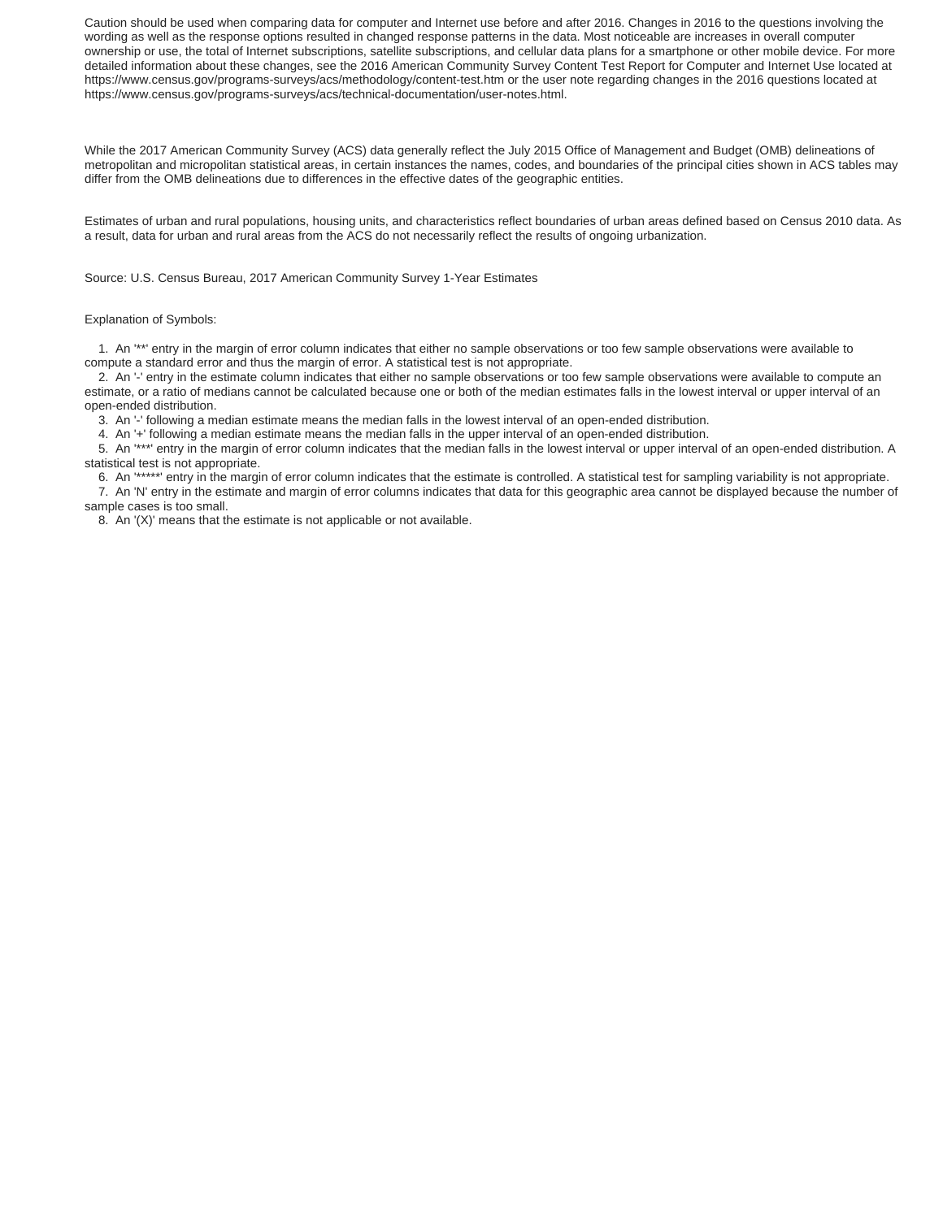Caution should be used when comparing data for computer and Internet use before and after 2016. Changes in 2016 to the questions involving the wording as well as the response options resulted in changed response patterns in the data. Most noticeable are increases in overall computer ownership or use, the total of Internet subscriptions, satellite subscriptions, and cellular data plans for a smartphone or other mobile device. For more detailed information about these changes, see the 2016 American Community Survey Content Test Report for Computer and Internet Use located at https://www.census.gov/programs-surveys/acs/methodology/content-test.htm or the user note regarding changes in the 2016 questions located at https://www.census.gov/programs-surveys/acs/technical-documentation/user-notes.html.

While the 2017 American Community Survey (ACS) data generally reflect the July 2015 Office of Management and Budget (OMB) delineations of metropolitan and micropolitan statistical areas, in certain instances the names, codes, and boundaries of the principal cities shown in ACS tables may differ from the OMB delineations due to differences in the effective dates of the geographic entities.

Estimates of urban and rural populations, housing units, and characteristics reflect boundaries of urban areas defined based on Census 2010 data. As a result, data for urban and rural areas from the ACS do not necessarily reflect the results of ongoing urbanization.

Source: U.S. Census Bureau, 2017 American Community Survey 1-Year Estimates

Explanation of Symbols:

1. An '**' entry in the margin of error column indicates that either no sample observations or too few sample observations were available to compute a standard error and thus the margin of error. A statistical test is not appropriate.
2. An '-' entry in the estimate column indicates that either no sample observations or too few sample observations were available to compute an estimate, or a ratio of medians cannot be calculated because one or both of the median estimates falls in the lowest interval or upper interval of an open-ended distribution.
3. An '-' following a median estimate means the median falls in the lowest interval of an open-ended distribution.
4. An '+' following a median estimate means the median falls in the upper interval of an open-ended distribution.
5. An '***' entry in the margin of error column indicates that the median falls in the lowest interval or upper interval of an open-ended distribution. A statistical test is not appropriate.
6. An '*****' entry in the margin of error column indicates that the estimate is controlled. A statistical test for sampling variability is not appropriate.
7. An 'N' entry in the estimate and margin of error columns indicates that data for this geographic area cannot be displayed because the number of sample cases is too small.
8. An '(X)' means that the estimate is not applicable or not available.